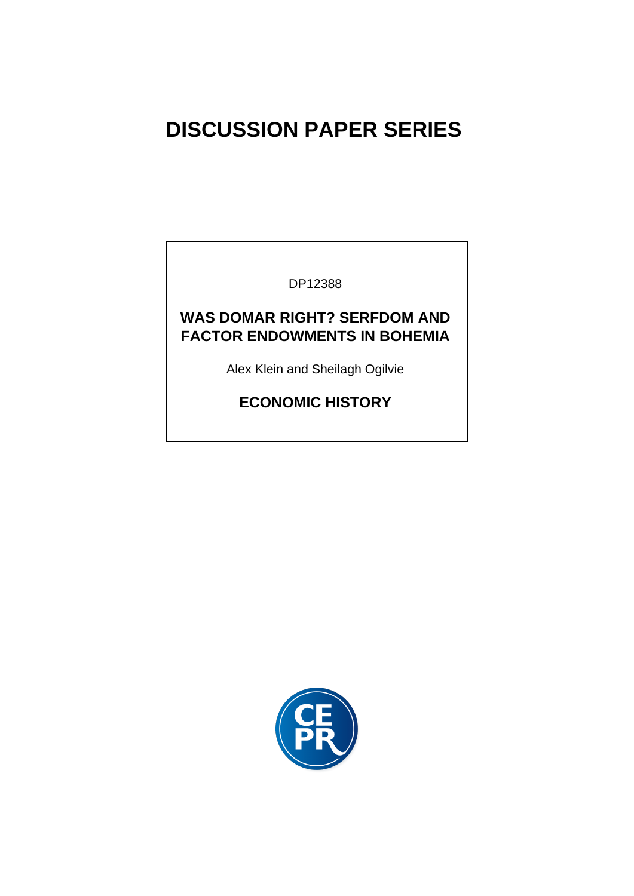# DISCUSSION PAPER SERIES

DP12388

**WAS DOMAR RIGHT? SERFDOM AND FACTOR ENDOWMENTS IN BOHEMIA**

Alex Klein and Sheilagh Ogilvie

**ECONOMIC HISTORY**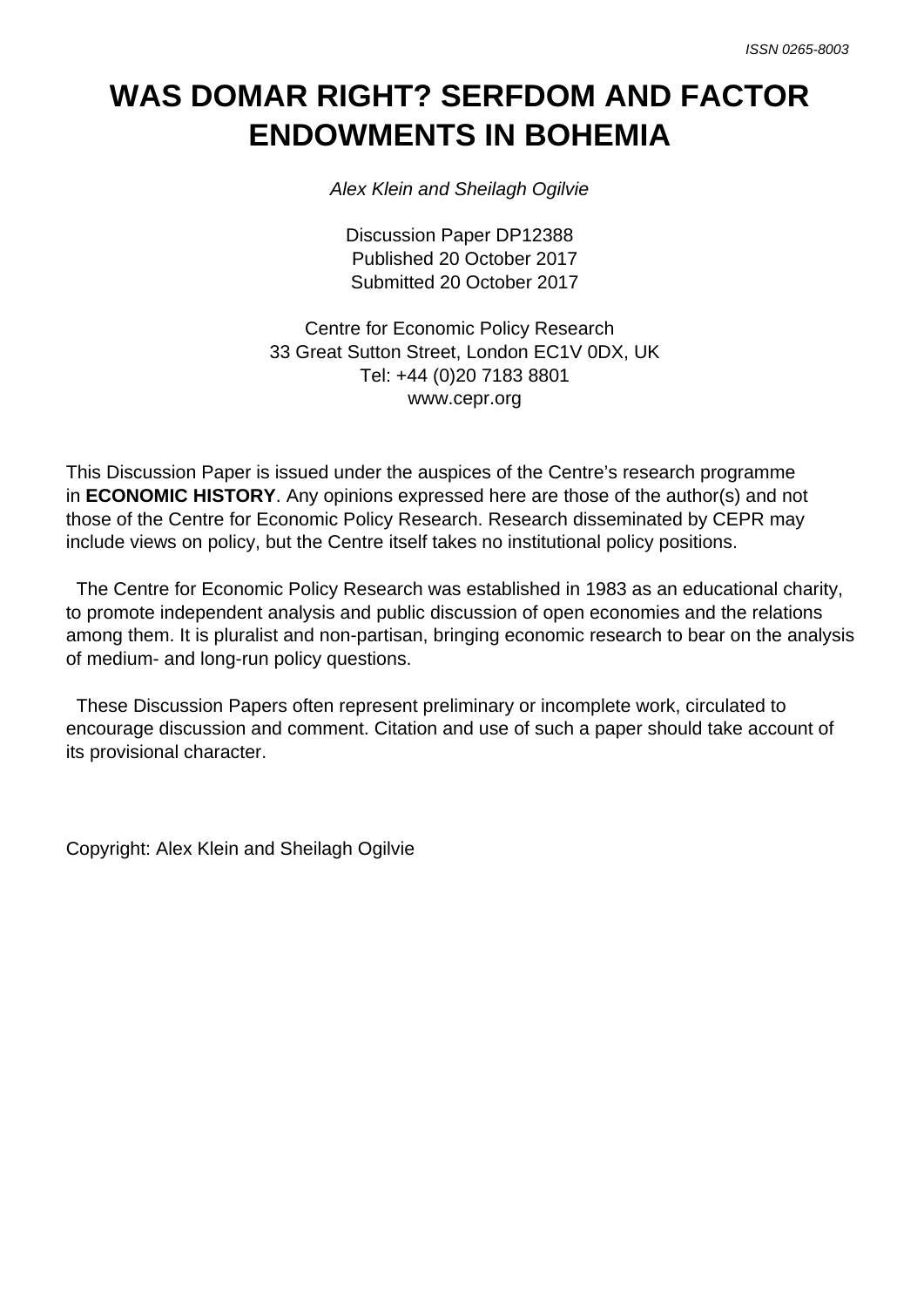ISSN 0265-8003

# WAS DOMAR RIGHT? SERFDOM AND FACTOR ENDOWMENTS IN BOHEMIA

*Alex Klein and Sheilagh Ogilvie*

Discussion Paper DP12388
Published 20 October 2017
Submitted 20 October 2017

Centre for Economic Policy Research
33 Great Sutton Street, London EC1V 0DX, UK
Tel: +44 (0)20 7183 8801
www.cepr.org

This Discussion Paper is issued under the auspices of the Centre's research programme in **ECONOMIC HISTORY**. Any opinions expressed here are those of the author(s) and not those of the Centre for Economic Policy Research. Research disseminated by CEPR may include views on policy, but the Centre itself takes no institutional policy positions.

The Centre for Economic Policy Research was established in 1983 as an educational charity, to promote independent analysis and public discussion of open economies and the relations among them. It is pluralist and non-partisan, bringing economic research to bear on the analysis of medium- and long-run policy questions.

These Discussion Papers often represent preliminary or incomplete work, circulated to encourage discussion and comment. Citation and use of such a paper should take account of its provisional character.

Copyright: Alex Klein and Sheilagh Ogilvie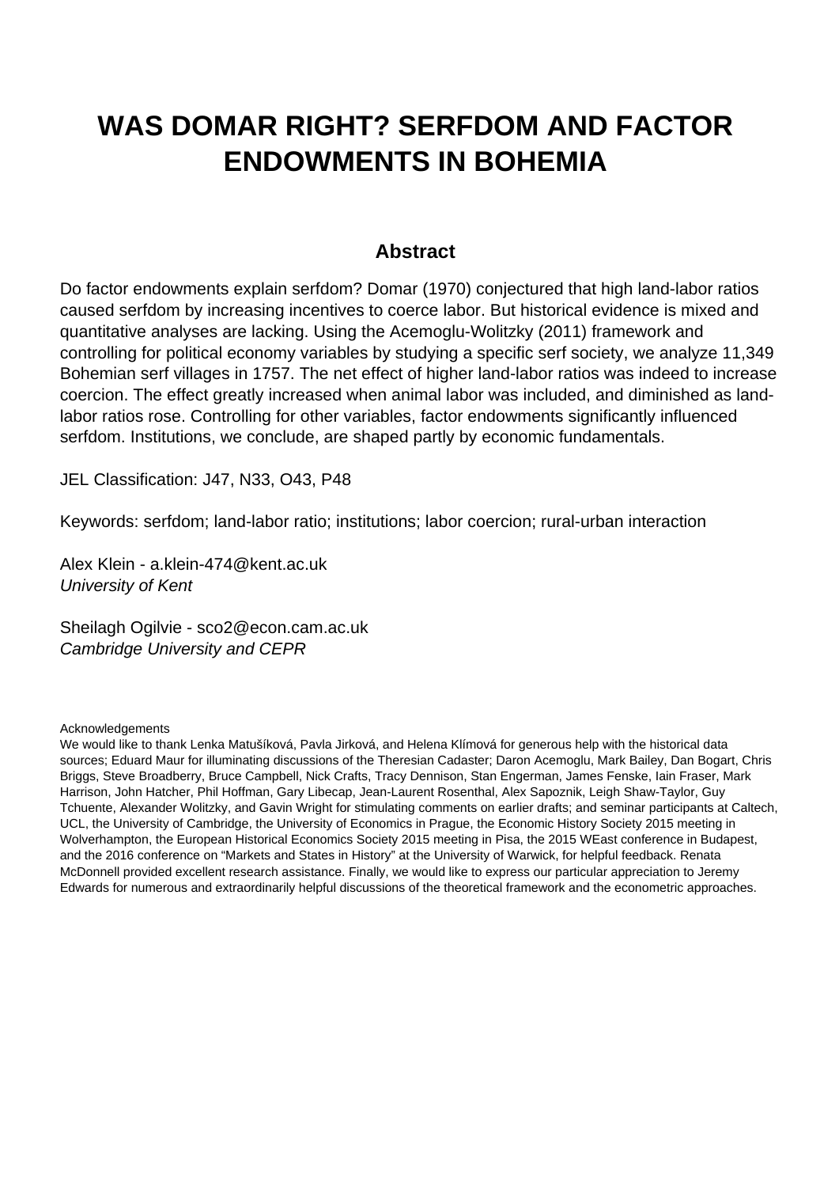# WAS DOMAR RIGHT? SERFDOM AND FACTOR ENDOWMENTS IN BOHEMIA

## Abstract

Do factor endowments explain serfdom? Domar (1970) conjectured that high land-labor ratios caused serfdom by increasing incentives to coerce labor. But historical evidence is mixed and quantitative analyses are lacking. Using the Acemoglu-Wolitzky (2011) framework and controlling for political economy variables by studying a specific serf society, we analyze 11,349 Bohemian serf villages in 1757. The net effect of higher land-labor ratios was indeed to increase coercion. The effect greatly increased when animal labor was included, and diminished as land-labor ratios rose. Controlling for other variables, factor endowments significantly influenced serfdom. Institutions, we conclude, are shaped partly by economic fundamentals.

JEL Classification: J47, N33, O43, P48

Keywords: serfdom; land-labor ratio; institutions; labor coercion; rural-urban interaction

Alex Klein - a.klein-474@kent.ac.uk
*University of Kent*

Sheilagh Ogilvie - sco2@econ.cam.ac.uk
*Cambridge University and CEPR*

Acknowledgements
We would like to thank Lenka Matušíková, Pavla Jirková, and Helena Klímová for generous help with the historical data sources; Eduard Maur for illuminating discussions of the Theresian Cadaster; Daron Acemoglu, Mark Bailey, Dan Bogart, Chris Briggs, Steve Broadberry, Bruce Campbell, Nick Crafts, Tracy Dennison, Stan Engerman, James Fenske, Iain Fraser, Mark Harrison, John Hatcher, Phil Hoffman, Gary Libecap, Jean-Laurent Rosenthal, Alex Sapoznik, Leigh Shaw-Taylor, Guy Tchuente, Alexander Wolitzky, and Gavin Wright for stimulating comments on earlier drafts; and seminar participants at Caltech, UCL, the University of Cambridge, the University of Economics in Prague, the Economic History Society 2015 meeting in Wolverhampton, the European Historical Economics Society 2015 meeting in Pisa, the 2015 WEast conference in Budapest, and the 2016 conference on "Markets and States in History" at the University of Warwick, for helpful feedback. Renata McDonnell provided excellent research assistance. Finally, we would like to express our particular appreciation to Jeremy Edwards for numerous and extraordinarily helpful discussions of the theoretical framework and the econometric approaches.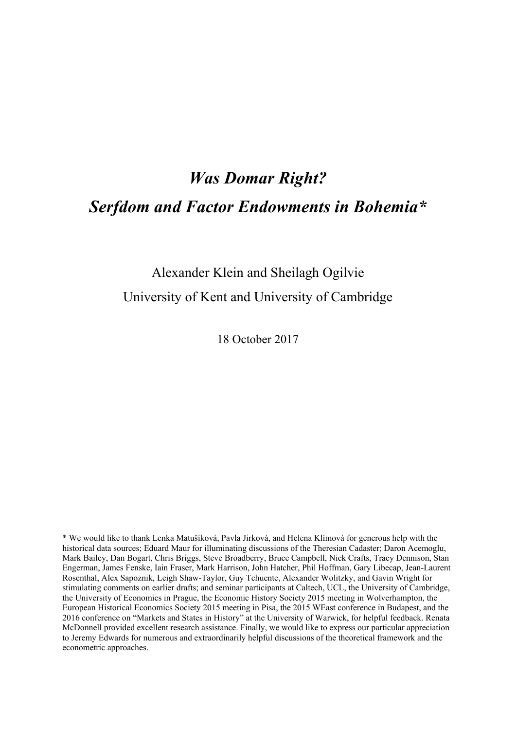# *Was Domar Right?*
# *Serfdom and Factor Endowments in Bohemia**

Alexander Klein and Sheilagh Ogilvie

University of Kent and University of Cambridge

18 October 2017

\* We would like to thank Lenka Matušíková, Pavla Jirková, and Helena Klímová for generous help with the historical data sources; Eduard Maur for illuminating discussions of the Theresian Cadaster; Daron Acemoglu, Mark Bailey, Dan Bogart, Chris Briggs, Steve Broadberry, Bruce Campbell, Nick Crafts, Tracy Dennison, Stan Engerman, James Fenske, Iain Fraser, Mark Harrison, John Hatcher, Phil Hoffman, Gary Libecap, Jean-Laurent Rosenthal, Alex Sapoznik, Leigh Shaw-Taylor, Guy Tchuente, Alexander Wolitzky, and Gavin Wright for stimulating comments on earlier drafts; and seminar participants at Caltech, UCL, the University of Cambridge, the University of Economics in Prague, the Economic History Society 2015 meeting in Wolverhampton, the European Historical Economics Society 2015 meeting in Pisa, the 2015 WEast conference in Budapest, and the 2016 conference on "Markets and States in History" at the University of Warwick, for helpful feedback. Renata McDonnell provided excellent research assistance. Finally, we would like to express our particular appreciation to Jeremy Edwards for numerous and extraordinarily helpful discussions of the theoretical framework and the econometric approaches.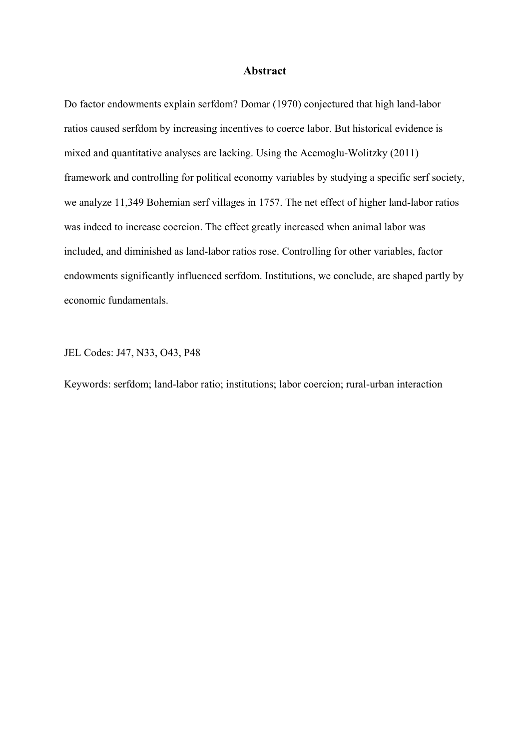# Abstract

Do factor endowments explain serfdom? Domar (1970) conjectured that high land-labor ratios caused serfdom by increasing incentives to coerce labor. But historical evidence is mixed and quantitative analyses are lacking. Using the Acemoglu-Wolitzky (2011) framework and controlling for political economy variables by studying a specific serf society, we analyze 11,349 Bohemian serf villages in 1757. The net effect of higher land-labor ratios was indeed to increase coercion. The effect greatly increased when animal labor was included, and diminished as land-labor ratios rose. Controlling for other variables, factor endowments significantly influenced serfdom. Institutions, we conclude, are shaped partly by economic fundamentals.

JEL Codes: J47, N33, O43, P48

Keywords: serfdom; land-labor ratio; institutions; labor coercion; rural-urban interaction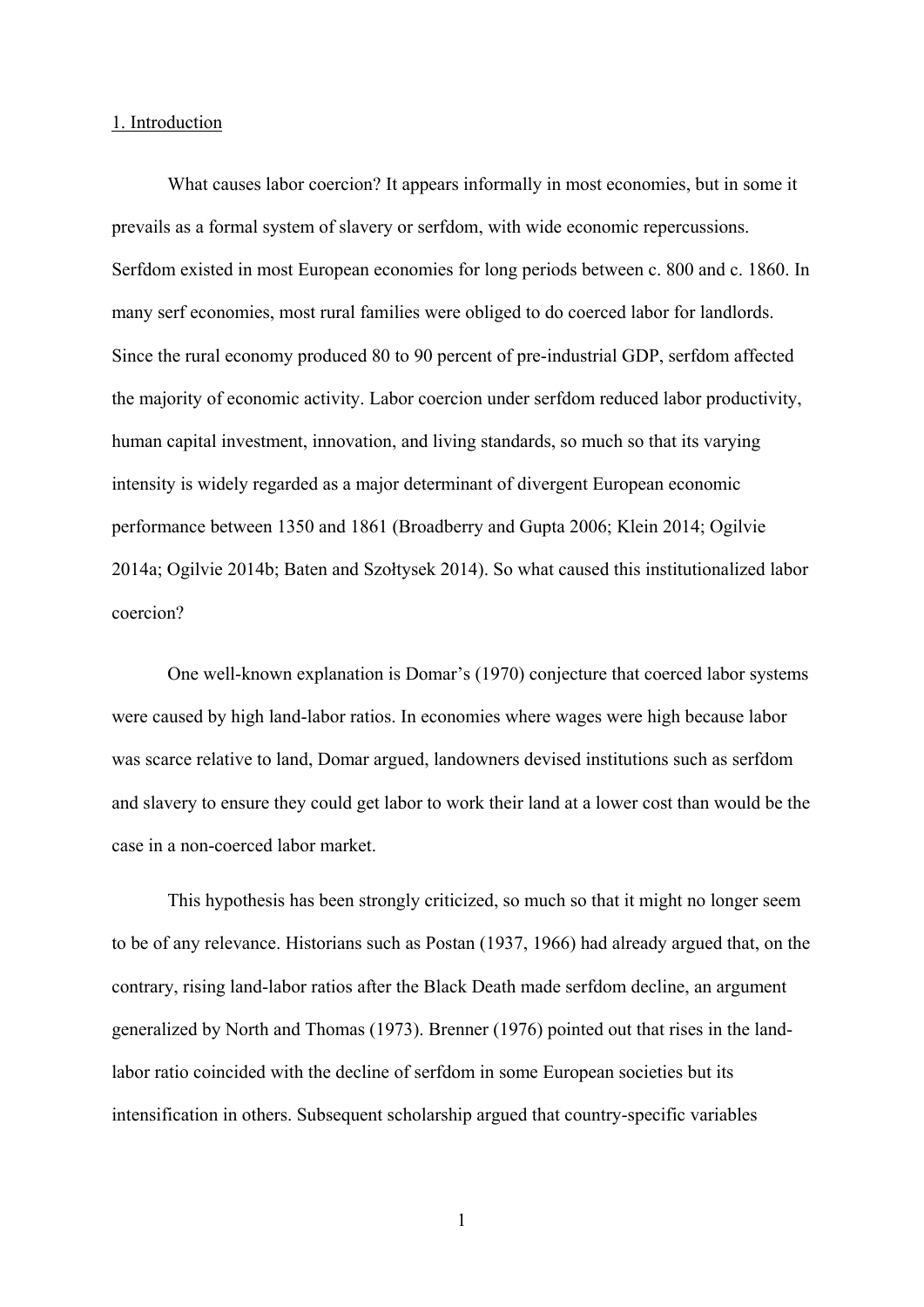## 1. Introduction

What causes labor coercion? It appears informally in most economies, but in some it prevails as a formal system of slavery or serfdom, with wide economic repercussions. Serfdom existed in most European economies for long periods between c. 800 and c. 1860. In many serf economies, most rural families were obliged to do coerced labor for landlords. Since the rural economy produced 80 to 90 percent of pre-industrial GDP, serfdom affected the majority of economic activity. Labor coercion under serfdom reduced labor productivity, human capital investment, innovation, and living standards, so much so that its varying intensity is widely regarded as a major determinant of divergent European economic performance between 1350 and 1861 (Broadberry and Gupta 2006; Klein 2014; Ogilvie 2014a; Ogilvie 2014b; Baten and Szołtysek 2014). So what caused this institutionalized labor coercion?

One well-known explanation is Domar's (1970) conjecture that coerced labor systems were caused by high land-labor ratios. In economies where wages were high because labor was scarce relative to land, Domar argued, landowners devised institutions such as serfdom and slavery to ensure they could get labor to work their land at a lower cost than would be the case in a non-coerced labor market.

This hypothesis has been strongly criticized, so much so that it might no longer seem to be of any relevance. Historians such as Postan (1937, 1966) had already argued that, on the contrary, rising land-labor ratios after the Black Death made serfdom decline, an argument generalized by North and Thomas (1973). Brenner (1976) pointed out that rises in the land-labor ratio coincided with the decline of serfdom in some European societies but its intensification in others. Subsequent scholarship argued that country-specific variables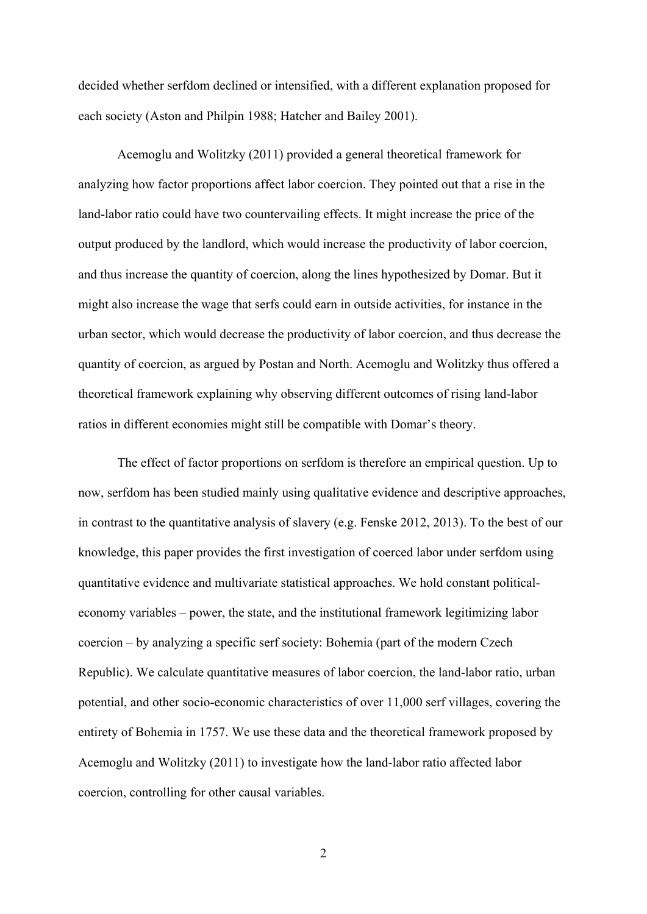decided whether serfdom declined or intensified, with a different explanation proposed for each society (Aston and Philpin 1988; Hatcher and Bailey 2001).

Acemoglu and Wolitzky (2011) provided a general theoretical framework for analyzing how factor proportions affect labor coercion. They pointed out that a rise in the land-labor ratio could have two countervailing effects. It might increase the price of the output produced by the landlord, which would increase the productivity of labor coercion, and thus increase the quantity of coercion, along the lines hypothesized by Domar. But it might also increase the wage that serfs could earn in outside activities, for instance in the urban sector, which would decrease the productivity of labor coercion, and thus decrease the quantity of coercion, as argued by Postan and North. Acemoglu and Wolitzky thus offered a theoretical framework explaining why observing different outcomes of rising land-labor ratios in different economies might still be compatible with Domar's theory.

The effect of factor proportions on serfdom is therefore an empirical question. Up to now, serfdom has been studied mainly using qualitative evidence and descriptive approaches, in contrast to the quantitative analysis of slavery (e.g. Fenske 2012, 2013). To the best of our knowledge, this paper provides the first investigation of coerced labor under serfdom using quantitative evidence and multivariate statistical approaches. We hold constant political-economy variables – power, the state, and the institutional framework legitimizing labor coercion – by analyzing a specific serf society: Bohemia (part of the modern Czech Republic). We calculate quantitative measures of labor coercion, the land-labor ratio, urban potential, and other socio-economic characteristics of over 11,000 serf villages, covering the entirety of Bohemia in 1757. We use these data and the theoretical framework proposed by Acemoglu and Wolitzky (2011) to investigate how the land-labor ratio affected labor coercion, controlling for other causal variables.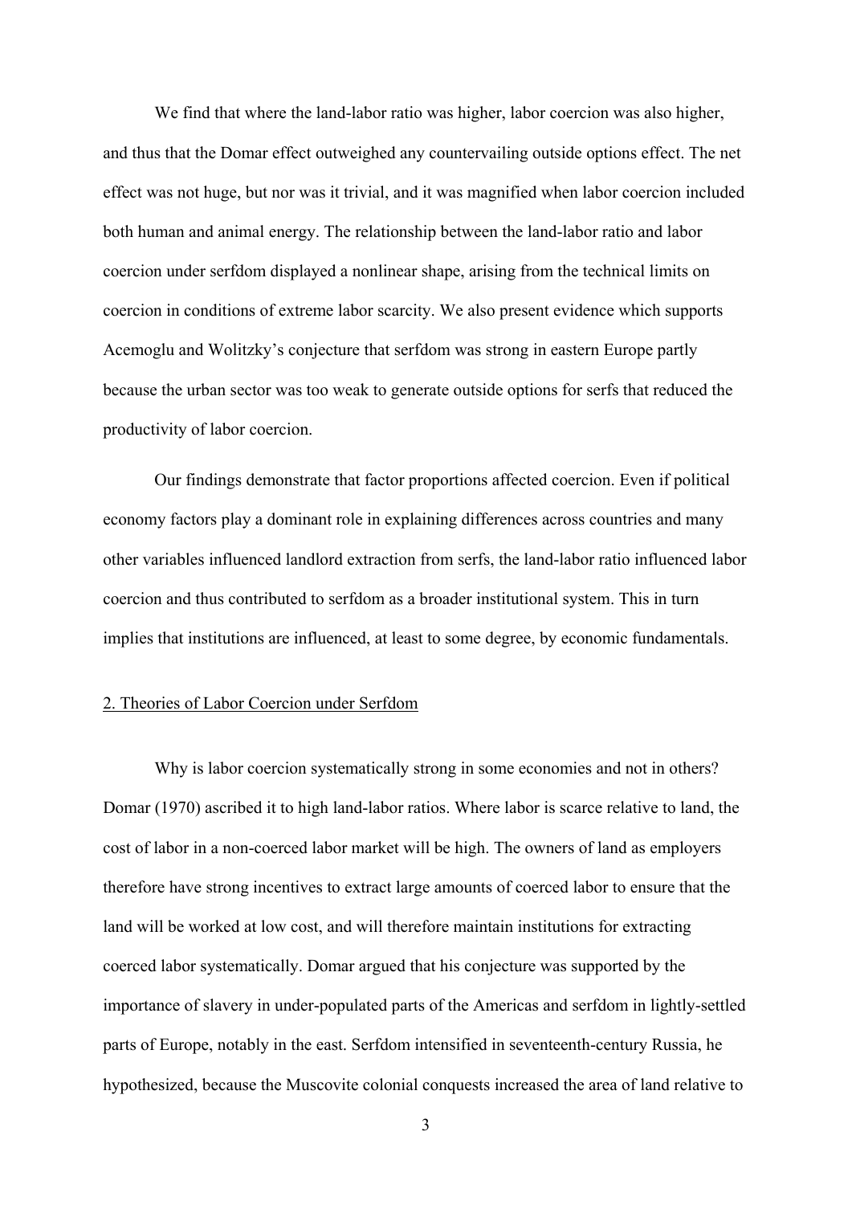We find that where the land-labor ratio was higher, labor coercion was also higher, and thus that the Domar effect outweighed any countervailing outside options effect. The net effect was not huge, but nor was it trivial, and it was magnified when labor coercion included both human and animal energy. The relationship between the land-labor ratio and labor coercion under serfdom displayed a nonlinear shape, arising from the technical limits on coercion in conditions of extreme labor scarcity. We also present evidence which supports Acemoglu and Wolitzky's conjecture that serfdom was strong in eastern Europe partly because the urban sector was too weak to generate outside options for serfs that reduced the productivity of labor coercion.

Our findings demonstrate that factor proportions affected coercion. Even if political economy factors play a dominant role in explaining differences across countries and many other variables influenced landlord extraction from serfs, the land-labor ratio influenced labor coercion and thus contributed to serfdom as a broader institutional system. This in turn implies that institutions are influenced, at least to some degree, by economic fundamentals.

## 2. Theories of Labor Coercion under Serfdom

Why is labor coercion systematically strong in some economies and not in others? Domar (1970) ascribed it to high land-labor ratios. Where labor is scarce relative to land, the cost of labor in a non-coerced labor market will be high. The owners of land as employers therefore have strong incentives to extract large amounts of coerced labor to ensure that the land will be worked at low cost, and will therefore maintain institutions for extracting coerced labor systematically. Domar argued that his conjecture was supported by the importance of slavery in under-populated parts of the Americas and serfdom in lightly-settled parts of Europe, notably in the east. Serfdom intensified in seventeenth-century Russia, he hypothesized, because the Muscovite colonial conquests increased the area of land relative to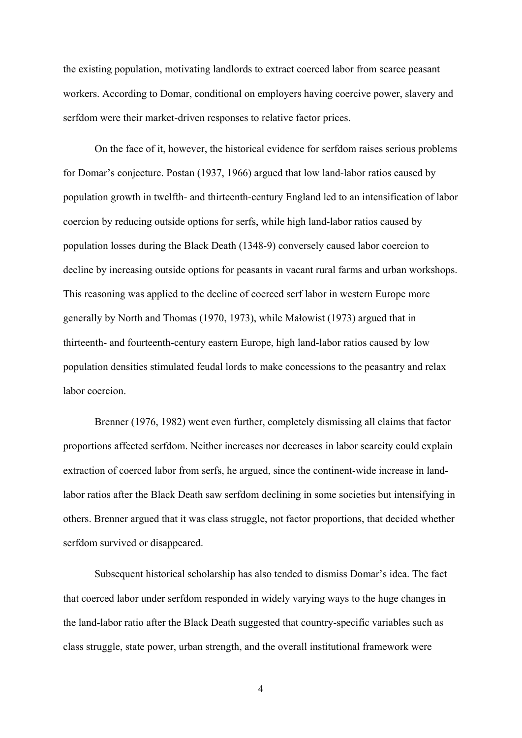the existing population, motivating landlords to extract coerced labor from scarce peasant workers. According to Domar, conditional on employers having coercive power, slavery and serfdom were their market-driven responses to relative factor prices.

On the face of it, however, the historical evidence for serfdom raises serious problems for Domar's conjecture. Postan (1937, 1966) argued that low land-labor ratios caused by population growth in twelfth- and thirteenth-century England led to an intensification of labor coercion by reducing outside options for serfs, while high land-labor ratios caused by population losses during the Black Death (1348-9) conversely caused labor coercion to decline by increasing outside options for peasants in vacant rural farms and urban workshops. This reasoning was applied to the decline of coerced serf labor in western Europe more generally by North and Thomas (1970, 1973), while Małowist (1973) argued that in thirteenth- and fourteenth-century eastern Europe, high land-labor ratios caused by low population densities stimulated feudal lords to make concessions to the peasantry and relax labor coercion.

Brenner (1976, 1982) went even further, completely dismissing all claims that factor proportions affected serfdom. Neither increases nor decreases in labor scarcity could explain extraction of coerced labor from serfs, he argued, since the continent-wide increase in land-labor ratios after the Black Death saw serfdom declining in some societies but intensifying in others. Brenner argued that it was class struggle, not factor proportions, that decided whether serfdom survived or disappeared.

Subsequent historical scholarship has also tended to dismiss Domar's idea. The fact that coerced labor under serfdom responded in widely varying ways to the huge changes in the land-labor ratio after the Black Death suggested that country-specific variables such as class struggle, state power, urban strength, and the overall institutional framework were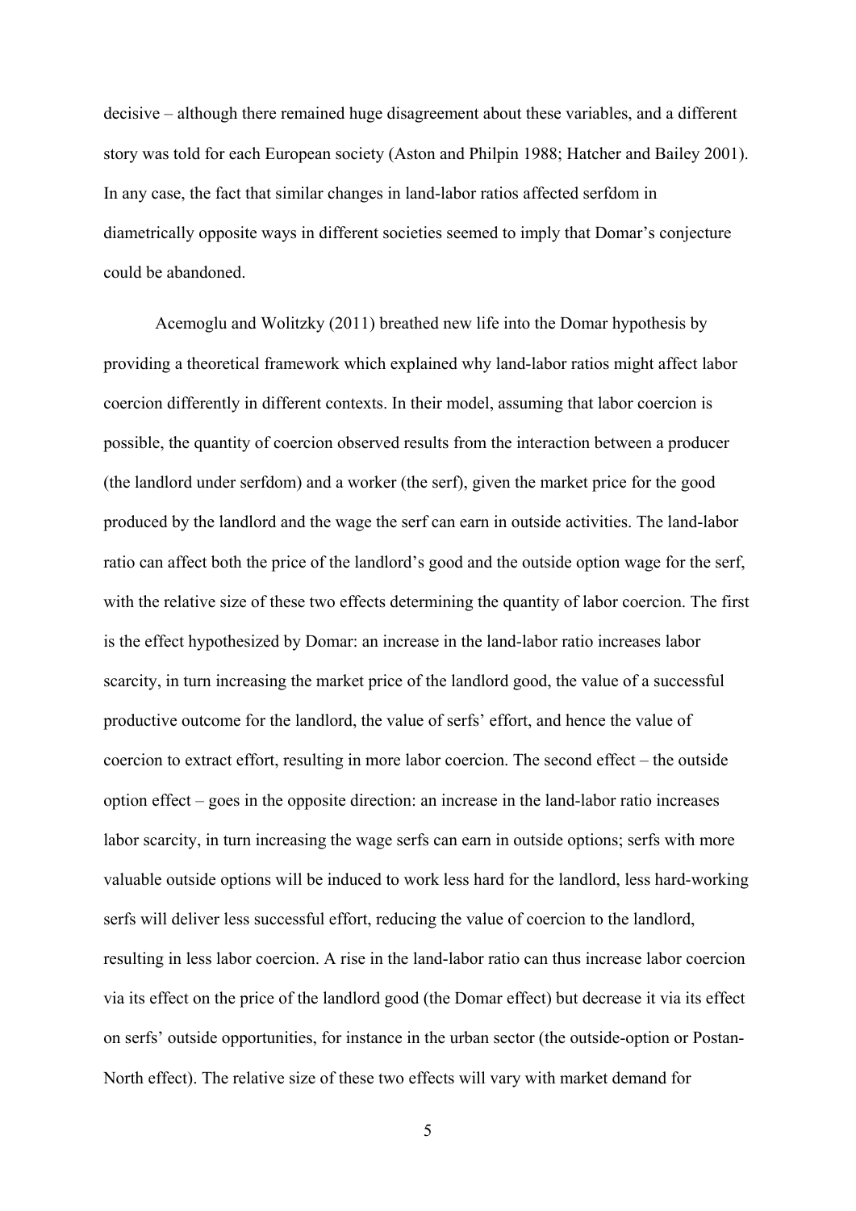decisive – although there remained huge disagreement about these variables, and a different story was told for each European society (Aston and Philpin 1988; Hatcher and Bailey 2001). In any case, the fact that similar changes in land-labor ratios affected serfdom in diametrically opposite ways in different societies seemed to imply that Domar's conjecture could be abandoned.

Acemoglu and Wolitzky (2011) breathed new life into the Domar hypothesis by providing a theoretical framework which explained why land-labor ratios might affect labor coercion differently in different contexts. In their model, assuming that labor coercion is possible, the quantity of coercion observed results from the interaction between a producer (the landlord under serfdom) and a worker (the serf), given the market price for the good produced by the landlord and the wage the serf can earn in outside activities. The land-labor ratio can affect both the price of the landlord's good and the outside option wage for the serf, with the relative size of these two effects determining the quantity of labor coercion. The first is the effect hypothesized by Domar: an increase in the land-labor ratio increases labor scarcity, in turn increasing the market price of the landlord good, the value of a successful productive outcome for the landlord, the value of serfs' effort, and hence the value of coercion to extract effort, resulting in more labor coercion. The second effect – the outside option effect – goes in the opposite direction: an increase in the land-labor ratio increases labor scarcity, in turn increasing the wage serfs can earn in outside options; serfs with more valuable outside options will be induced to work less hard for the landlord, less hard-working serfs will deliver less successful effort, reducing the value of coercion to the landlord, resulting in less labor coercion. A rise in the land-labor ratio can thus increase labor coercion via its effect on the price of the landlord good (the Domar effect) but decrease it via its effect on serfs' outside opportunities, for instance in the urban sector (the outside-option or Postan-North effect). The relative size of these two effects will vary with market demand for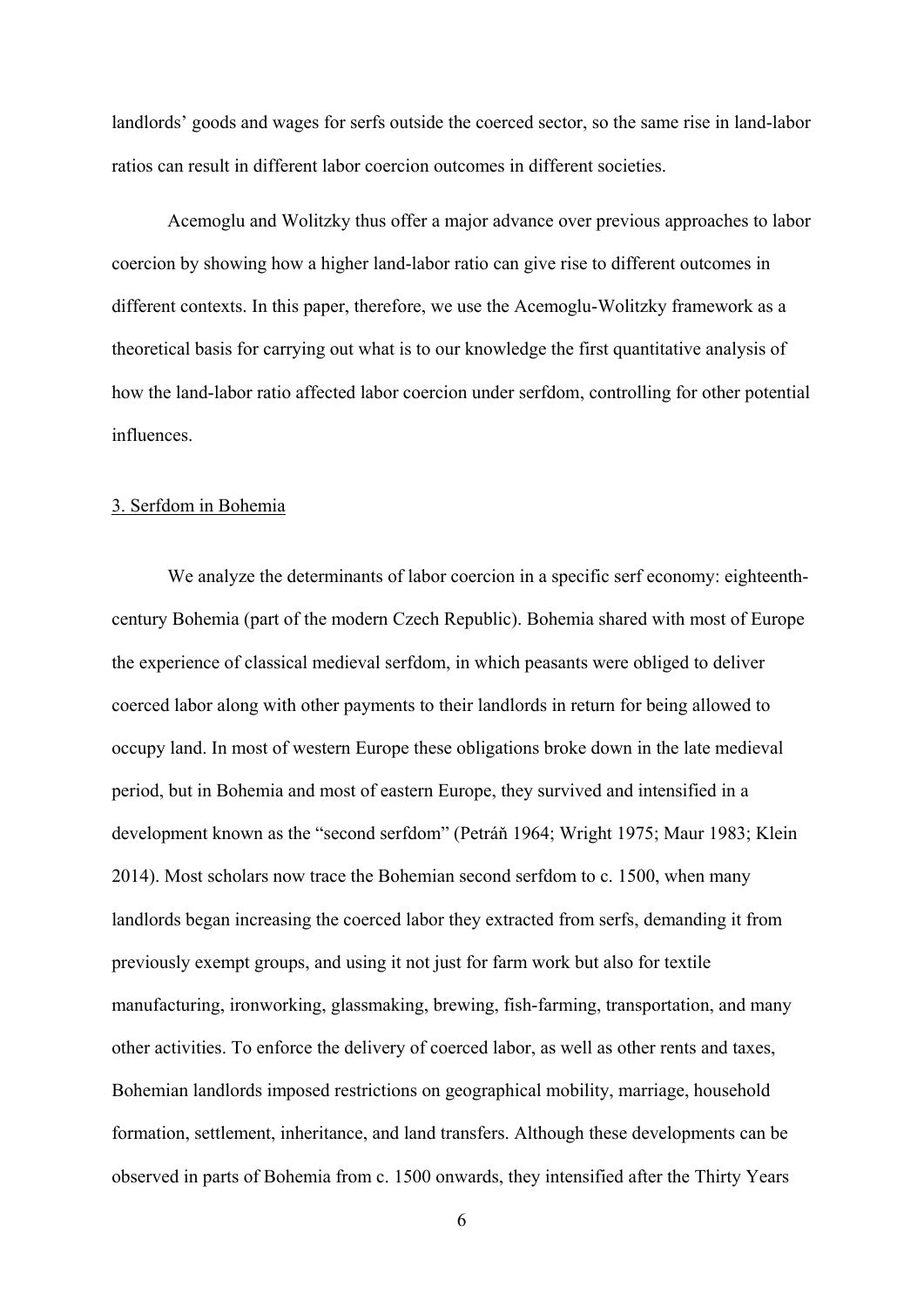landlords' goods and wages for serfs outside the coerced sector, so the same rise in land-labor ratios can result in different labor coercion outcomes in different societies.

Acemoglu and Wolitzky thus offer a major advance over previous approaches to labor coercion by showing how a higher land-labor ratio can give rise to different outcomes in different contexts. In this paper, therefore, we use the Acemoglu-Wolitzky framework as a theoretical basis for carrying out what is to our knowledge the first quantitative analysis of how the land-labor ratio affected labor coercion under serfdom, controlling for other potential influences.

## 3. Serfdom in Bohemia

We analyze the determinants of labor coercion in a specific serf economy: eighteenth-century Bohemia (part of the modern Czech Republic). Bohemia shared with most of Europe the experience of classical medieval serfdom, in which peasants were obliged to deliver coerced labor along with other payments to their landlords in return for being allowed to occupy land. In most of western Europe these obligations broke down in the late medieval period, but in Bohemia and most of eastern Europe, they survived and intensified in a development known as the "second serfdom" (Petráň 1964; Wright 1975; Maur 1983; Klein 2014). Most scholars now trace the Bohemian second serfdom to c. 1500, when many landlords began increasing the coerced labor they extracted from serfs, demanding it from previously exempt groups, and using it not just for farm work but also for textile manufacturing, ironworking, glassmaking, brewing, fish-farming, transportation, and many other activities. To enforce the delivery of coerced labor, as well as other rents and taxes, Bohemian landlords imposed restrictions on geographical mobility, marriage, household formation, settlement, inheritance, and land transfers. Although these developments can be observed in parts of Bohemia from c. 1500 onwards, they intensified after the Thirty Years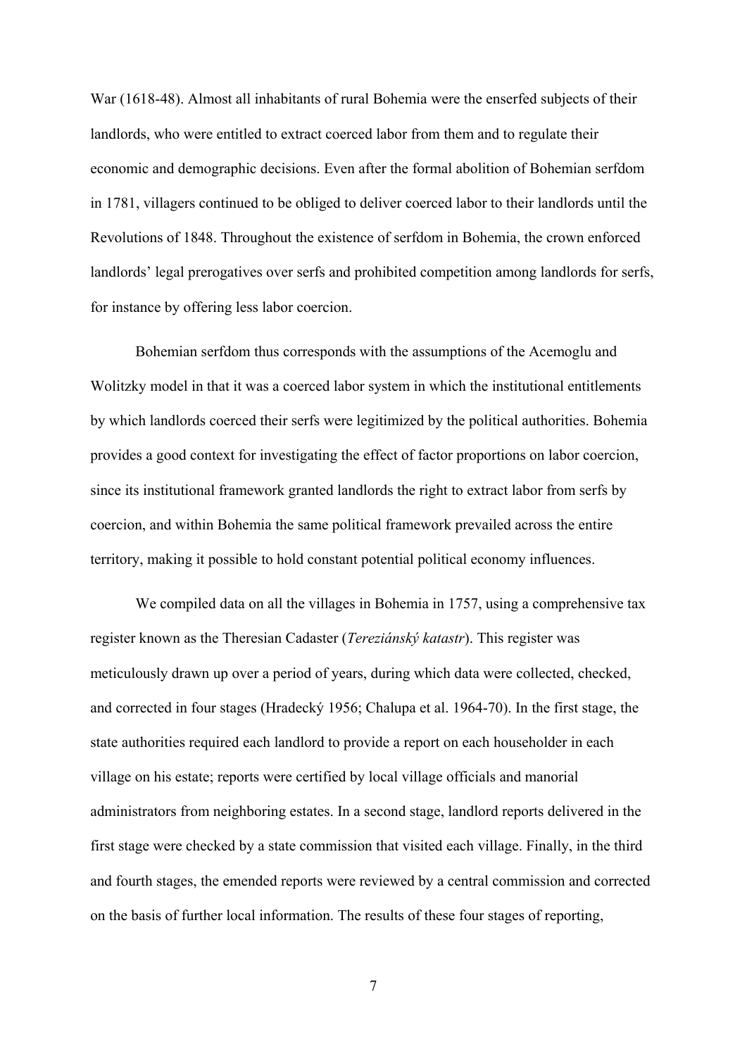War (1618-48). Almost all inhabitants of rural Bohemia were the enserfed subjects of their landlords, who were entitled to extract coerced labor from them and to regulate their economic and demographic decisions. Even after the formal abolition of Bohemian serfdom in 1781, villagers continued to be obliged to deliver coerced labor to their landlords until the Revolutions of 1848. Throughout the existence of serfdom in Bohemia, the crown enforced landlords' legal prerogatives over serfs and prohibited competition among landlords for serfs, for instance by offering less labor coercion.

Bohemian serfdom thus corresponds with the assumptions of the Acemoglu and Wolitzky model in that it was a coerced labor system in which the institutional entitlements by which landlords coerced their serfs were legitimized by the political authorities. Bohemia provides a good context for investigating the effect of factor proportions on labor coercion, since its institutional framework granted landlords the right to extract labor from serfs by coercion, and within Bohemia the same political framework prevailed across the entire territory, making it possible to hold constant potential political economy influences.

We compiled data on all the villages in Bohemia in 1757, using a comprehensive tax register known as the Theresian Cadaster (*Tereziánský katastr*). This register was meticulously drawn up over a period of years, during which data were collected, checked, and corrected in four stages (Hradecký 1956; Chalupa et al. 1964-70). In the first stage, the state authorities required each landlord to provide a report on each householder in each village on his estate; reports were certified by local village officials and manorial administrators from neighboring estates. In a second stage, landlord reports delivered in the first stage were checked by a state commission that visited each village. Finally, in the third and fourth stages, the emended reports were reviewed by a central commission and corrected on the basis of further local information. The results of these four stages of reporting,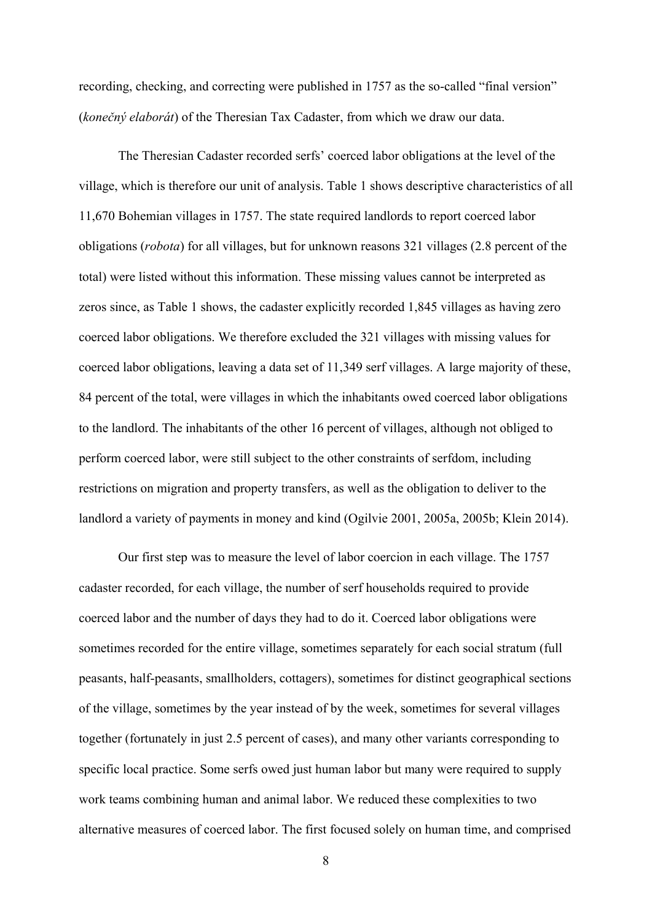recording, checking, and correcting were published in 1757 as the so-called "final version" (*konečný elaborát*) of the Theresian Tax Cadaster, from which we draw our data.

The Theresian Cadaster recorded serfs' coerced labor obligations at the level of the village, which is therefore our unit of analysis. Table 1 shows descriptive characteristics of all 11,670 Bohemian villages in 1757. The state required landlords to report coerced labor obligations (*robota*) for all villages, but for unknown reasons 321 villages (2.8 percent of the total) were listed without this information. These missing values cannot be interpreted as zeros since, as Table 1 shows, the cadaster explicitly recorded 1,845 villages as having zero coerced labor obligations. We therefore excluded the 321 villages with missing values for coerced labor obligations, leaving a data set of 11,349 serf villages. A large majority of these, 84 percent of the total, were villages in which the inhabitants owed coerced labor obligations to the landlord. The inhabitants of the other 16 percent of villages, although not obliged to perform coerced labor, were still subject to the other constraints of serfdom, including restrictions on migration and property transfers, as well as the obligation to deliver to the landlord a variety of payments in money and kind (Ogilvie 2001, 2005a, 2005b; Klein 2014).

Our first step was to measure the level of labor coercion in each village. The 1757 cadaster recorded, for each village, the number of serf households required to provide coerced labor and the number of days they had to do it. Coerced labor obligations were sometimes recorded for the entire village, sometimes separately for each social stratum (full peasants, half-peasants, smallholders, cottagers), sometimes for distinct geographical sections of the village, sometimes by the year instead of by the week, sometimes for several villages together (fortunately in just 2.5 percent of cases), and many other variants corresponding to specific local practice. Some serfs owed just human labor but many were required to supply work teams combining human and animal labor. We reduced these complexities to two alternative measures of coerced labor. The first focused solely on human time, and comprised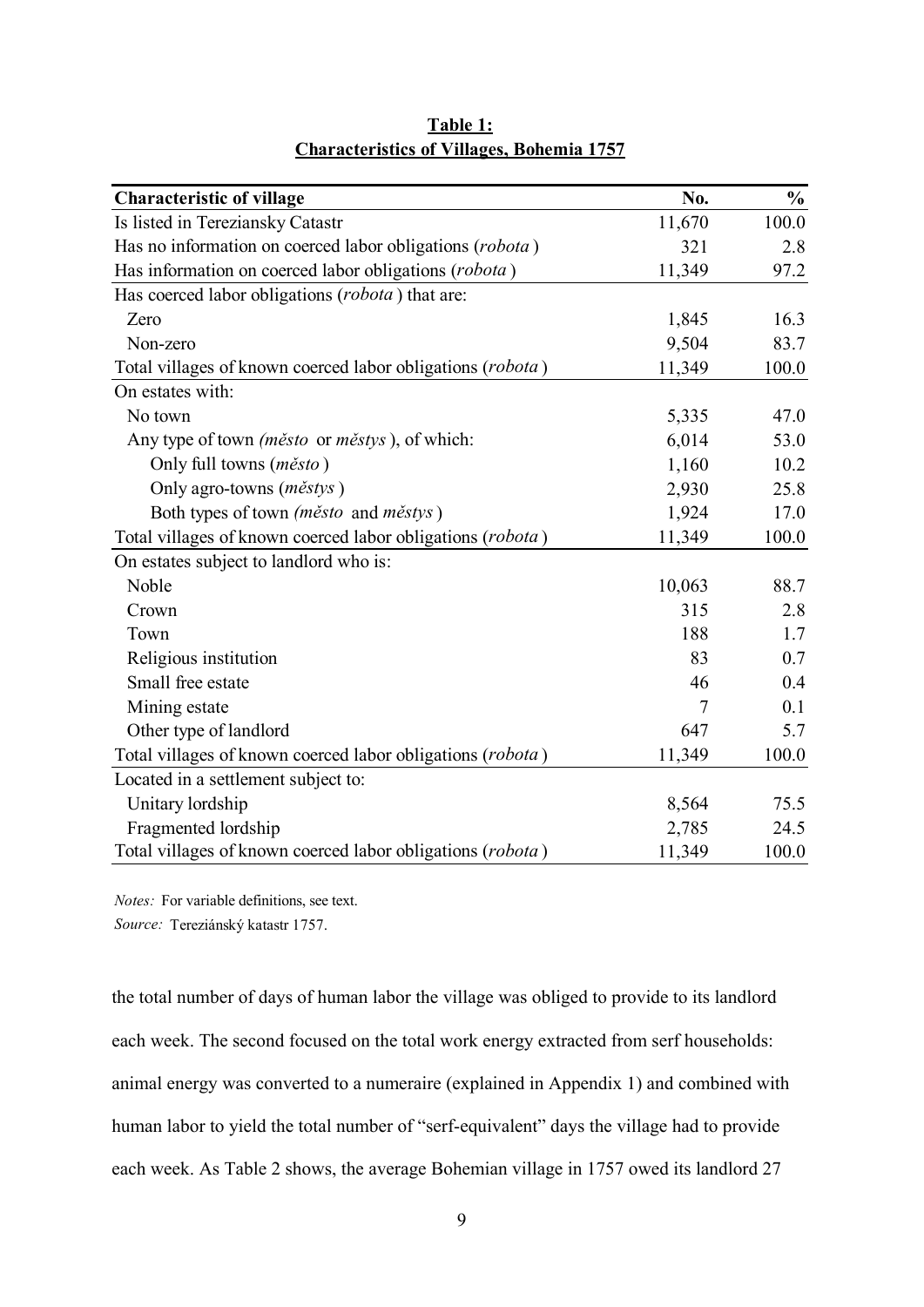**Table 1:**
**Characteristics of Villages, Bohemia 1757**

| Characteristic of village | No. | % |
|---|---|---|
| Is listed in Tereziansky Catastr | 11,670 | 100.0 |
| Has no information on coerced labor obligations (*robota*) | 321 | 2.8 |
| Has information on coerced labor obligations (*robota*) | 11,349 | 97.2 |
| Has coerced labor obligations (*robota*) that are: | | |
| Zero | 1,845 | 16.3 |
| Non-zero | 9,504 | 83.7 |
| Total villages of known coerced labor obligations (*robota*) | 11,349 | 100.0 |
| On estates with: | | |
| No town | 5,335 | 47.0 |
| Any type of town (*město* or *městys*), of which: | 6,014 | 53.0 |
| Only full towns (*město*) | 1,160 | 10.2 |
| Only agro-towns (*městys*) | 2,930 | 25.8 |
| Both types of town (*město* and *městys*) | 1,924 | 17.0 |
| Total villages of known coerced labor obligations (*robota*) | 11,349 | 100.0 |
| On estates subject to landlord who is: | | |
| Noble | 10,063 | 88.7 |
| Crown | 315 | 2.8 |
| Town | 188 | 1.7 |
| Religious institution | 83 | 0.7 |
| Small free estate | 46 | 0.4 |
| Mining estate | 7 | 0.1 |
| Other type of landlord | 647 | 5.7 |
| Total villages of known coerced labor obligations (*robota*) | 11,349 | 100.0 |
| Located in a settlement subject to: | | |
| Unitary lordship | 8,564 | 75.5 |
| Fragmented lordship | 2,785 | 24.5 |
| Total villages of known coerced labor obligations (*robota*) | 11,349 | 100.0 |

*Notes:* For variable definitions, see text.
*Source:* Tereziánský katastr 1757.

the total number of days of human labor the village was obliged to provide to its landlord each week. The second focused on the total work energy extracted from serf households: animal energy was converted to a numeraire (explained in Appendix 1) and combined with human labor to yield the total number of "serf-equivalent" days the village had to provide each week. As Table 2 shows, the average Bohemian village in 1757 owed its landlord 27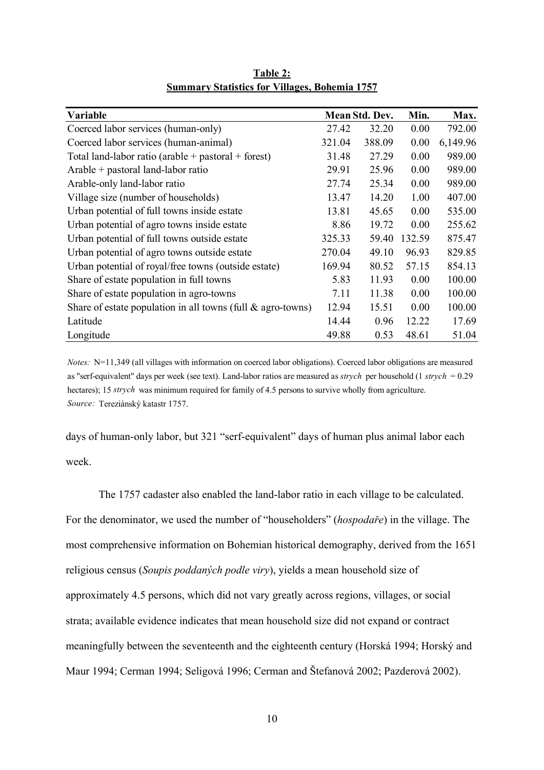**Table 2:**
**Summary Statistics for Villages, Bohemia 1757**

| Variable | Mean | Std. Dev. | Min. | Max. |
|---|---|---|---|---|
| Coerced labor services (human-only) | 27.42 | 32.20 | 0.00 | 792.00 |
| Coerced labor services (human-animal) | 321.04 | 388.09 | 0.00 | 6,149.96 |
| Total land-labor ratio (arable + pastoral + forest) | 31.48 | 27.29 | 0.00 | 989.00 |
| Arable + pastoral land-labor ratio | 29.91 | 25.96 | 0.00 | 989.00 |
| Arable-only land-labor ratio | 27.74 | 25.34 | 0.00 | 989.00 |
| Village size (number of households) | 13.47 | 14.20 | 1.00 | 407.00 |
| Urban potential of full towns inside estate | 13.81 | 45.65 | 0.00 | 535.00 |
| Urban potential of agro towns inside estate | 8.86 | 19.72 | 0.00 | 255.62 |
| Urban potential of full towns outside estate | 325.33 | 59.40 | 132.59 | 875.47 |
| Urban potential of agro towns outside estate | 270.04 | 49.10 | 96.93 | 829.85 |
| Urban potential of royal/free towns (outside estate) | 169.94 | 80.52 | 57.15 | 854.13 |
| Share of estate population in full towns | 5.83 | 11.93 | 0.00 | 100.00 |
| Share of estate population in agro-towns | 7.11 | 11.38 | 0.00 | 100.00 |
| Share of estate population in all towns (full & agro-towns) | 12.94 | 15.51 | 0.00 | 100.00 |
| Latitude | 14.44 | 0.96 | 12.22 | 17.69 |
| Longitude | 49.88 | 0.53 | 48.61 | 51.04 |

*Notes:* N=11,349 (all villages with information on coerced labor obligations). Coerced labor obligations are measured as "serf-equivalent" days per week (see text). Land-labor ratios are measured as *strych* per household (1 *strych* = 0.29 hectares); 15 *strych* was minimum required for family of 4.5 persons to survive wholly from agriculture.
*Source:* Tereziánský katastr 1757.

days of human-only labor, but 321 "serf-equivalent" days of human plus animal labor each week.

The 1757 cadaster also enabled the land-labor ratio in each village to be calculated. For the denominator, we used the number of "householders" (*hospodaře*) in the village. The most comprehensive information on Bohemian historical demography, derived from the 1651 religious census (*Soupis poddaných podle viry*), yields a mean household size of approximately 4.5 persons, which did not vary greatly across regions, villages, or social strata; available evidence indicates that mean household size did not expand or contract meaningfully between the seventeenth and the eighteenth century (Horská 1994; Horský and Maur 1994; Cerman 1994; Seligová 1996; Cerman and Štefanová 2002; Pazderová 2002).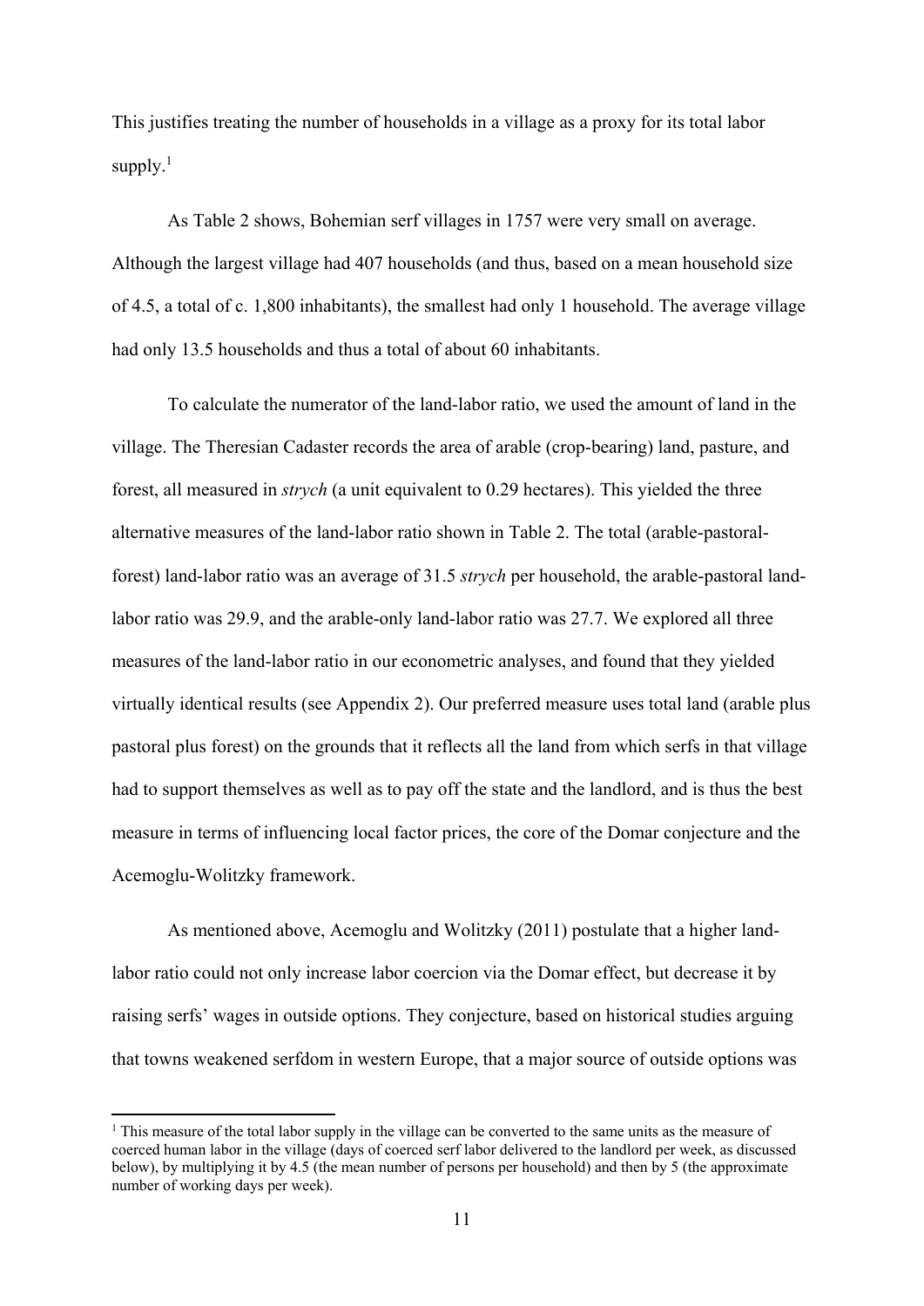This justifies treating the number of households in a village as a proxy for its total labor supply.[1]

As Table 2 shows, Bohemian serf villages in 1757 were very small on average. Although the largest village had 407 households (and thus, based on a mean household size of 4.5, a total of c. 1,800 inhabitants), the smallest had only 1 household. The average village had only 13.5 households and thus a total of about 60 inhabitants.

To calculate the numerator of the land-labor ratio, we used the amount of land in the village. The Theresian Cadaster records the area of arable (crop-bearing) land, pasture, and forest, all measured in *strych* (a unit equivalent to 0.29 hectares). This yielded the three alternative measures of the land-labor ratio shown in Table 2. The total (arable-pastoral-forest) land-labor ratio was an average of 31.5 *strych* per household, the arable-pastoral land-labor ratio was 29.9, and the arable-only land-labor ratio was 27.7. We explored all three measures of the land-labor ratio in our econometric analyses, and found that they yielded virtually identical results (see Appendix 2). Our preferred measure uses total land (arable plus pastoral plus forest) on the grounds that it reflects all the land from which serfs in that village had to support themselves as well as to pay off the state and the landlord, and is thus the best measure in terms of influencing local factor prices, the core of the Domar conjecture and the Acemoglu-Wolitzky framework.

As mentioned above, Acemoglu and Wolitzky (2011) postulate that a higher land-labor ratio could not only increase labor coercion via the Domar effect, but decrease it by raising serfs' wages in outside options. They conjecture, based on historical studies arguing that towns weakened serfdom in western Europe, that a major source of outside options was

[1] This measure of the total labor supply in the village can be converted to the same units as the measure of coerced human labor in the village (days of coerced serf labor delivered to the landlord per week, as discussed below), by multiplying it by 4.5 (the mean number of persons per household) and then by 5 (the approximate number of working days per week).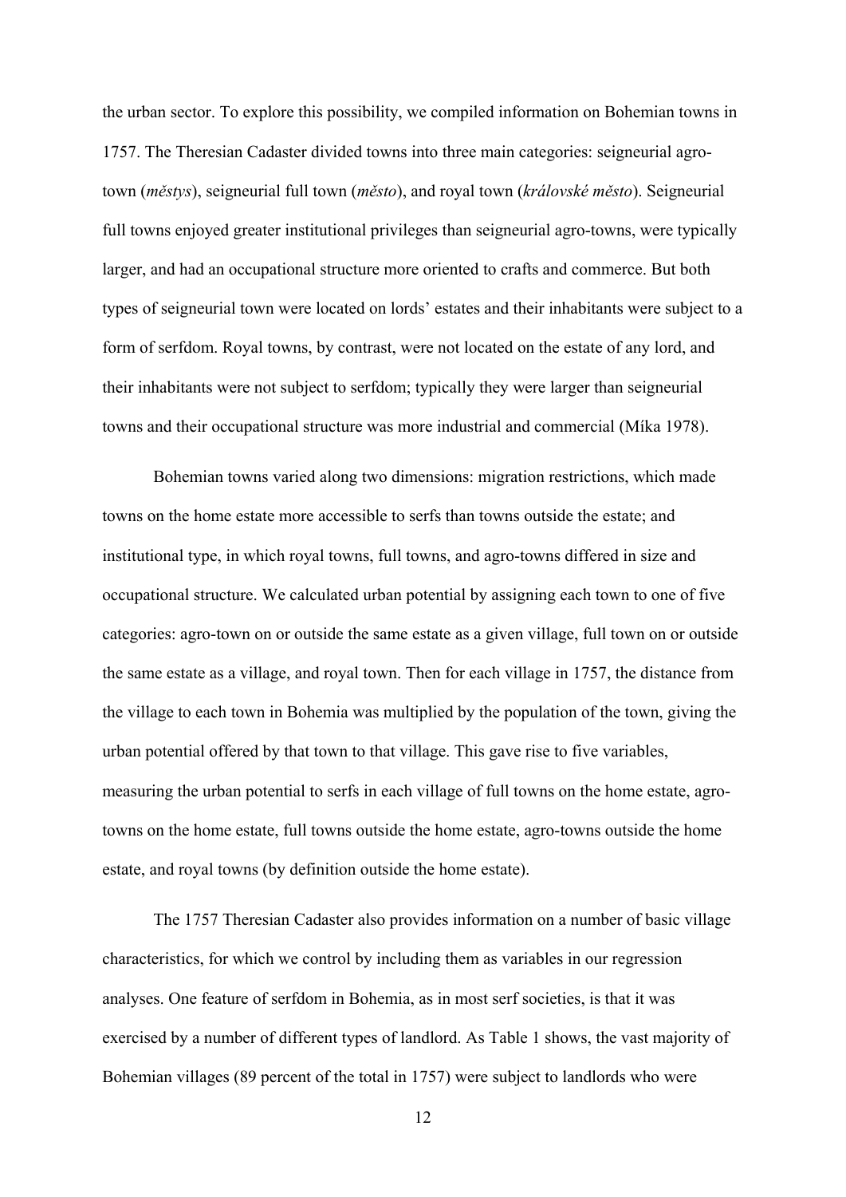the urban sector. To explore this possibility, we compiled information on Bohemian towns in 1757. The Theresian Cadaster divided towns into three main categories: seigneurial agro-town (*městys*), seigneurial full town (*město*), and royal town (*královské město*). Seigneurial full towns enjoyed greater institutional privileges than seigneurial agro-towns, were typically larger, and had an occupational structure more oriented to crafts and commerce. But both types of seigneurial town were located on lords' estates and their inhabitants were subject to a form of serfdom. Royal towns, by contrast, were not located on the estate of any lord, and their inhabitants were not subject to serfdom; typically they were larger than seigneurial towns and their occupational structure was more industrial and commercial (Míka 1978).

Bohemian towns varied along two dimensions: migration restrictions, which made towns on the home estate more accessible to serfs than towns outside the estate; and institutional type, in which royal towns, full towns, and agro-towns differed in size and occupational structure. We calculated urban potential by assigning each town to one of five categories: agro-town on or outside the same estate as a given village, full town on or outside the same estate as a village, and royal town. Then for each village in 1757, the distance from the village to each town in Bohemia was multiplied by the population of the town, giving the urban potential offered by that town to that village. This gave rise to five variables, measuring the urban potential to serfs in each village of full towns on the home estate, agro-towns on the home estate, full towns outside the home estate, agro-towns outside the home estate, and royal towns (by definition outside the home estate).

The 1757 Theresian Cadaster also provides information on a number of basic village characteristics, for which we control by including them as variables in our regression analyses. One feature of serfdom in Bohemia, as in most serf societies, is that it was exercised by a number of different types of landlord. As Table 1 shows, the vast majority of Bohemian villages (89 percent of the total in 1757) were subject to landlords who were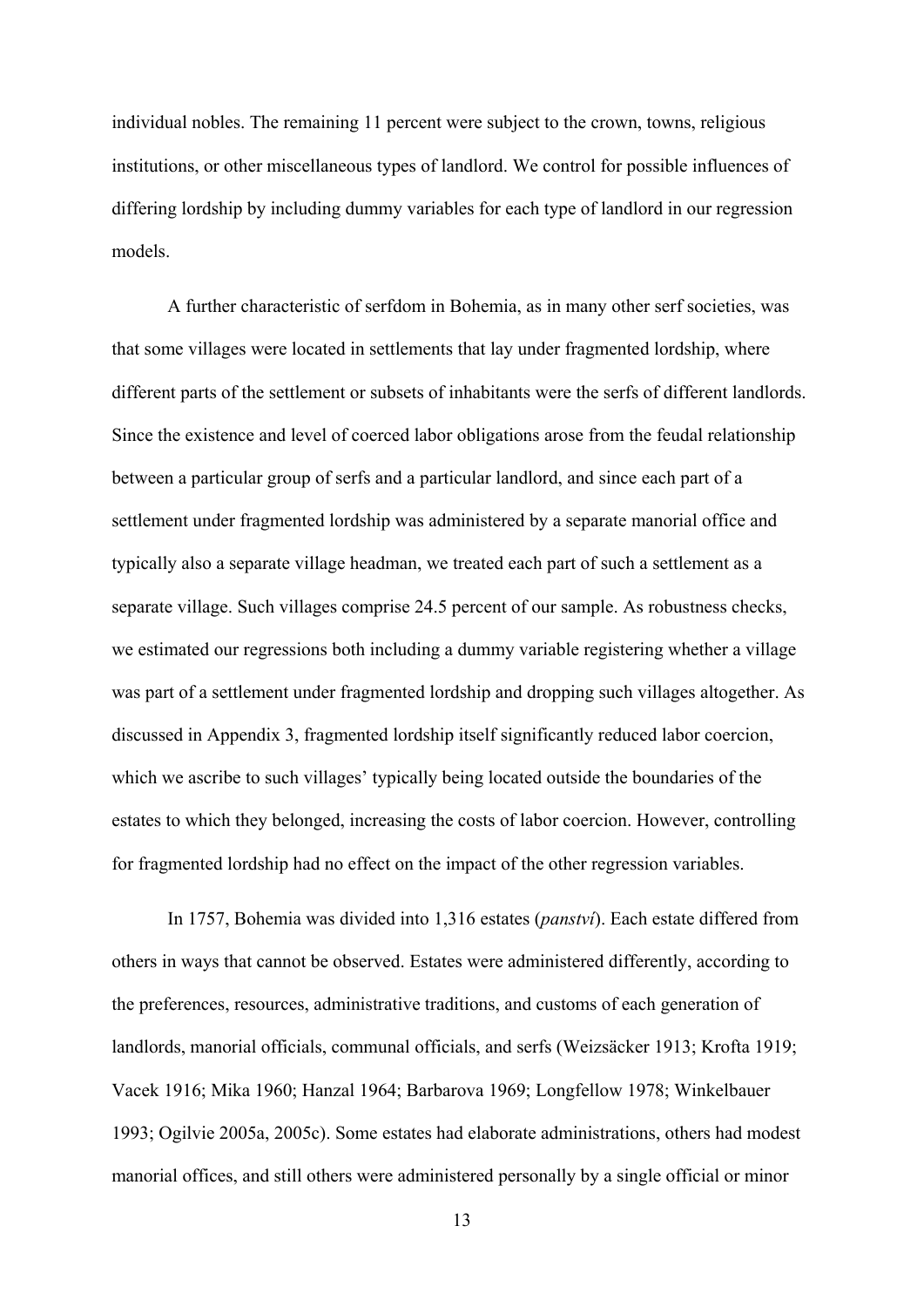individual nobles. The remaining 11 percent were subject to the crown, towns, religious institutions, or other miscellaneous types of landlord. We control for possible influences of differing lordship by including dummy variables for each type of landlord in our regression models.

A further characteristic of serfdom in Bohemia, as in many other serf societies, was that some villages were located in settlements that lay under fragmented lordship, where different parts of the settlement or subsets of inhabitants were the serfs of different landlords. Since the existence and level of coerced labor obligations arose from the feudal relationship between a particular group of serfs and a particular landlord, and since each part of a settlement under fragmented lordship was administered by a separate manorial office and typically also a separate village headman, we treated each part of such a settlement as a separate village. Such villages comprise 24.5 percent of our sample. As robustness checks, we estimated our regressions both including a dummy variable registering whether a village was part of a settlement under fragmented lordship and dropping such villages altogether. As discussed in Appendix 3, fragmented lordship itself significantly reduced labor coercion, which we ascribe to such villages' typically being located outside the boundaries of the estates to which they belonged, increasing the costs of labor coercion. However, controlling for fragmented lordship had no effect on the impact of the other regression variables.

In 1757, Bohemia was divided into 1,316 estates (*panství*). Each estate differed from others in ways that cannot be observed. Estates were administered differently, according to the preferences, resources, administrative traditions, and customs of each generation of landlords, manorial officials, communal officials, and serfs (Weizsäcker 1913; Krofta 1919; Vacek 1916; Mika 1960; Hanzal 1964; Barbarova 1969; Longfellow 1978; Winkelbauer 1993; Ogilvie 2005a, 2005c). Some estates had elaborate administrations, others had modest manorial offices, and still others were administered personally by a single official or minor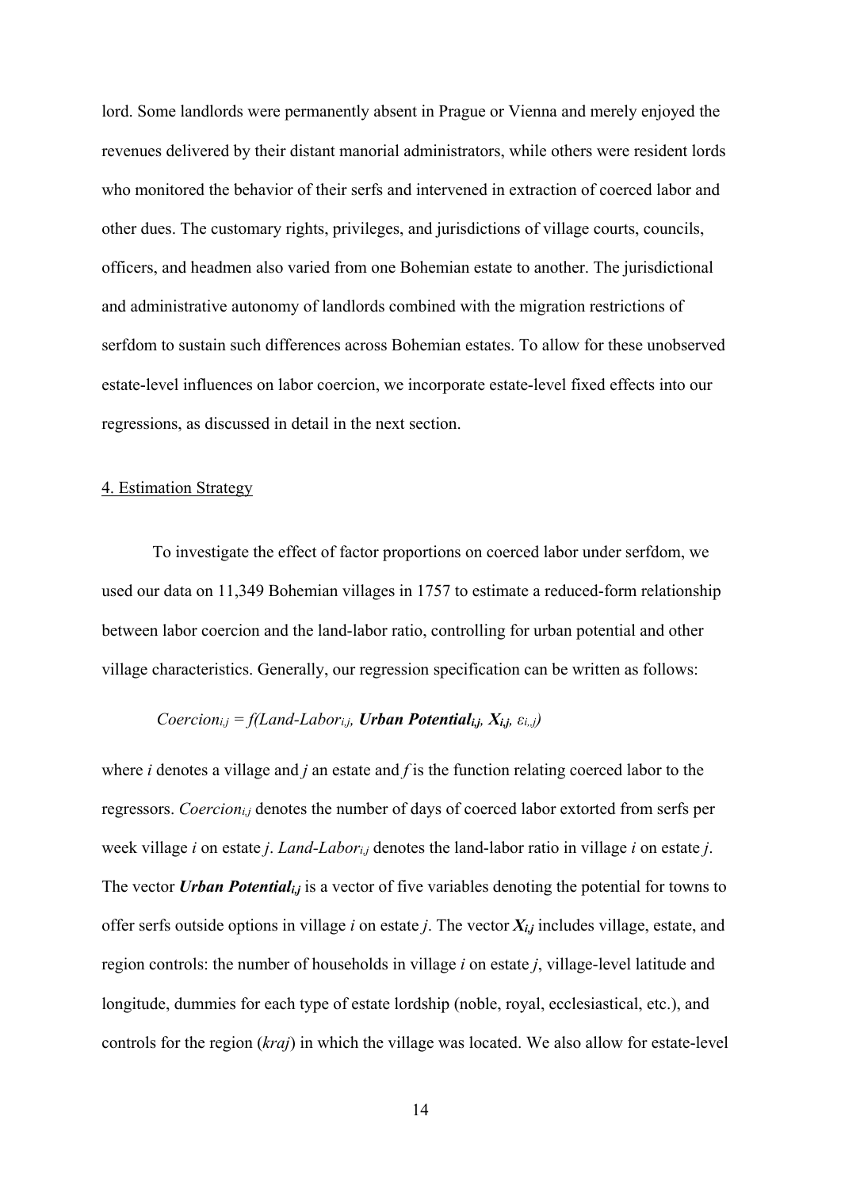lord. Some landlords were permanently absent in Prague or Vienna and merely enjoyed the revenues delivered by their distant manorial administrators, while others were resident lords who monitored the behavior of their serfs and intervened in extraction of coerced labor and other dues. The customary rights, privileges, and jurisdictions of village courts, councils, officers, and headmen also varied from one Bohemian estate to another. The jurisdictional and administrative autonomy of landlords combined with the migration restrictions of serfdom to sustain such differences across Bohemian estates. To allow for these unobserved estate-level influences on labor coercion, we incorporate estate-level fixed effects into our regressions, as discussed in detail in the next section.

## 4. Estimation Strategy

To investigate the effect of factor proportions on coerced labor under serfdom, we used our data on 11,349 Bohemian villages in 1757 to estimate a reduced-form relationship between labor coercion and the land-labor ratio, controlling for urban potential and other village characteristics. Generally, our regression specification can be written as follows:

$$Coercion_{i,j} = f(Land\text{-}Labor_{i,j}, \boldsymbol{Urban\ Potential_{i,j}}, \boldsymbol{X_{i,j}}, \varepsilon_{i,j})$$

where $i$ denotes a village and $j$ an estate and $f$ is the function relating coerced labor to the regressors. $Coercion_{i,j}$ denotes the number of days of coerced labor extorted from serfs per week village $i$ on estate $j$. $Land\text{-}Labor_{i,j}$ denotes the land-labor ratio in village $i$ on estate $j$. The vector $\boldsymbol{Urban\ Potential_{i,j}}$ is a vector of five variables denoting the potential for towns to offer serfs outside options in village $i$ on estate $j$. The vector $\boldsymbol{X_{i,j}}$ includes village, estate, and region controls: the number of households in village $i$ on estate $j$, village-level latitude and longitude, dummies for each type of estate lordship (noble, royal, ecclesiastical, etc.), and controls for the region (*kraj*) in which the village was located. We also allow for estate-level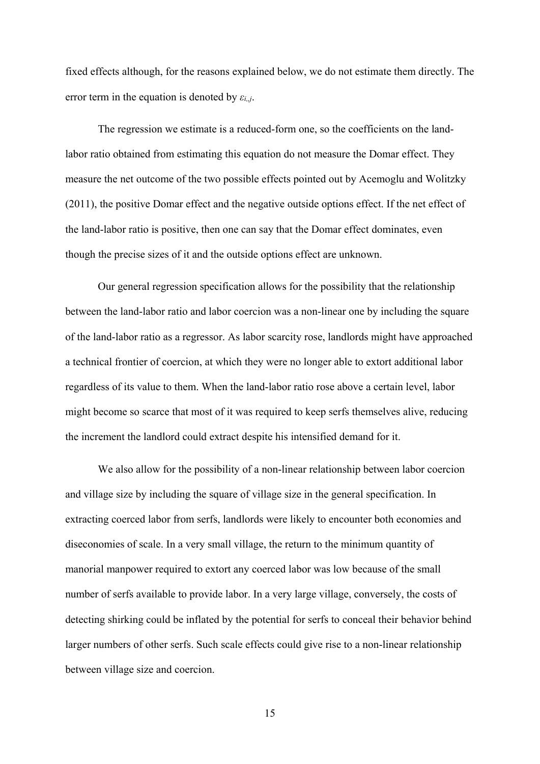fixed effects although, for the reasons explained below, we do not estimate them directly. The error term in the equation is denoted by $\varepsilon_{i,j}$.

The regression we estimate is a reduced-form one, so the coefficients on the land-labor ratio obtained from estimating this equation do not measure the Domar effect. They measure the net outcome of the two possible effects pointed out by Acemoglu and Wolitzky (2011), the positive Domar effect and the negative outside options effect. If the net effect of the land-labor ratio is positive, then one can say that the Domar effect dominates, even though the precise sizes of it and the outside options effect are unknown.

Our general regression specification allows for the possibility that the relationship between the land-labor ratio and labor coercion was a non-linear one by including the square of the land-labor ratio as a regressor. As labor scarcity rose, landlords might have approached a technical frontier of coercion, at which they were no longer able to extort additional labor regardless of its value to them. When the land-labor ratio rose above a certain level, labor might become so scarce that most of it was required to keep serfs themselves alive, reducing the increment the landlord could extract despite his intensified demand for it.

We also allow for the possibility of a non-linear relationship between labor coercion and village size by including the square of village size in the general specification. In extracting coerced labor from serfs, landlords were likely to encounter both economies and diseconomies of scale. In a very small village, the return to the minimum quantity of manorial manpower required to extort any coerced labor was low because of the small number of serfs available to provide labor. In a very large village, conversely, the costs of detecting shirking could be inflated by the potential for serfs to conceal their behavior behind larger numbers of other serfs. Such scale effects could give rise to a non-linear relationship between village size and coercion.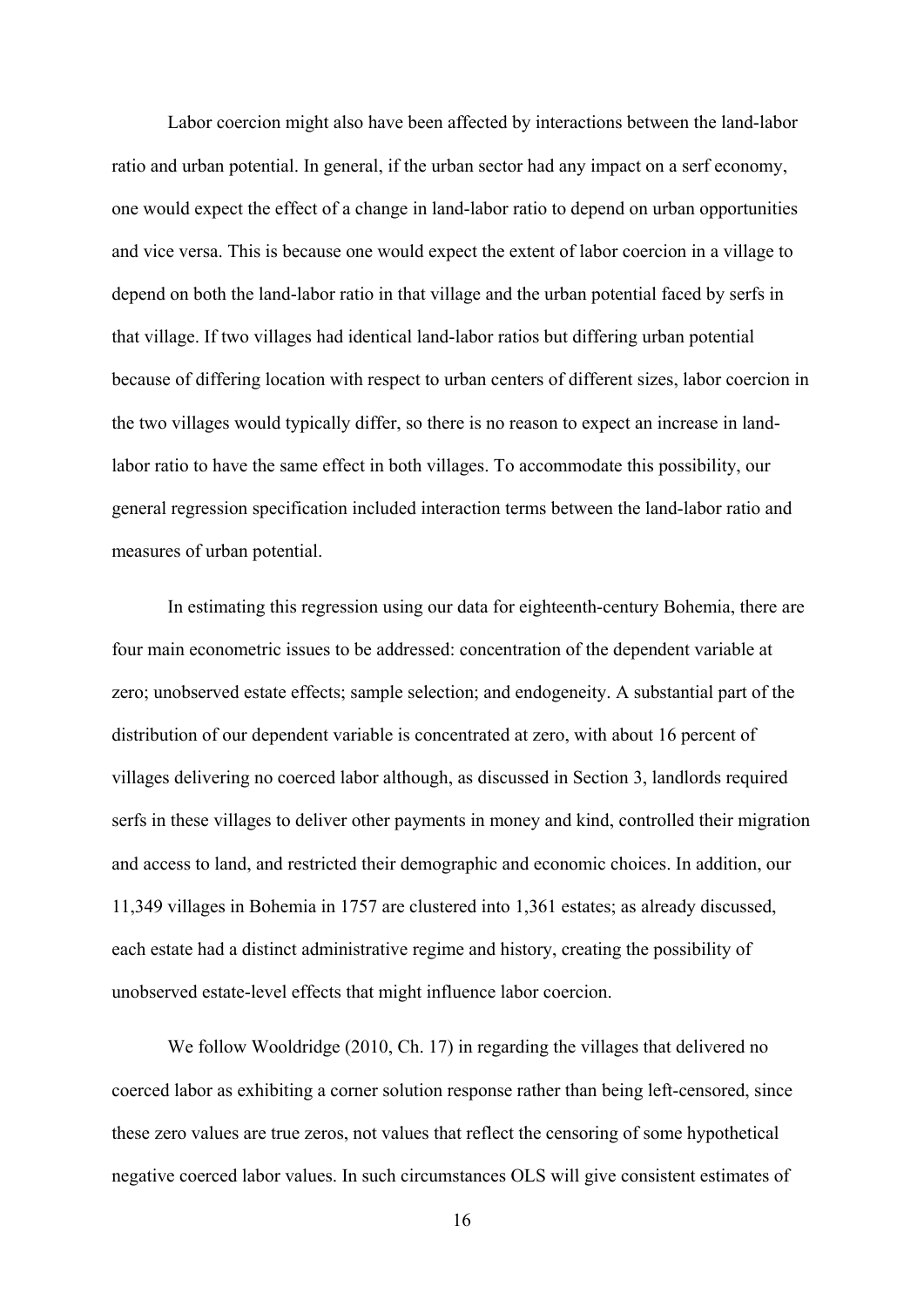Labor coercion might also have been affected by interactions between the land-labor ratio and urban potential. In general, if the urban sector had any impact on a serf economy, one would expect the effect of a change in land-labor ratio to depend on urban opportunities and vice versa. This is because one would expect the extent of labor coercion in a village to depend on both the land-labor ratio in that village and the urban potential faced by serfs in that village. If two villages had identical land-labor ratios but differing urban potential because of differing location with respect to urban centers of different sizes, labor coercion in the two villages would typically differ, so there is no reason to expect an increase in land-labor ratio to have the same effect in both villages. To accommodate this possibility, our general regression specification included interaction terms between the land-labor ratio and measures of urban potential.

In estimating this regression using our data for eighteenth-century Bohemia, there are four main econometric issues to be addressed: concentration of the dependent variable at zero; unobserved estate effects; sample selection; and endogeneity. A substantial part of the distribution of our dependent variable is concentrated at zero, with about 16 percent of villages delivering no coerced labor although, as discussed in Section 3, landlords required serfs in these villages to deliver other payments in money and kind, controlled their migration and access to land, and restricted their demographic and economic choices. In addition, our 11,349 villages in Bohemia in 1757 are clustered into 1,361 estates; as already discussed, each estate had a distinct administrative regime and history, creating the possibility of unobserved estate-level effects that might influence labor coercion.

We follow Wooldridge (2010, Ch. 17) in regarding the villages that delivered no coerced labor as exhibiting a corner solution response rather than being left-censored, since these zero values are true zeros, not values that reflect the censoring of some hypothetical negative coerced labor values. In such circumstances OLS will give consistent estimates of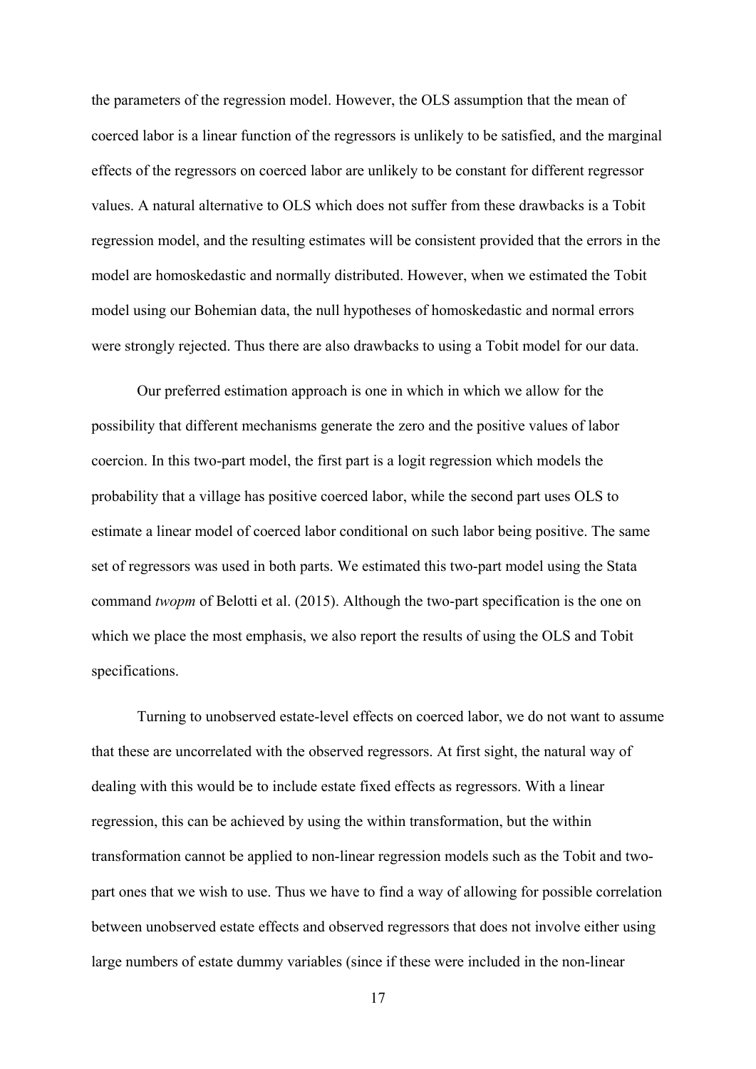the parameters of the regression model. However, the OLS assumption that the mean of coerced labor is a linear function of the regressors is unlikely to be satisfied, and the marginal effects of the regressors on coerced labor are unlikely to be constant for different regressor values. A natural alternative to OLS which does not suffer from these drawbacks is a Tobit regression model, and the resulting estimates will be consistent provided that the errors in the model are homoskedastic and normally distributed. However, when we estimated the Tobit model using our Bohemian data, the null hypotheses of homoskedastic and normal errors were strongly rejected. Thus there are also drawbacks to using a Tobit model for our data.

Our preferred estimation approach is one in which in which we allow for the possibility that different mechanisms generate the zero and the positive values of labor coercion. In this two-part model, the first part is a logit regression which models the probability that a village has positive coerced labor, while the second part uses OLS to estimate a linear model of coerced labor conditional on such labor being positive. The same set of regressors was used in both parts. We estimated this two-part model using the Stata command *twopm* of Belotti et al. (2015). Although the two-part specification is the one on which we place the most emphasis, we also report the results of using the OLS and Tobit specifications.

Turning to unobserved estate-level effects on coerced labor, we do not want to assume that these are uncorrelated with the observed regressors. At first sight, the natural way of dealing with this would be to include estate fixed effects as regressors. With a linear regression, this can be achieved by using the within transformation, but the within transformation cannot be applied to non-linear regression models such as the Tobit and two-part ones that we wish to use. Thus we have to find a way of allowing for possible correlation between unobserved estate effects and observed regressors that does not involve either using large numbers of estate dummy variables (since if these were included in the non-linear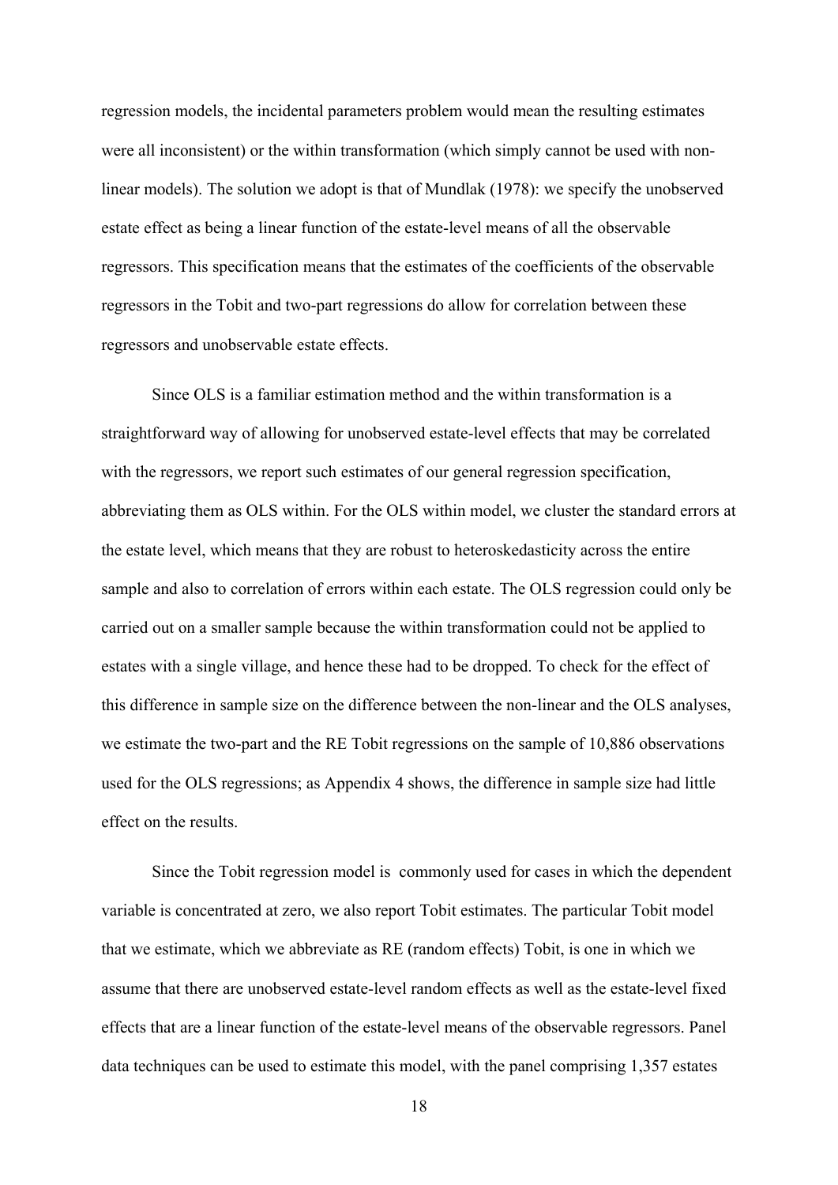regression models, the incidental parameters problem would mean the resulting estimates were all inconsistent) or the within transformation (which simply cannot be used with non-linear models). The solution we adopt is that of Mundlak (1978): we specify the unobserved estate effect as being a linear function of the estate-level means of all the observable regressors. This specification means that the estimates of the coefficients of the observable regressors in the Tobit and two-part regressions do allow for correlation between these regressors and unobservable estate effects.

Since OLS is a familiar estimation method and the within transformation is a straightforward way of allowing for unobserved estate-level effects that may be correlated with the regressors, we report such estimates of our general regression specification, abbreviating them as OLS within. For the OLS within model, we cluster the standard errors at the estate level, which means that they are robust to heteroskedasticity across the entire sample and also to correlation of errors within each estate. The OLS regression could only be carried out on a smaller sample because the within transformation could not be applied to estates with a single village, and hence these had to be dropped. To check for the effect of this difference in sample size on the difference between the non-linear and the OLS analyses, we estimate the two-part and the RE Tobit regressions on the sample of 10,886 observations used for the OLS regressions; as Appendix 4 shows, the difference in sample size had little effect on the results.

Since the Tobit regression model is commonly used for cases in which the dependent variable is concentrated at zero, we also report Tobit estimates. The particular Tobit model that we estimate, which we abbreviate as RE (random effects) Tobit, is one in which we assume that there are unobserved estate-level random effects as well as the estate-level fixed effects that are a linear function of the estate-level means of the observable regressors. Panel data techniques can be used to estimate this model, with the panel comprising 1,357 estates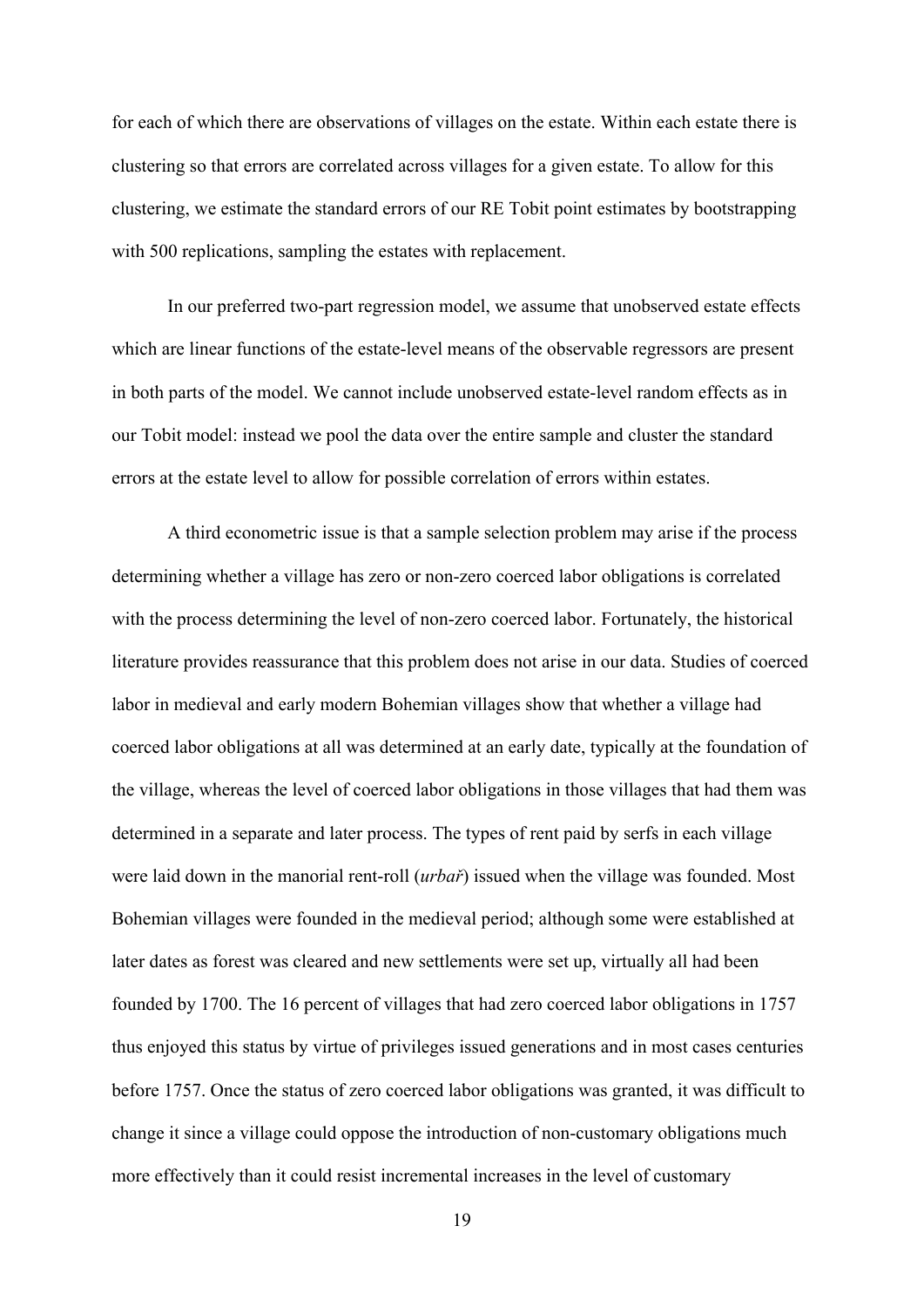for each of which there are observations of villages on the estate. Within each estate there is clustering so that errors are correlated across villages for a given estate. To allow for this clustering, we estimate the standard errors of our RE Tobit point estimates by bootstrapping with 500 replications, sampling the estates with replacement.

In our preferred two-part regression model, we assume that unobserved estate effects which are linear functions of the estate-level means of the observable regressors are present in both parts of the model. We cannot include unobserved estate-level random effects as in our Tobit model: instead we pool the data over the entire sample and cluster the standard errors at the estate level to allow for possible correlation of errors within estates.

A third econometric issue is that a sample selection problem may arise if the process determining whether a village has zero or non-zero coerced labor obligations is correlated with the process determining the level of non-zero coerced labor. Fortunately, the historical literature provides reassurance that this problem does not arise in our data. Studies of coerced labor in medieval and early modern Bohemian villages show that whether a village had coerced labor obligations at all was determined at an early date, typically at the foundation of the village, whereas the level of coerced labor obligations in those villages that had them was determined in a separate and later process. The types of rent paid by serfs in each village were laid down in the manorial rent-roll (*urbař*) issued when the village was founded. Most Bohemian villages were founded in the medieval period; although some were established at later dates as forest was cleared and new settlements were set up, virtually all had been founded by 1700. The 16 percent of villages that had zero coerced labor obligations in 1757 thus enjoyed this status by virtue of privileges issued generations and in most cases centuries before 1757. Once the status of zero coerced labor obligations was granted, it was difficult to change it since a village could oppose the introduction of non-customary obligations much more effectively than it could resist incremental increases in the level of customary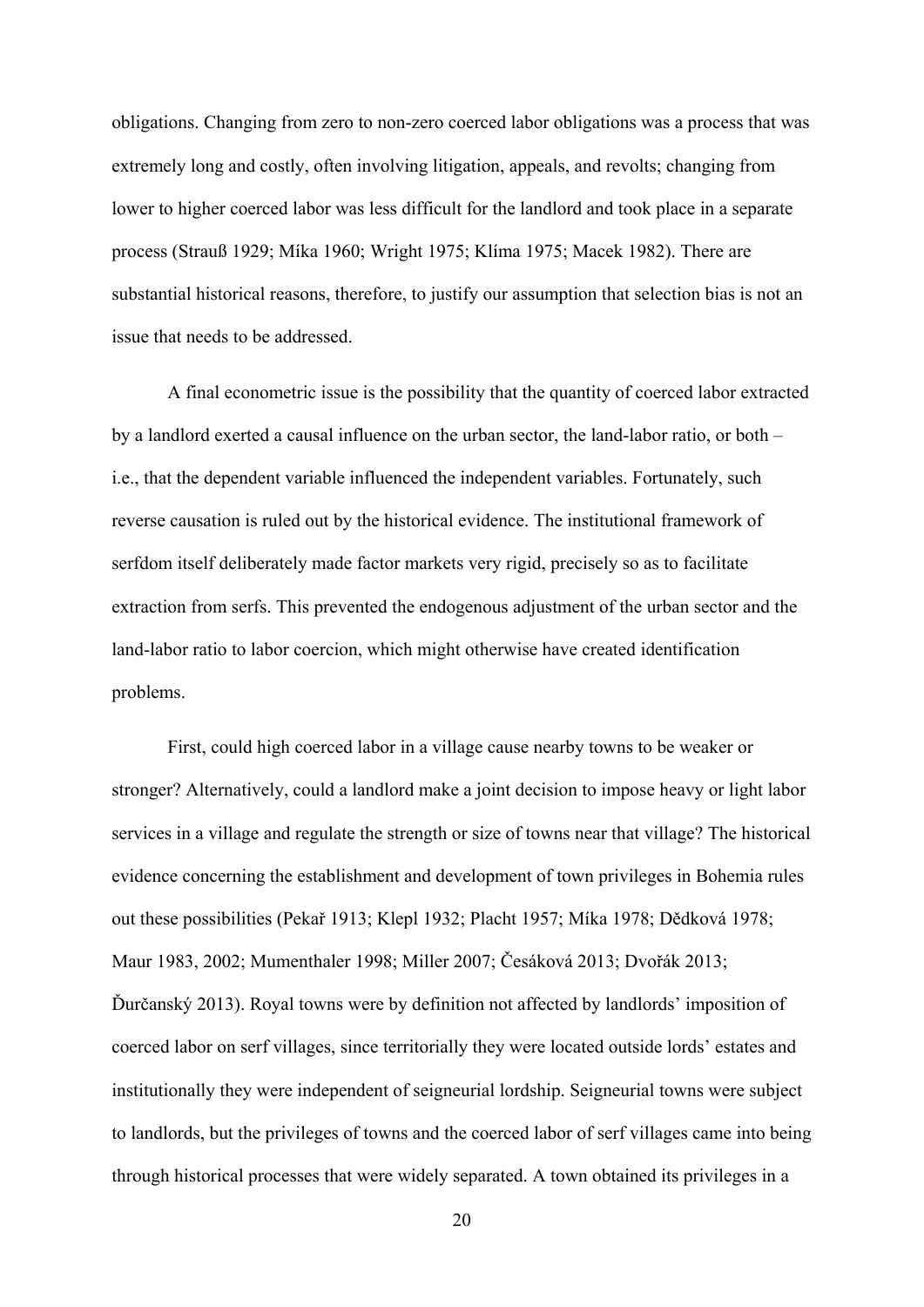obligations. Changing from zero to non-zero coerced labor obligations was a process that was extremely long and costly, often involving litigation, appeals, and revolts; changing from lower to higher coerced labor was less difficult for the landlord and took place in a separate process (Strauß 1929; Míka 1960; Wright 1975; Klíma 1975; Macek 1982). There are substantial historical reasons, therefore, to justify our assumption that selection bias is not an issue that needs to be addressed.

A final econometric issue is the possibility that the quantity of coerced labor extracted by a landlord exerted a causal influence on the urban sector, the land-labor ratio, or both – i.e., that the dependent variable influenced the independent variables. Fortunately, such reverse causation is ruled out by the historical evidence. The institutional framework of serfdom itself deliberately made factor markets very rigid, precisely so as to facilitate extraction from serfs. This prevented the endogenous adjustment of the urban sector and the land-labor ratio to labor coercion, which might otherwise have created identification problems.

First, could high coerced labor in a village cause nearby towns to be weaker or stronger? Alternatively, could a landlord make a joint decision to impose heavy or light labor services in a village and regulate the strength or size of towns near that village? The historical evidence concerning the establishment and development of town privileges in Bohemia rules out these possibilities (Pekař 1913; Klepl 1932; Placht 1957; Míka 1978; Dědková 1978; Maur 1983, 2002; Mumenthaler 1998; Miller 2007; Česáková 2013; Dvořák 2013; Ďurčanský 2013). Royal towns were by definition not affected by landlords' imposition of coerced labor on serf villages, since territorially they were located outside lords' estates and institutionally they were independent of seigneurial lordship. Seigneurial towns were subject to landlords, but the privileges of towns and the coerced labor of serf villages came into being through historical processes that were widely separated. A town obtained its privileges in a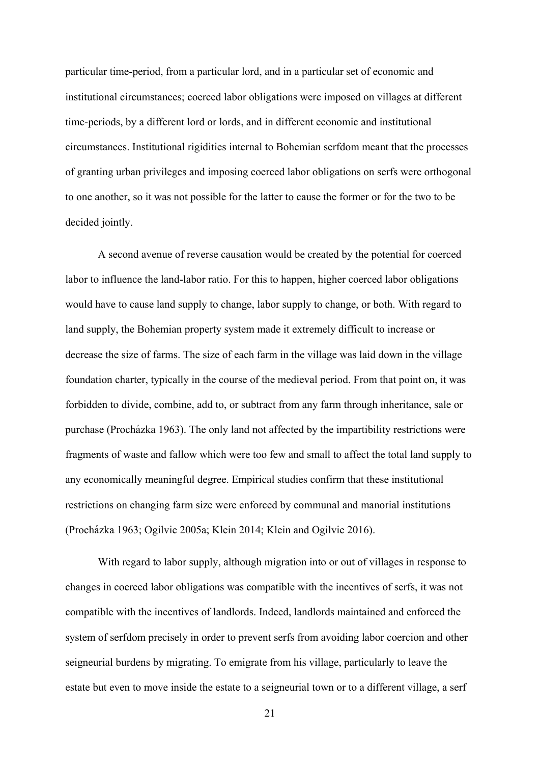particular time-period, from a particular lord, and in a particular set of economic and institutional circumstances; coerced labor obligations were imposed on villages at different time-periods, by a different lord or lords, and in different economic and institutional circumstances. Institutional rigidities internal to Bohemian serfdom meant that the processes of granting urban privileges and imposing coerced labor obligations on serfs were orthogonal to one another, so it was not possible for the latter to cause the former or for the two to be decided jointly.

A second avenue of reverse causation would be created by the potential for coerced labor to influence the land-labor ratio. For this to happen, higher coerced labor obligations would have to cause land supply to change, labor supply to change, or both. With regard to land supply, the Bohemian property system made it extremely difficult to increase or decrease the size of farms. The size of each farm in the village was laid down in the village foundation charter, typically in the course of the medieval period. From that point on, it was forbidden to divide, combine, add to, or subtract from any farm through inheritance, sale or purchase (Procházka 1963). The only land not affected by the impartibility restrictions were fragments of waste and fallow which were too few and small to affect the total land supply to any economically meaningful degree. Empirical studies confirm that these institutional restrictions on changing farm size were enforced by communal and manorial institutions (Procházka 1963; Ogilvie 2005a; Klein 2014; Klein and Ogilvie 2016).

With regard to labor supply, although migration into or out of villages in response to changes in coerced labor obligations was compatible with the incentives of serfs, it was not compatible with the incentives of landlords. Indeed, landlords maintained and enforced the system of serfdom precisely in order to prevent serfs from avoiding labor coercion and other seigneurial burdens by migrating. To emigrate from his village, particularly to leave the estate but even to move inside the estate to a seigneurial town or to a different village, a serf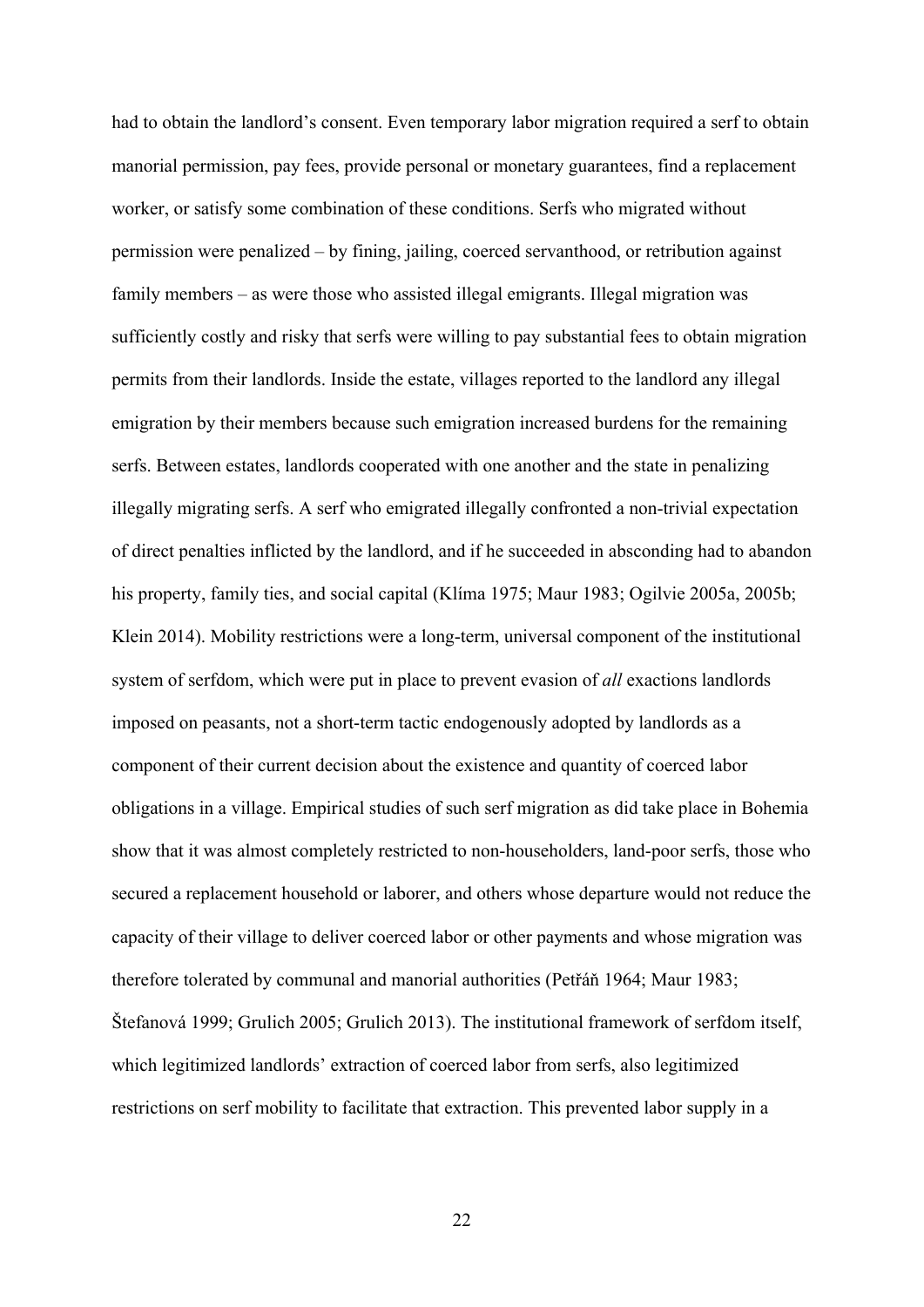had to obtain the landlord's consent. Even temporary labor migration required a serf to obtain manorial permission, pay fees, provide personal or monetary guarantees, find a replacement worker, or satisfy some combination of these conditions. Serfs who migrated without permission were penalized – by fining, jailing, coerced servanthood, or retribution against family members – as were those who assisted illegal emigrants. Illegal migration was sufficiently costly and risky that serfs were willing to pay substantial fees to obtain migration permits from their landlords. Inside the estate, villages reported to the landlord any illegal emigration by their members because such emigration increased burdens for the remaining serfs. Between estates, landlords cooperated with one another and the state in penalizing illegally migrating serfs. A serf who emigrated illegally confronted a non-trivial expectation of direct penalties inflicted by the landlord, and if he succeeded in absconding had to abandon his property, family ties, and social capital (Klíma 1975; Maur 1983; Ogilvie 2005a, 2005b; Klein 2014). Mobility restrictions were a long-term, universal component of the institutional system of serfdom, which were put in place to prevent evasion of *all* exactions landlords imposed on peasants, not a short-term tactic endogenously adopted by landlords as a component of their current decision about the existence and quantity of coerced labor obligations in a village. Empirical studies of such serf migration as did take place in Bohemia show that it was almost completely restricted to non-householders, land-poor serfs, those who secured a replacement household or laborer, and others whose departure would not reduce the capacity of their village to deliver coerced labor or other payments and whose migration was therefore tolerated by communal and manorial authorities (Petráň 1964; Maur 1983; Štefanová 1999; Grulich 2005; Grulich 2013). The institutional framework of serfdom itself, which legitimized landlords' extraction of coerced labor from serfs, also legitimized restrictions on serf mobility to facilitate that extraction. This prevented labor supply in a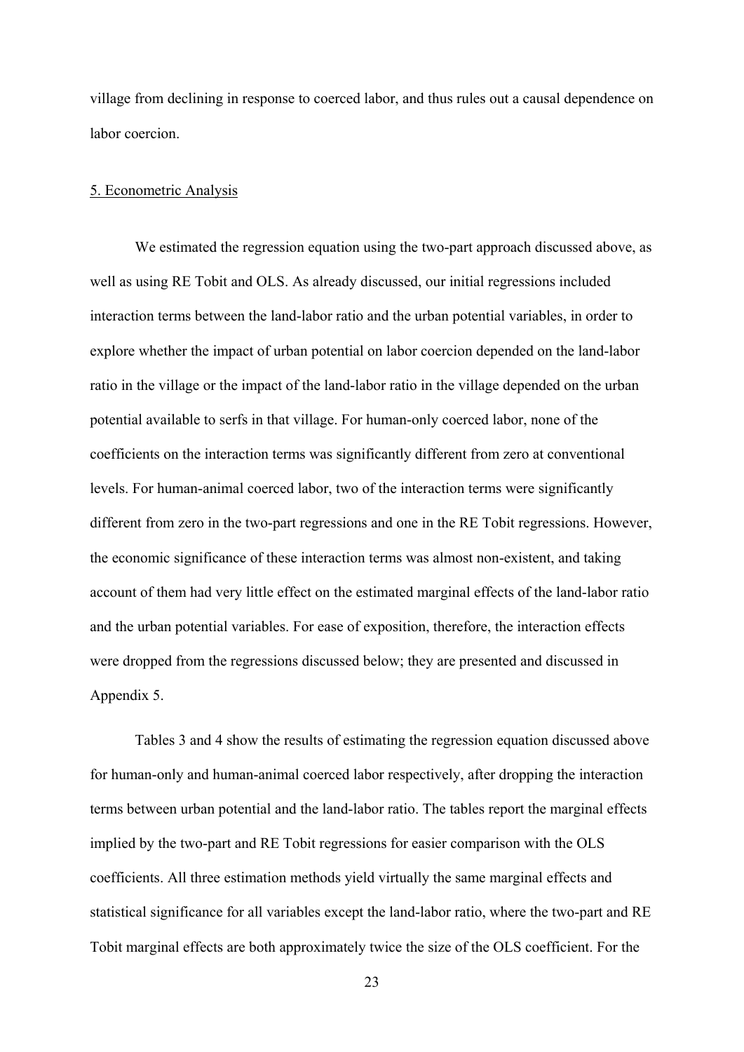village from declining in response to coerced labor, and thus rules out a causal dependence on labor coercion.

## 5. Econometric Analysis

We estimated the regression equation using the two-part approach discussed above, as well as using RE Tobit and OLS. As already discussed, our initial regressions included interaction terms between the land-labor ratio and the urban potential variables, in order to explore whether the impact of urban potential on labor coercion depended on the land-labor ratio in the village or the impact of the land-labor ratio in the village depended on the urban potential available to serfs in that village. For human-only coerced labor, none of the coefficients on the interaction terms was significantly different from zero at conventional levels. For human-animal coerced labor, two of the interaction terms were significantly different from zero in the two-part regressions and one in the RE Tobit regressions. However, the economic significance of these interaction terms was almost non-existent, and taking account of them had very little effect on the estimated marginal effects of the land-labor ratio and the urban potential variables. For ease of exposition, therefore, the interaction effects were dropped from the regressions discussed below; they are presented and discussed in Appendix 5.

Tables 3 and 4 show the results of estimating the regression equation discussed above for human-only and human-animal coerced labor respectively, after dropping the interaction terms between urban potential and the land-labor ratio. The tables report the marginal effects implied by the two-part and RE Tobit regressions for easier comparison with the OLS coefficients. All three estimation methods yield virtually the same marginal effects and statistical significance for all variables except the land-labor ratio, where the two-part and RE Tobit marginal effects are both approximately twice the size of the OLS coefficient. For the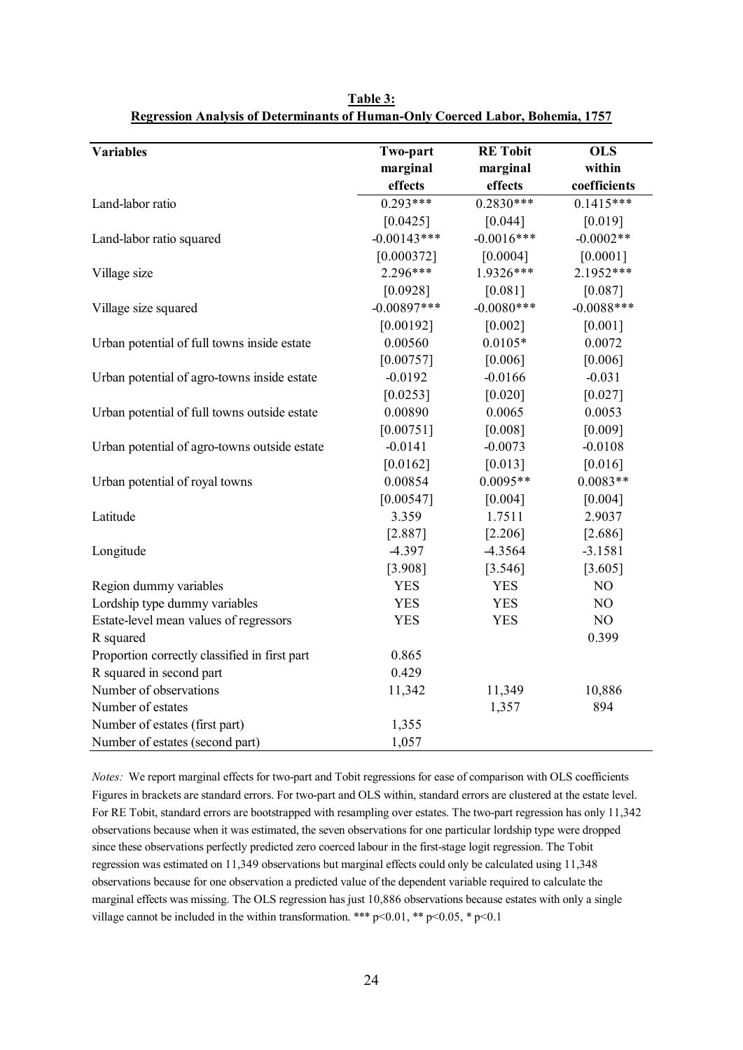**Table 3:**
**Regression Analysis of Determinants of Human-Only Coerced Labor, Bohemia, 1757**

| Variables | Two-part marginal effects | RE Tobit marginal effects | OLS within coefficients |
|---|---|---|---|
| Land-labor ratio | 0.293*** | 0.2830*** | 0.1415*** |
| | [0.0425] | [0.044] | [0.019] |
| Land-labor ratio squared | -0.00143*** | -0.0016*** | -0.0002** |
| | [0.000372] | [0.0004] | [0.0001] |
| Village size | 2.296*** | 1.9326*** | 2.1952*** |
| | [0.0928] | [0.081] | [0.087] |
| Village size squared | -0.00897*** | -0.0080*** | -0.0088*** |
| | [0.00192] | [0.002] | [0.001] |
| Urban potential of full towns inside estate | 0.00560 | 0.0105* | 0.0072 |
| | [0.00757] | [0.006] | [0.006] |
| Urban potential of agro-towns inside estate | -0.0192 | -0.0166 | -0.031 |
| | [0.0253] | [0.020] | [0.027] |
| Urban potential of full towns outside estate | 0.00890 | 0.0065 | 0.0053 |
| | [0.00751] | [0.008] | [0.009] |
| Urban potential of agro-towns outside estate | -0.0141 | -0.0073 | -0.0108 |
| | [0.0162] | [0.013] | [0.016] |
| Urban potential of royal towns | 0.00854 | 0.0095** | 0.0083** |
| | [0.00547] | [0.004] | [0.004] |
| Latitude | 3.359 | 1.7511 | 2.9037 |
| | [2.887] | [2.206] | [2.686] |
| Longitude | -4.397 | -4.3564 | -3.1581 |
| | [3.908] | [3.546] | [3.605] |
| Region dummy variables | YES | YES | NO |
| Lordship type dummy variables | YES | YES | NO |
| Estate-level mean values of regressors | YES | YES | NO |
| R squared | | | 0.399 |
| Proportion correctly classified in first part | 0.865 | | |
| R squared in second part | 0.429 | | |
| Number of observations | 11,342 | 11,349 | 10,886 |
| Number of estates | | 1,357 | 894 |
| Number of estates (first part) | 1,355 | | |
| Number of estates (second part) | 1,057 | | |

*Notes:* We report marginal effects for two-part and Tobit regressions for ease of comparison with OLS coefficients Figures in brackets are standard errors. For two-part and OLS within, standard errors are clustered at the estate level. For RE Tobit, standard errors are bootstrapped with resampling over estates. The two-part regression has only 11,342 observations because when it was estimated, the seven observations for one particular lordship type were dropped since these observations perfectly predicted zero coerced labour in the first-stage logit regression. The Tobit regression was estimated on 11,349 observations but marginal effects could only be calculated using 11,348 observations because for one observation a predicted value of the dependent variable required to calculate the marginal effects was missing. The OLS regression has just 10,886 observations because estates with only a single village cannot be included in the within transformation. *** $p<0.01$, ** $p<0.05$, * $p<0.1$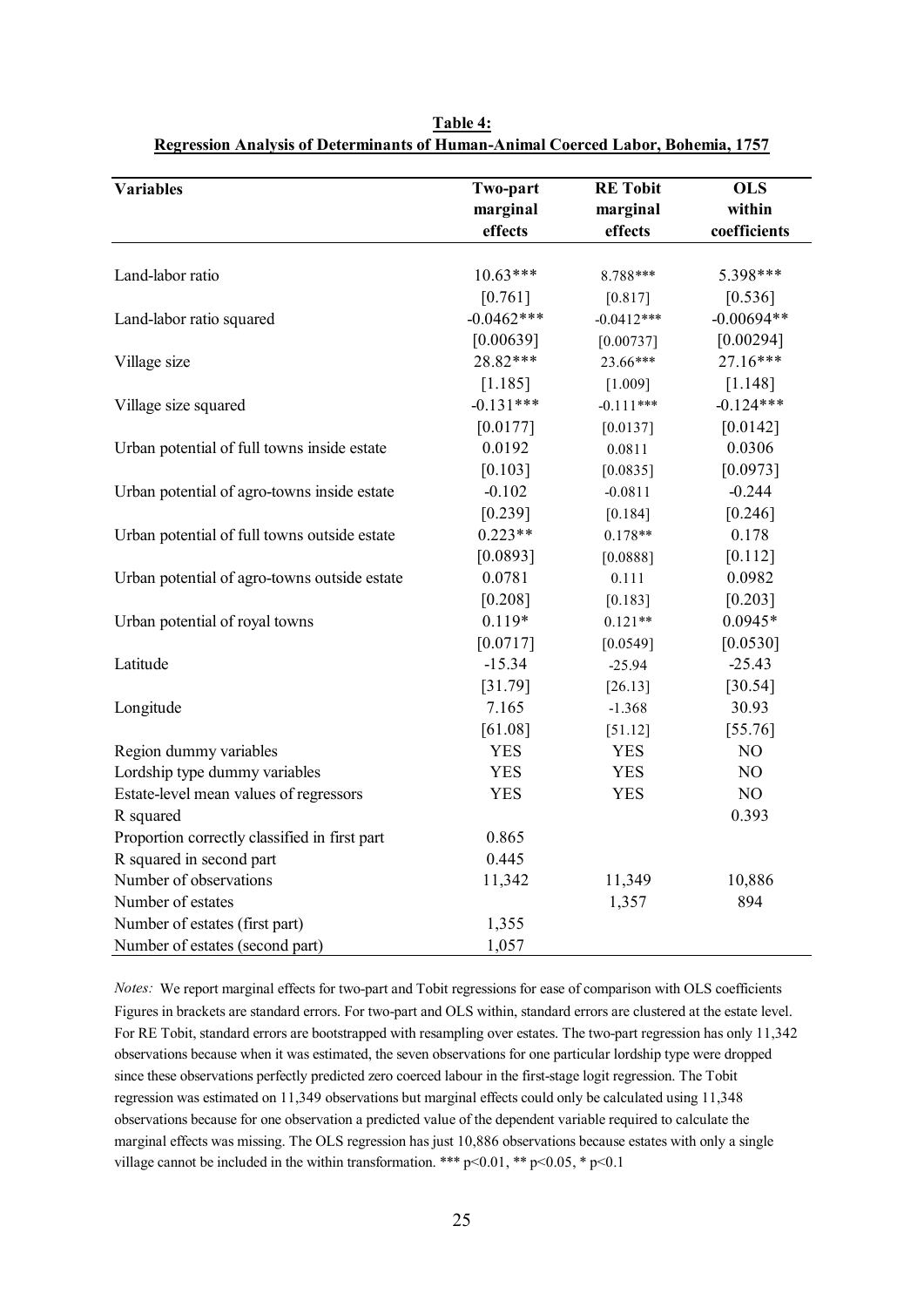**Table 4:**
**Regression Analysis of Determinants of Human-Animal Coerced Labor, Bohemia, 1757**

| Variables | Two-part marginal effects | RE Tobit marginal effects | OLS within coefficients |
|---|---|---|---|
| Land-labor ratio | 10.63*** | 8.788*** | 5.398*** |
| | [0.761] | [0.817] | [0.536] |
| Land-labor ratio squared | -0.0462*** | -0.0412*** | -0.00694** |
| | [0.00639] | [0.00737] | [0.00294] |
| Village size | 28.82*** | 23.66*** | 27.16*** |
| | [1.185] | [1.009] | [1.148] |
| Village size squared | -0.131*** | -0.111*** | -0.124*** |
| | [0.0177] | [0.0137] | [0.0142] |
| Urban potential of full towns inside estate | 0.0192 | 0.0811 | 0.0306 |
| | [0.103] | [0.0835] | [0.0973] |
| Urban potential of agro-towns inside estate | -0.102 | -0.0811 | -0.244 |
| | [0.239] | [0.184] | [0.246] |
| Urban potential of full towns outside estate | 0.223** | 0.178** | 0.178 |
| | [0.0893] | [0.0888] | [0.112] |
| Urban potential of agro-towns outside estate | 0.0781 | 0.111 | 0.0982 |
| | [0.208] | [0.183] | [0.203] |
| Urban potential of royal towns | 0.119* | 0.121** | 0.0945* |
| | [0.0717] | [0.0549] | [0.0530] |
| Latitude | -15.34 | -25.94 | -25.43 |
| | [31.79] | [26.13] | [30.54] |
| Longitude | 7.165 | -1.368 | 30.93 |
| | [61.08] | [51.12] | [55.76] |
| Region dummy variables | YES | YES | NO |
| Lordship type dummy variables | YES | YES | NO |
| Estate-level mean values of regressors | YES | YES | NO |
| R squared | | | 0.393 |
| Proportion correctly classified in first part | 0.865 | | |
| R squared in second part | 0.445 | | |
| Number of observations | 11,342 | 11,349 | 10,886 |
| Number of estates | | 1,357 | 894 |
| Number of estates (first part) | 1,355 | | |
| Number of estates (second part) | 1,057 | | |

*Notes:* We report marginal effects for two-part and Tobit regressions for ease of comparison with OLS coefficients Figures in brackets are standard errors. For two-part and OLS within, standard errors are clustered at the estate level. For RE Tobit, standard errors are bootstrapped with resampling over estates. The two-part regression has only 11,342 observations because when it was estimated, the seven observations for one particular lordship type were dropped since these observations perfectly predicted zero coerced labour in the first-stage logit regression. The Tobit regression was estimated on 11,349 observations but marginal effects could only be calculated using 11,348 observations because for one observation a predicted value of the dependent variable required to calculate the marginal effects was missing. The OLS regression has just 10,886 observations because estates with only a single village cannot be included in the within transformation. *** $p<0.01$, ** $p<0.05$, * $p<0.1$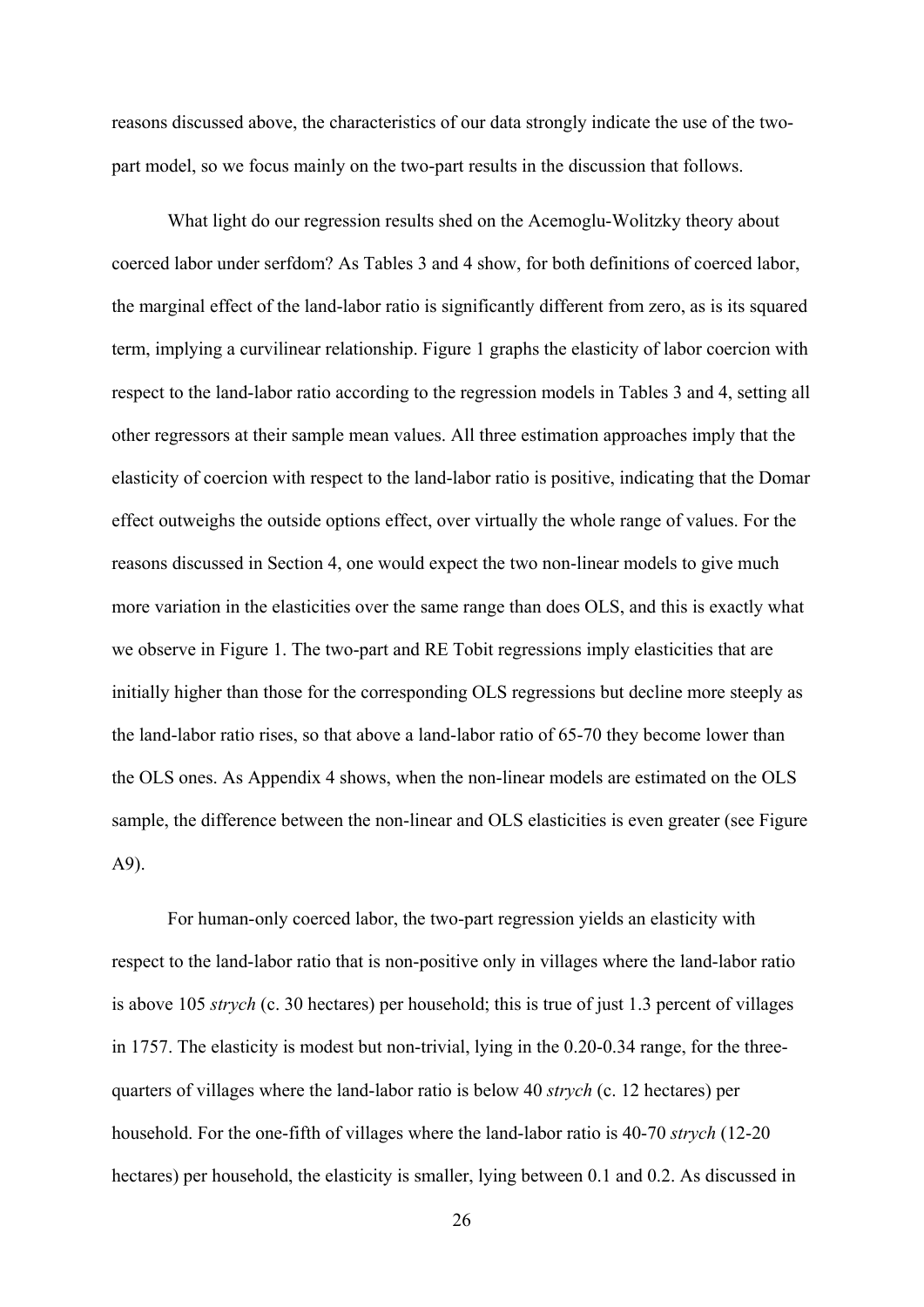reasons discussed above, the characteristics of our data strongly indicate the use of the two-part model, so we focus mainly on the two-part results in the discussion that follows.

What light do our regression results shed on the Acemoglu-Wolitzky theory about coerced labor under serfdom? As Tables 3 and 4 show, for both definitions of coerced labor, the marginal effect of the land-labor ratio is significantly different from zero, as is its squared term, implying a curvilinear relationship. Figure 1 graphs the elasticity of labor coercion with respect to the land-labor ratio according to the regression models in Tables 3 and 4, setting all other regressors at their sample mean values. All three estimation approaches imply that the elasticity of coercion with respect to the land-labor ratio is positive, indicating that the Domar effect outweighs the outside options effect, over virtually the whole range of values. For the reasons discussed in Section 4, one would expect the two non-linear models to give much more variation in the elasticities over the same range than does OLS, and this is exactly what we observe in Figure 1. The two-part and RE Tobit regressions imply elasticities that are initially higher than those for the corresponding OLS regressions but decline more steeply as the land-labor ratio rises, so that above a land-labor ratio of 65-70 they become lower than the OLS ones. As Appendix 4 shows, when the non-linear models are estimated on the OLS sample, the difference between the non-linear and OLS elasticities is even greater (see Figure A9).

For human-only coerced labor, the two-part regression yields an elasticity with respect to the land-labor ratio that is non-positive only in villages where the land-labor ratio is above 105 *strych* (c. 30 hectares) per household; this is true of just 1.3 percent of villages in 1757. The elasticity is modest but non-trivial, lying in the 0.20-0.34 range, for the three-quarters of villages where the land-labor ratio is below 40 *strych* (c. 12 hectares) per household. For the one-fifth of villages where the land-labor ratio is 40-70 *strych* (12-20 hectares) per household, the elasticity is smaller, lying between 0.1 and 0.2. As discussed in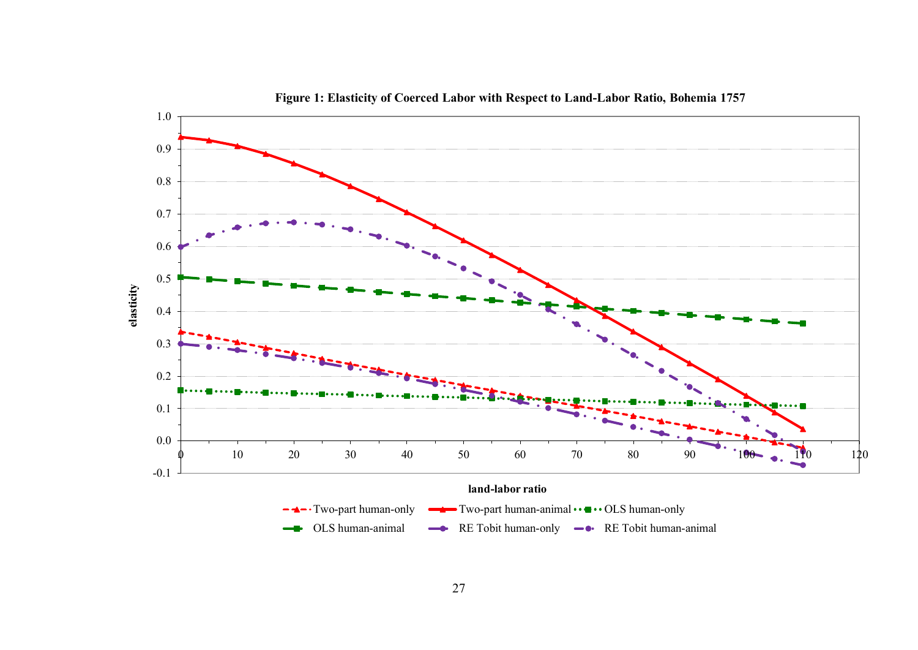**Figure 1: Elasticity of Coerced Labor with Respect to Land-Labor Ratio, Bohemia 1757**

elasticity

1.0
0.9
0.8
0.7
0.6
0.5
0.4
0.3
0.2
0.1
0.0
-0.1

0 10 20 30 40 50 60 70 80 90 100 110 120

land-labor ratio

Two-part human-only
Two-part human-animal
OLS human-only
OLS human-animal
RE Tobit human-only
RE Tobit human-animal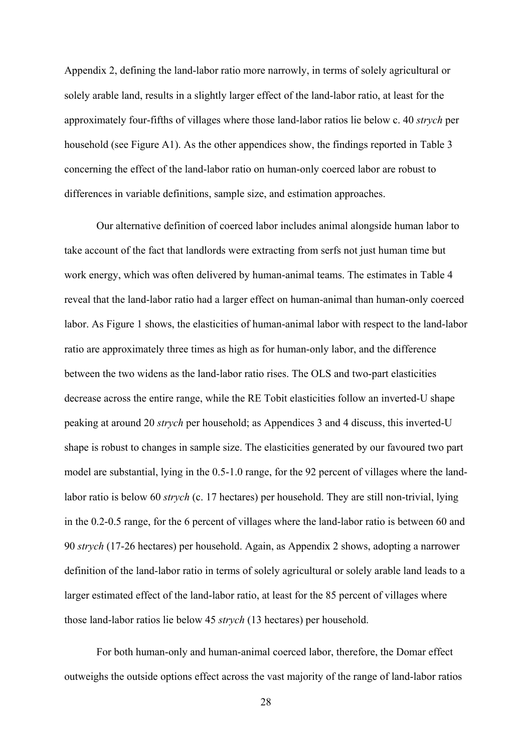Appendix 2, defining the land-labor ratio more narrowly, in terms of solely agricultural or solely arable land, results in a slightly larger effect of the land-labor ratio, at least for the approximately four-fifths of villages where those land-labor ratios lie below c. 40 *strych* per household (see Figure A1). As the other appendices show, the findings reported in Table 3 concerning the effect of the land-labor ratio on human-only coerced labor are robust to differences in variable definitions, sample size, and estimation approaches.

Our alternative definition of coerced labor includes animal alongside human labor to take account of the fact that landlords were extracting from serfs not just human time but work energy, which was often delivered by human-animal teams. The estimates in Table 4 reveal that the land-labor ratio had a larger effect on human-animal than human-only coerced labor. As Figure 1 shows, the elasticities of human-animal labor with respect to the land-labor ratio are approximately three times as high as for human-only labor, and the difference between the two widens as the land-labor ratio rises. The OLS and two-part elasticities decrease across the entire range, while the RE Tobit elasticities follow an inverted-U shape peaking at around 20 *strych* per household; as Appendices 3 and 4 discuss, this inverted-U shape is robust to changes in sample size. The elasticities generated by our favoured two part model are substantial, lying in the 0.5-1.0 range, for the 92 percent of villages where the land-labor ratio is below 60 *strych* (c. 17 hectares) per household. They are still non-trivial, lying in the 0.2-0.5 range, for the 6 percent of villages where the land-labor ratio is between 60 and 90 *strych* (17-26 hectares) per household. Again, as Appendix 2 shows, adopting a narrower definition of the land-labor ratio in terms of solely agricultural or solely arable land leads to a larger estimated effect of the land-labor ratio, at least for the 85 percent of villages where those land-labor ratios lie below 45 *strych* (13 hectares) per household.

For both human-only and human-animal coerced labor, therefore, the Domar effect outweighs the outside options effect across the vast majority of the range of land-labor ratios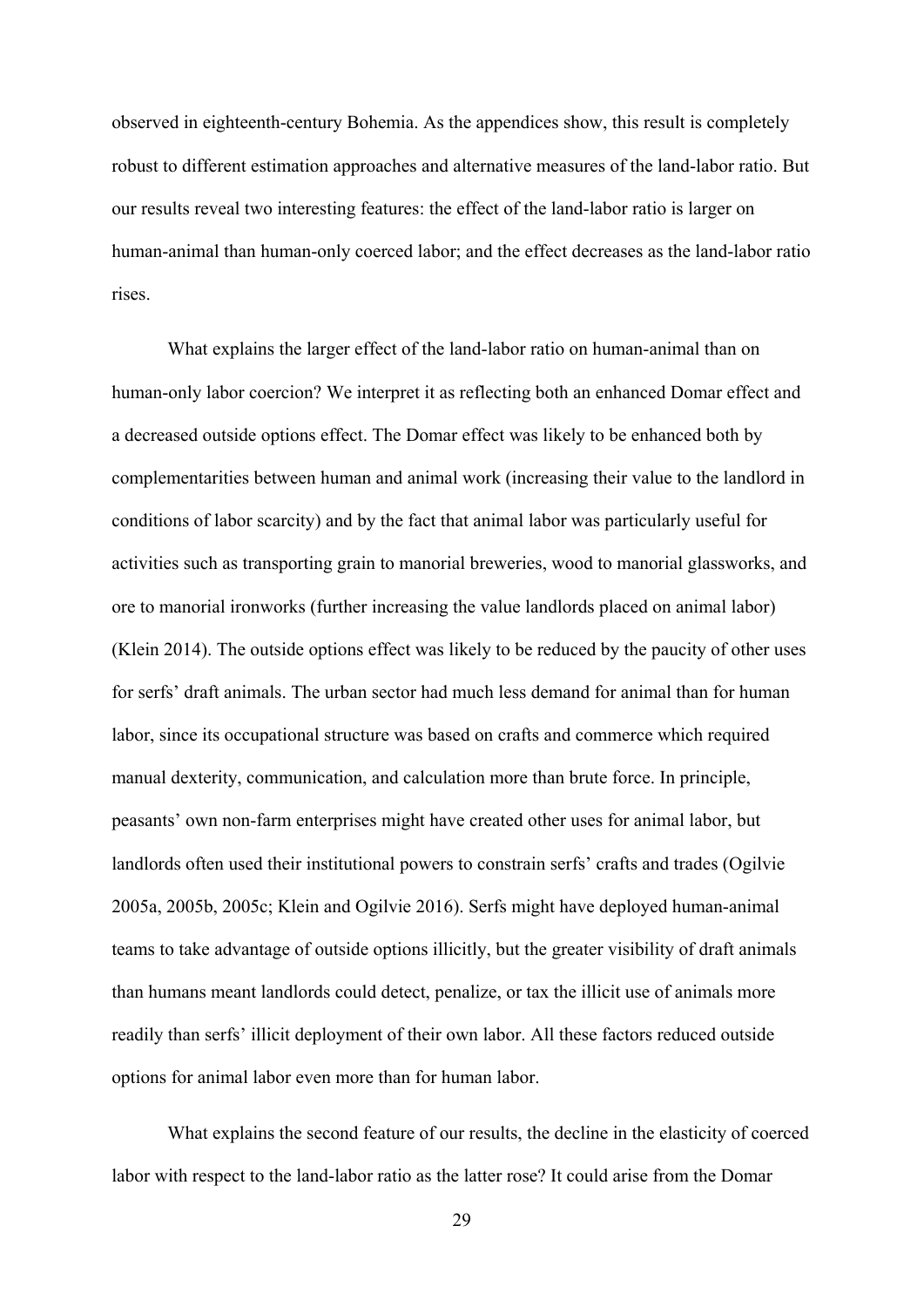observed in eighteenth-century Bohemia. As the appendices show, this result is completely robust to different estimation approaches and alternative measures of the land-labor ratio. But our results reveal two interesting features: the effect of the land-labor ratio is larger on human-animal than human-only coerced labor; and the effect decreases as the land-labor ratio rises.

What explains the larger effect of the land-labor ratio on human-animal than on human-only labor coercion? We interpret it as reflecting both an enhanced Domar effect and a decreased outside options effect. The Domar effect was likely to be enhanced both by complementarities between human and animal work (increasing their value to the landlord in conditions of labor scarcity) and by the fact that animal labor was particularly useful for activities such as transporting grain to manorial breweries, wood to manorial glassworks, and ore to manorial ironworks (further increasing the value landlords placed on animal labor) (Klein 2014). The outside options effect was likely to be reduced by the paucity of other uses for serfs' draft animals. The urban sector had much less demand for animal than for human labor, since its occupational structure was based on crafts and commerce which required manual dexterity, communication, and calculation more than brute force. In principle, peasants' own non-farm enterprises might have created other uses for animal labor, but landlords often used their institutional powers to constrain serfs' crafts and trades (Ogilvie 2005a, 2005b, 2005c; Klein and Ogilvie 2016). Serfs might have deployed human-animal teams to take advantage of outside options illicitly, but the greater visibility of draft animals than humans meant landlords could detect, penalize, or tax the illicit use of animals more readily than serfs' illicit deployment of their own labor. All these factors reduced outside options for animal labor even more than for human labor.

What explains the second feature of our results, the decline in the elasticity of coerced labor with respect to the land-labor ratio as the latter rose? It could arise from the Domar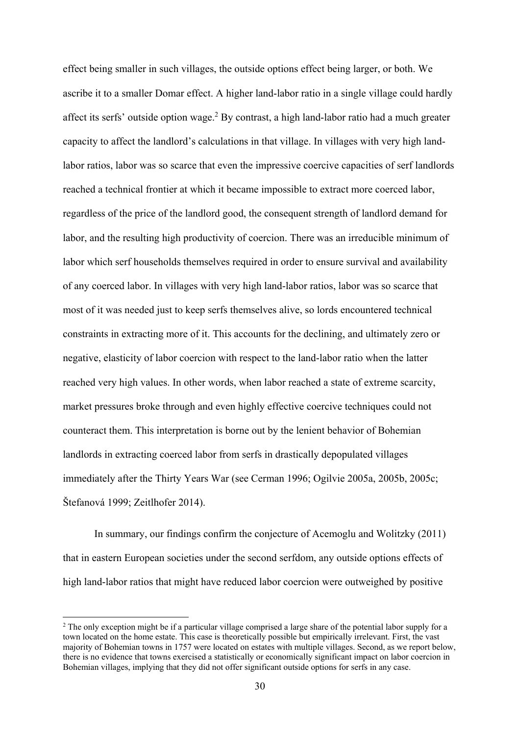effect being smaller in such villages, the outside options effect being larger, or both. We ascribe it to a smaller Domar effect. A higher land-labor ratio in a single village could hardly affect its serfs' outside option wage.[2] By contrast, a high land-labor ratio had a much greater capacity to affect the landlord's calculations in that village. In villages with very high land-labor ratios, labor was so scarce that even the impressive coercive capacities of serf landlords reached a technical frontier at which it became impossible to extract more coerced labor, regardless of the price of the landlord good, the consequent strength of landlord demand for labor, and the resulting high productivity of coercion. There was an irreducible minimum of labor which serf households themselves required in order to ensure survival and availability of any coerced labor. In villages with very high land-labor ratios, labor was so scarce that most of it was needed just to keep serfs themselves alive, so lords encountered technical constraints in extracting more of it. This accounts for the declining, and ultimately zero or negative, elasticity of labor coercion with respect to the land-labor ratio when the latter reached very high values. In other words, when labor reached a state of extreme scarcity, market pressures broke through and even highly effective coercive techniques could not counteract them. This interpretation is borne out by the lenient behavior of Bohemian landlords in extracting coerced labor from serfs in drastically depopulated villages immediately after the Thirty Years War (see Cerman 1996; Ogilvie 2005a, 2005b, 2005c; Štefanová 1999; Zeitlhofer 2014).

In summary, our findings confirm the conjecture of Acemoglu and Wolitzky (2011) that in eastern European societies under the second serfdom, any outside options effects of high land-labor ratios that might have reduced labor coercion were outweighed by positive

[2] The only exception might be if a particular village comprised a large share of the potential labor supply for a town located on the home estate. This case is theoretically possible but empirically irrelevant. First, the vast majority of Bohemian towns in 1757 were located on estates with multiple villages. Second, as we report below, there is no evidence that towns exercised a statistically or economically significant impact on labor coercion in Bohemian villages, implying that they did not offer significant outside options for serfs in any case.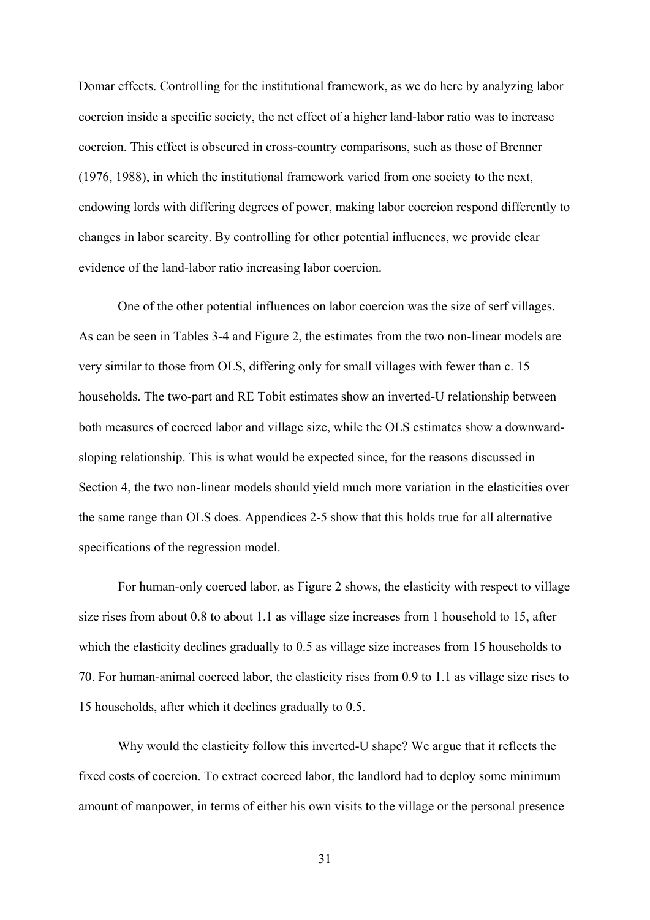Domar effects. Controlling for the institutional framework, as we do here by analyzing labor coercion inside a specific society, the net effect of a higher land-labor ratio was to increase coercion. This effect is obscured in cross-country comparisons, such as those of Brenner (1976, 1988), in which the institutional framework varied from one society to the next, endowing lords with differing degrees of power, making labor coercion respond differently to changes in labor scarcity. By controlling for other potential influences, we provide clear evidence of the land-labor ratio increasing labor coercion.

One of the other potential influences on labor coercion was the size of serf villages. As can be seen in Tables 3-4 and Figure 2, the estimates from the two non-linear models are very similar to those from OLS, differing only for small villages with fewer than c. 15 households. The two-part and RE Tobit estimates show an inverted-U relationship between both measures of coerced labor and village size, while the OLS estimates show a downward-sloping relationship. This is what would be expected since, for the reasons discussed in Section 4, the two non-linear models should yield much more variation in the elasticities over the same range than OLS does. Appendices 2-5 show that this holds true for all alternative specifications of the regression model.

For human-only coerced labor, as Figure 2 shows, the elasticity with respect to village size rises from about 0.8 to about 1.1 as village size increases from 1 household to 15, after which the elasticity declines gradually to 0.5 as village size increases from 15 households to 70. For human-animal coerced labor, the elasticity rises from 0.9 to 1.1 as village size rises to 15 households, after which it declines gradually to 0.5.

Why would the elasticity follow this inverted-U shape? We argue that it reflects the fixed costs of coercion. To extract coerced labor, the landlord had to deploy some minimum amount of manpower, in terms of either his own visits to the village or the personal presence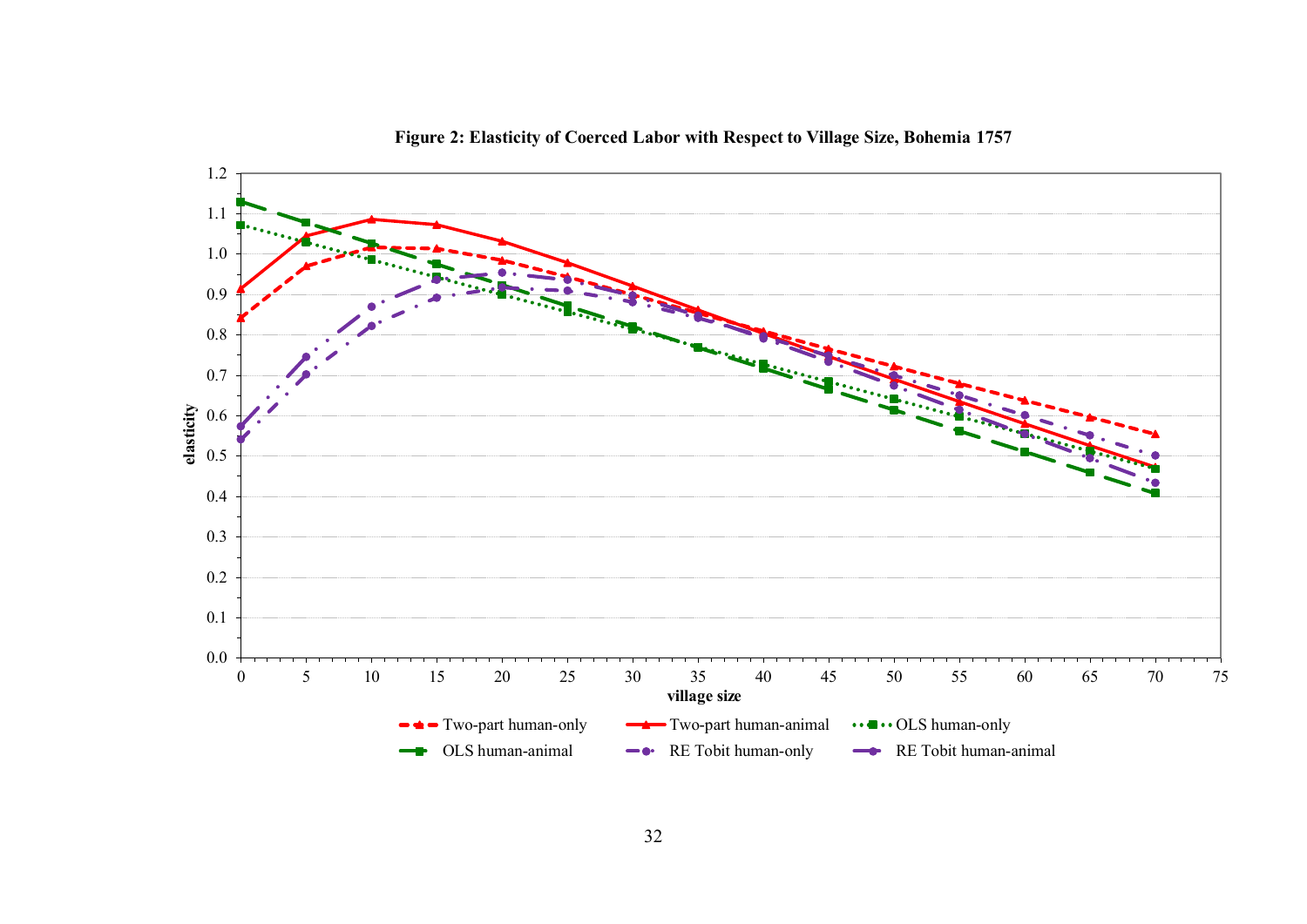**Figure 2: Elasticity of Coerced Labor with Respect to Village Size, Bohemia 1757**

elasticity

1.2
1.1
1.0
0.9
0.8
0.7
0.6
0.5
0.4
0.3
0.2
0.1
0.0

0 5 10 15 20 25 30 35 40 45 50 55 60 65 70 75

village size

Two-part human-only
Two-part human-animal
OLS human-only
OLS human-animal
RE Tobit human-only
RE Tobit human-animal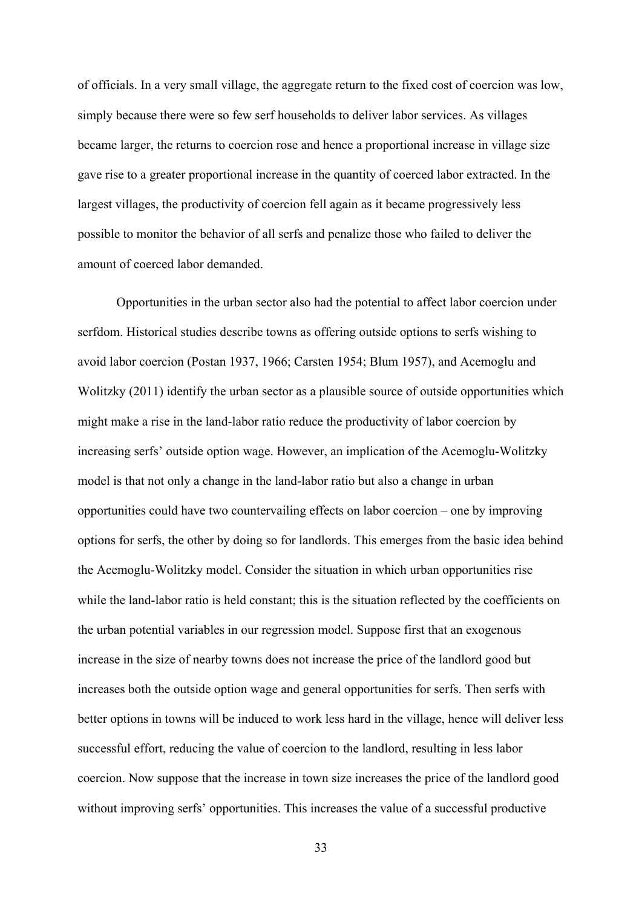of officials. In a very small village, the aggregate return to the fixed cost of coercion was low, simply because there were so few serf households to deliver labor services. As villages became larger, the returns to coercion rose and hence a proportional increase in village size gave rise to a greater proportional increase in the quantity of coerced labor extracted. In the largest villages, the productivity of coercion fell again as it became progressively less possible to monitor the behavior of all serfs and penalize those who failed to deliver the amount of coerced labor demanded.

Opportunities in the urban sector also had the potential to affect labor coercion under serfdom. Historical studies describe towns as offering outside options to serfs wishing to avoid labor coercion (Postan 1937, 1966; Carsten 1954; Blum 1957), and Acemoglu and Wolitzky (2011) identify the urban sector as a plausible source of outside opportunities which might make a rise in the land-labor ratio reduce the productivity of labor coercion by increasing serfs' outside option wage. However, an implication of the Acemoglu-Wolitzky model is that not only a change in the land-labor ratio but also a change in urban opportunities could have two countervailing effects on labor coercion – one by improving options for serfs, the other by doing so for landlords. This emerges from the basic idea behind the Acemoglu-Wolitzky model. Consider the situation in which urban opportunities rise while the land-labor ratio is held constant; this is the situation reflected by the coefficients on the urban potential variables in our regression model. Suppose first that an exogenous increase in the size of nearby towns does not increase the price of the landlord good but increases both the outside option wage and general opportunities for serfs. Then serfs with better options in towns will be induced to work less hard in the village, hence will deliver less successful effort, reducing the value of coercion to the landlord, resulting in less labor coercion. Now suppose that the increase in town size increases the price of the landlord good without improving serfs' opportunities. This increases the value of a successful productive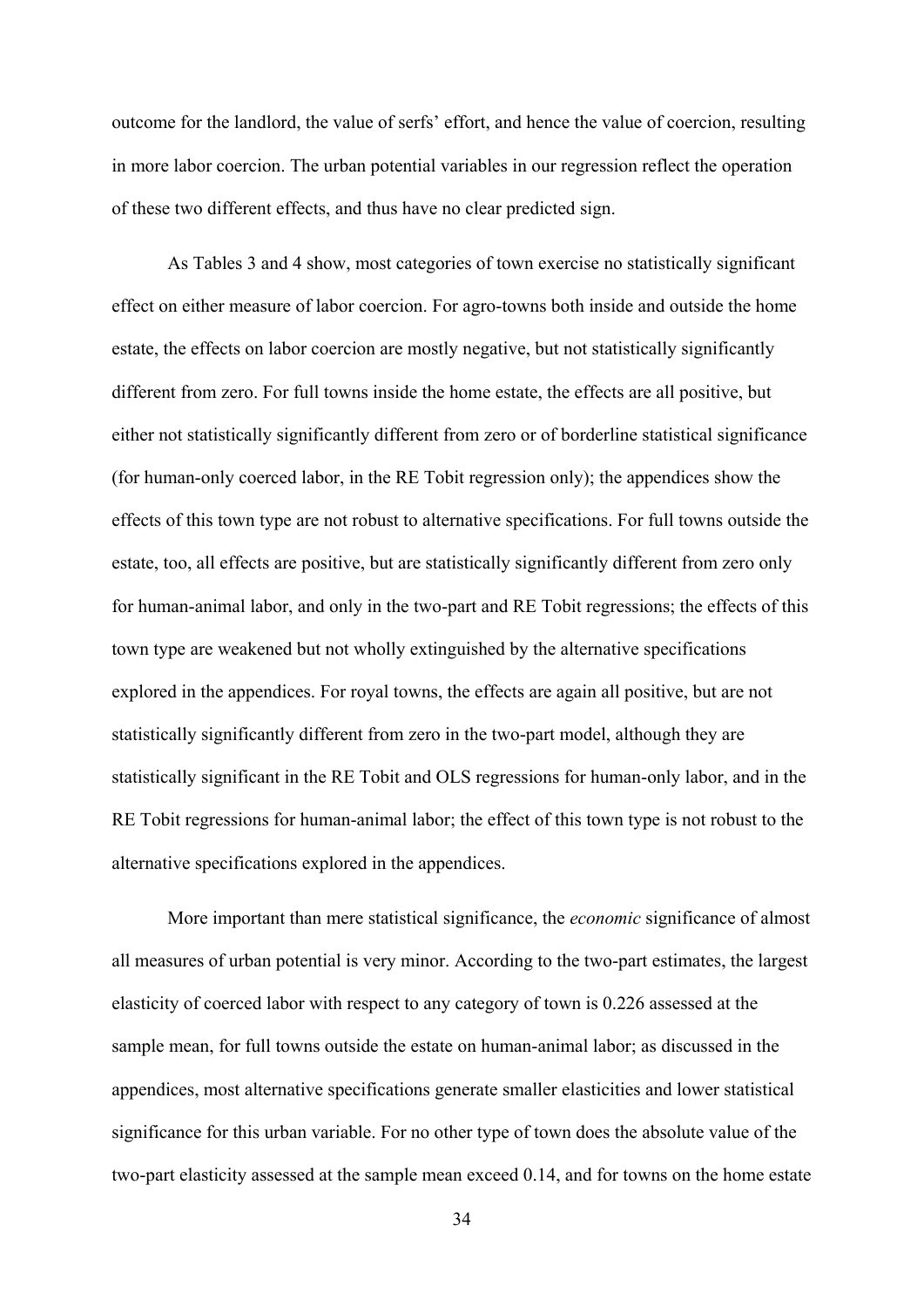outcome for the landlord, the value of serfs' effort, and hence the value of coercion, resulting in more labor coercion. The urban potential variables in our regression reflect the operation of these two different effects, and thus have no clear predicted sign.

As Tables 3 and 4 show, most categories of town exercise no statistically significant effect on either measure of labor coercion. For agro-towns both inside and outside the home estate, the effects on labor coercion are mostly negative, but not statistically significantly different from zero. For full towns inside the home estate, the effects are all positive, but either not statistically significantly different from zero or of borderline statistical significance (for human-only coerced labor, in the RE Tobit regression only); the appendices show the effects of this town type are not robust to alternative specifications. For full towns outside the estate, too, all effects are positive, but are statistically significantly different from zero only for human-animal labor, and only in the two-part and RE Tobit regressions; the effects of this town type are weakened but not wholly extinguished by the alternative specifications explored in the appendices. For royal towns, the effects are again all positive, but are not statistically significantly different from zero in the two-part model, although they are statistically significant in the RE Tobit and OLS regressions for human-only labor, and in the RE Tobit regressions for human-animal labor; the effect of this town type is not robust to the alternative specifications explored in the appendices.

More important than mere statistical significance, the *economic* significance of almost all measures of urban potential is very minor. According to the two-part estimates, the largest elasticity of coerced labor with respect to any category of town is 0.226 assessed at the sample mean, for full towns outside the estate on human-animal labor; as discussed in the appendices, most alternative specifications generate smaller elasticities and lower statistical significance for this urban variable. For no other type of town does the absolute value of the two-part elasticity assessed at the sample mean exceed 0.14, and for towns on the home estate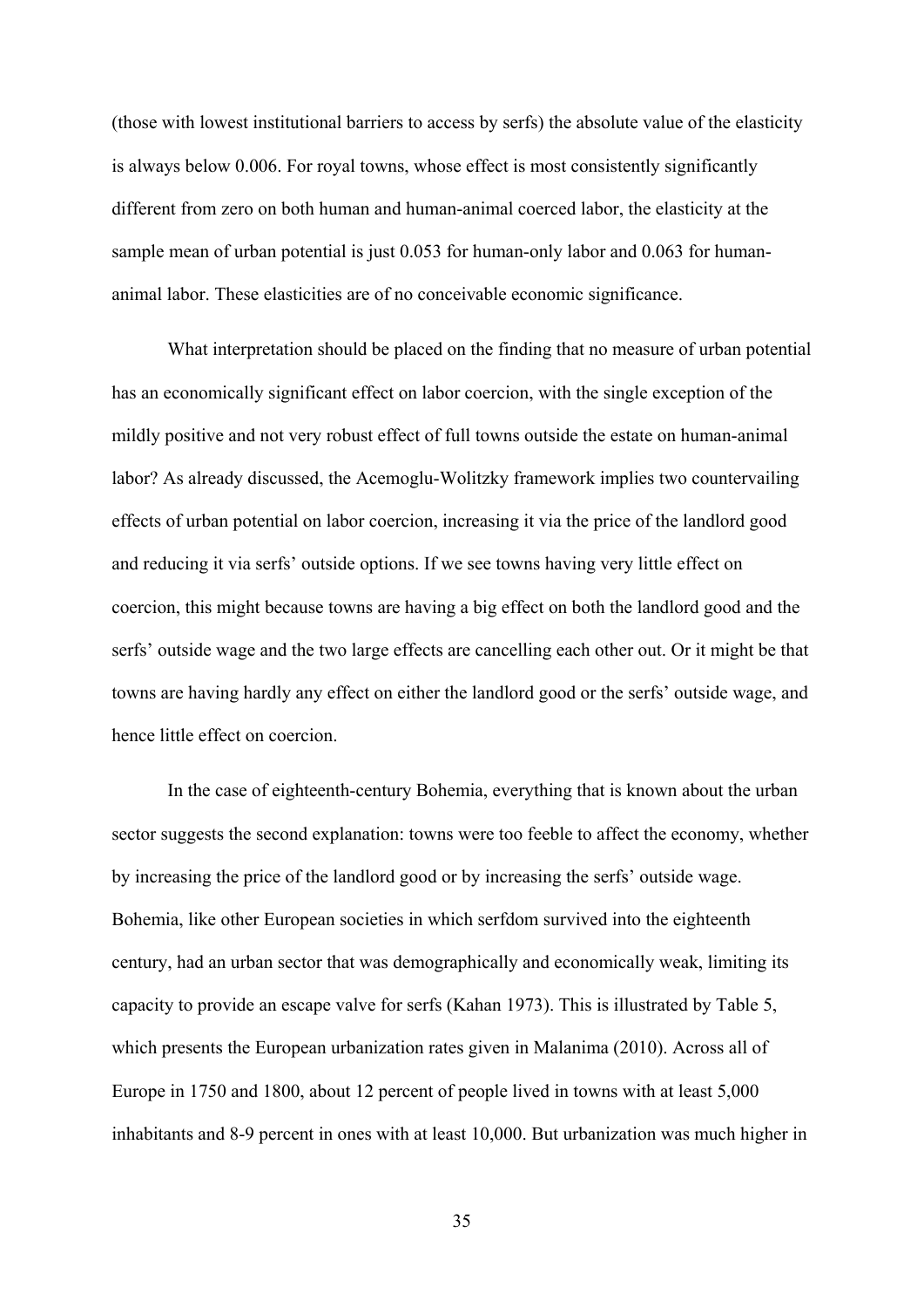(those with lowest institutional barriers to access by serfs) the absolute value of the elasticity is always below 0.006. For royal towns, whose effect is most consistently significantly different from zero on both human and human-animal coerced labor, the elasticity at the sample mean of urban potential is just 0.053 for human-only labor and 0.063 for human-animal labor. These elasticities are of no conceivable economic significance.

What interpretation should be placed on the finding that no measure of urban potential has an economically significant effect on labor coercion, with the single exception of the mildly positive and not very robust effect of full towns outside the estate on human-animal labor? As already discussed, the Acemoglu-Wolitzky framework implies two countervailing effects of urban potential on labor coercion, increasing it via the price of the landlord good and reducing it via serfs' outside options. If we see towns having very little effect on coercion, this might because towns are having a big effect on both the landlord good and the serfs' outside wage and the two large effects are cancelling each other out. Or it might be that towns are having hardly any effect on either the landlord good or the serfs' outside wage, and hence little effect on coercion.

In the case of eighteenth-century Bohemia, everything that is known about the urban sector suggests the second explanation: towns were too feeble to affect the economy, whether by increasing the price of the landlord good or by increasing the serfs' outside wage. Bohemia, like other European societies in which serfdom survived into the eighteenth century, had an urban sector that was demographically and economically weak, limiting its capacity to provide an escape valve for serfs (Kahan 1973). This is illustrated by Table 5, which presents the European urbanization rates given in Malanima (2010). Across all of Europe in 1750 and 1800, about 12 percent of people lived in towns with at least 5,000 inhabitants and 8-9 percent in ones with at least 10,000. But urbanization was much higher in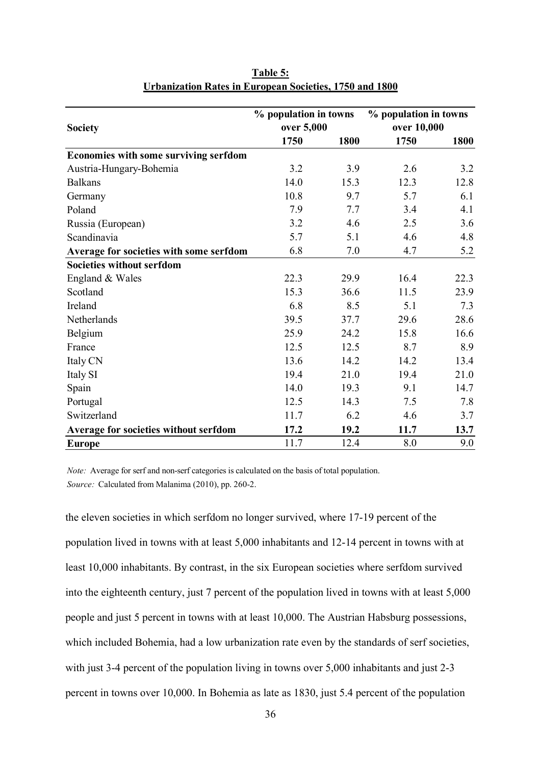**Table 5:**
**Urbanization Rates in European Societies, 1750 and 1800**

| Society | % population in towns over 5,000 | | % population in towns over 10,000 | |
|---|---|---|---|---|
| | 1750 | 1800 | 1750 | 1800 |
| **Economies with some surviving serfdom** | | | | |
| Austria-Hungary-Bohemia | 3.2 | 3.9 | 2.6 | 3.2 |
| Balkans | 14.0 | 15.3 | 12.3 | 12.8 |
| Germany | 10.8 | 9.7 | 5.7 | 6.1 |
| Poland | 7.9 | 7.7 | 3.4 | 4.1 |
| Russia (European) | 3.2 | 4.6 | 2.5 | 3.6 |
| Scandinavia | 5.7 | 5.1 | 4.6 | 4.8 |
| **Average for societies with some serfdom** | 6.8 | 7.0 | 4.7 | 5.2 |
| **Societies without serfdom** | | | | |
| England & Wales | 22.3 | 29.9 | 16.4 | 22.3 |
| Scotland | 15.3 | 36.6 | 11.5 | 23.9 |
| Ireland | 6.8 | 8.5 | 5.1 | 7.3 |
| Netherlands | 39.5 | 37.7 | 29.6 | 28.6 |
| Belgium | 25.9 | 24.2 | 15.8 | 16.6 |
| France | 12.5 | 12.5 | 8.7 | 8.9 |
| Italy CN | 13.6 | 14.2 | 14.2 | 13.4 |
| Italy SI | 19.4 | 21.0 | 19.4 | 21.0 |
| Spain | 14.0 | 19.3 | 9.1 | 14.7 |
| Portugal | 12.5 | 14.3 | 7.5 | 7.8 |
| Switzerland | 11.7 | 6.2 | 4.6 | 3.7 |
| **Average for societies without serfdom** | **17.2** | **19.2** | **11.7** | **13.7** |
| **Europe** | 11.7 | 12.4 | 8.0 | 9.0 |

*Note:* Average for serf and non-serf categories is calculated on the basis of total population.
*Source:* Calculated from Malanima (2010), pp. 260-2.

the eleven societies in which serfdom no longer survived, where 17-19 percent of the population lived in towns with at least 5,000 inhabitants and 12-14 percent in towns with at least 10,000 inhabitants. By contrast, in the six European societies where serfdom survived into the eighteenth century, just 7 percent of the population lived in towns with at least 5,000 people and just 5 percent in towns with at least 10,000. The Austrian Habsburg possessions, which included Bohemia, had a low urbanization rate even by the standards of serf societies, with just 3-4 percent of the population living in towns over 5,000 inhabitants and just 2-3 percent in towns over 10,000. In Bohemia as late as 1830, just 5.4 percent of the population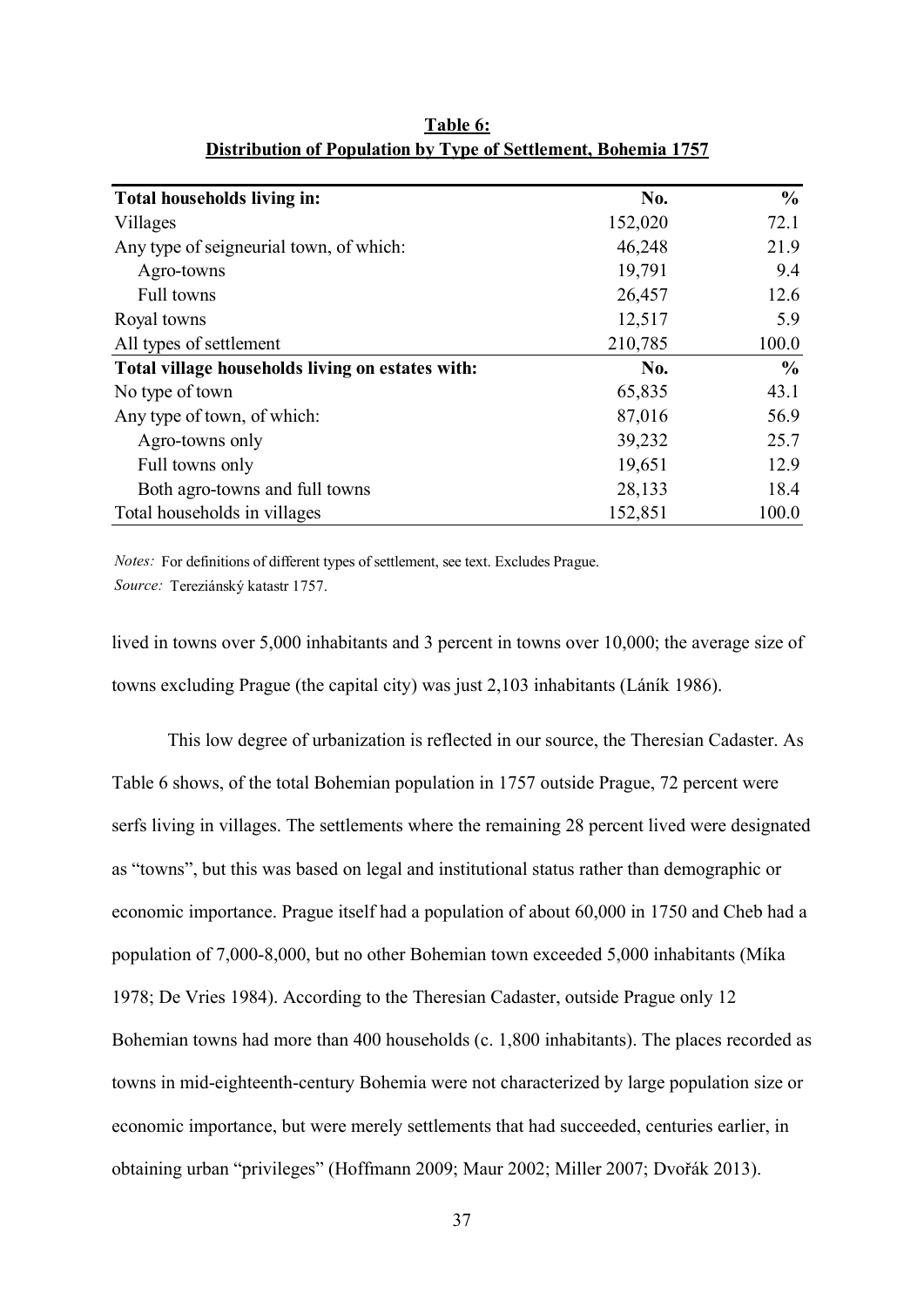**Table 6:**
**Distribution of Population by Type of Settlement, Bohemia 1757**

| **Total households living in:** | **No.** | **%** |
|---|---|---|
| Villages | 152,020 | 72.1 |
| Any type of seigneurial town, of which: | 46,248 | 21.9 |
| Agro-towns | 19,791 | 9.4 |
| Full towns | 26,457 | 12.6 |
| Royal towns | 12,517 | 5.9 |
| All types of settlement | 210,785 | 100.0 |
| **Total village households living on estates with:** | **No.** | **%** |
| No type of town | 65,835 | 43.1 |
| Any type of town, of which: | 87,016 | 56.9 |
| Agro-towns only | 39,232 | 25.7 |
| Full towns only | 19,651 | 12.9 |
| Both agro-towns and full towns | 28,133 | 18.4 |
| Total households in villages | 152,851 | 100.0 |

*Notes:* For definitions of different types of settlement, see text. Excludes Prague.
*Source:* Tereziánský katastr 1757.

lived in towns over 5,000 inhabitants and 3 percent in towns over 10,000; the average size of towns excluding Prague (the capital city) was just 2,103 inhabitants (Láník 1986).

This low degree of urbanization is reflected in our source, the Theresian Cadaster. As Table 6 shows, of the total Bohemian population in 1757 outside Prague, 72 percent were serfs living in villages. The settlements where the remaining 28 percent lived were designated as "towns", but this was based on legal and institutional status rather than demographic or economic importance. Prague itself had a population of about 60,000 in 1750 and Cheb had a population of 7,000-8,000, but no other Bohemian town exceeded 5,000 inhabitants (Míka 1978; De Vries 1984). According to the Theresian Cadaster, outside Prague only 12 Bohemian towns had more than 400 households (c. 1,800 inhabitants). The places recorded as towns in mid-eighteenth-century Bohemia were not characterized by large population size or economic importance, but were merely settlements that had succeeded, centuries earlier, in obtaining urban "privileges" (Hoffmann 2009; Maur 2002; Miller 2007; Dvořák 2013).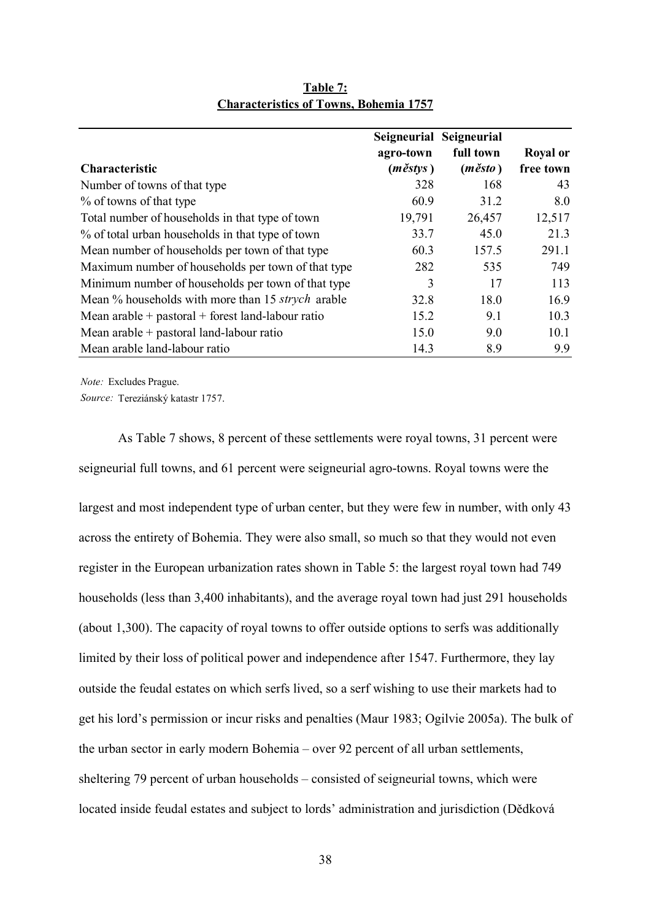**Table 7:**
**Characteristics of Towns, Bohemia 1757**

| Characteristic | Seigneurial agro-town (*městys*) | Seigneurial full town (*město*) | Royal or free town |
|---|---|---|---|
| Number of towns of that type | 328 | 168 | 43 |
| % of towns of that type | 60.9 | 31.2 | 8.0 |
| Total number of households in that type of town | 19,791 | 26,457 | 12,517 |
| % of total urban households in that type of town | 33.7 | 45.0 | 21.3 |
| Mean number of households per town of that type | 60.3 | 157.5 | 291.1 |
| Maximum number of households per town of that type | 282 | 535 | 749 |
| Minimum number of households per town of that type | 3 | 17 | 113 |
| Mean % households with more than 15 *strych* arable | 32.8 | 18.0 | 16.9 |
| Mean arable + pastoral + forest land-labour ratio | 15.2 | 9.1 | 10.3 |
| Mean arable + pastoral land-labour ratio | 15.0 | 9.0 | 10.1 |
| Mean arable land-labour ratio | 14.3 | 8.9 | 9.9 |

*Note:* Excludes Prague.
*Source:* Tereziánský katastr 1757.

As Table 7 shows, 8 percent of these settlements were royal towns, 31 percent were seigneurial full towns, and 61 percent were seigneurial agro-towns. Royal towns were the largest and most independent type of urban center, but they were few in number, with only 43 across the entirety of Bohemia. They were also small, so much so that they would not even register in the European urbanization rates shown in Table 5: the largest royal town had 749 households (less than 3,400 inhabitants), and the average royal town had just 291 households (about 1,300). The capacity of royal towns to offer outside options to serfs was additionally limited by their loss of political power and independence after 1547. Furthermore, they lay outside the feudal estates on which serfs lived, so a serf wishing to use their markets had to get his lord's permission or incur risks and penalties (Maur 1983; Ogilvie 2005a). The bulk of the urban sector in early modern Bohemia – over 92 percent of all urban settlements, sheltering 79 percent of urban households – consisted of seigneurial towns, which were located inside feudal estates and subject to lords' administration and jurisdiction (Dědková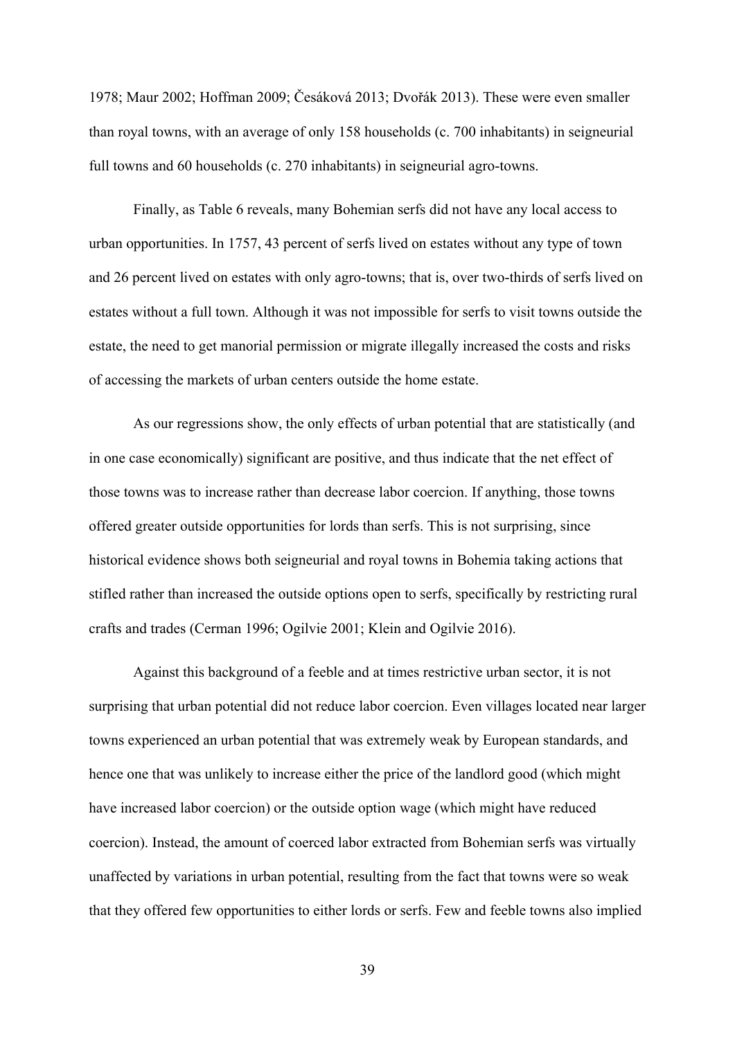1978; Maur 2002; Hoffman 2009; Česáková 2013; Dvořák 2013). These were even smaller than royal towns, with an average of only 158 households (c. 700 inhabitants) in seigneurial full towns and 60 households (c. 270 inhabitants) in seigneurial agro-towns.

Finally, as Table 6 reveals, many Bohemian serfs did not have any local access to urban opportunities. In 1757, 43 percent of serfs lived on estates without any type of town and 26 percent lived on estates with only agro-towns; that is, over two-thirds of serfs lived on estates without a full town. Although it was not impossible for serfs to visit towns outside the estate, the need to get manorial permission or migrate illegally increased the costs and risks of accessing the markets of urban centers outside the home estate.

As our regressions show, the only effects of urban potential that are statistically (and in one case economically) significant are positive, and thus indicate that the net effect of those towns was to increase rather than decrease labor coercion. If anything, those towns offered greater outside opportunities for lords than serfs. This is not surprising, since historical evidence shows both seigneurial and royal towns in Bohemia taking actions that stifled rather than increased the outside options open to serfs, specifically by restricting rural crafts and trades (Cerman 1996; Ogilvie 2001; Klein and Ogilvie 2016).

Against this background of a feeble and at times restrictive urban sector, it is not surprising that urban potential did not reduce labor coercion. Even villages located near larger towns experienced an urban potential that was extremely weak by European standards, and hence one that was unlikely to increase either the price of the landlord good (which might have increased labor coercion) or the outside option wage (which might have reduced coercion). Instead, the amount of coerced labor extracted from Bohemian serfs was virtually unaffected by variations in urban potential, resulting from the fact that towns were so weak that they offered few opportunities to either lords or serfs. Few and feeble towns also implied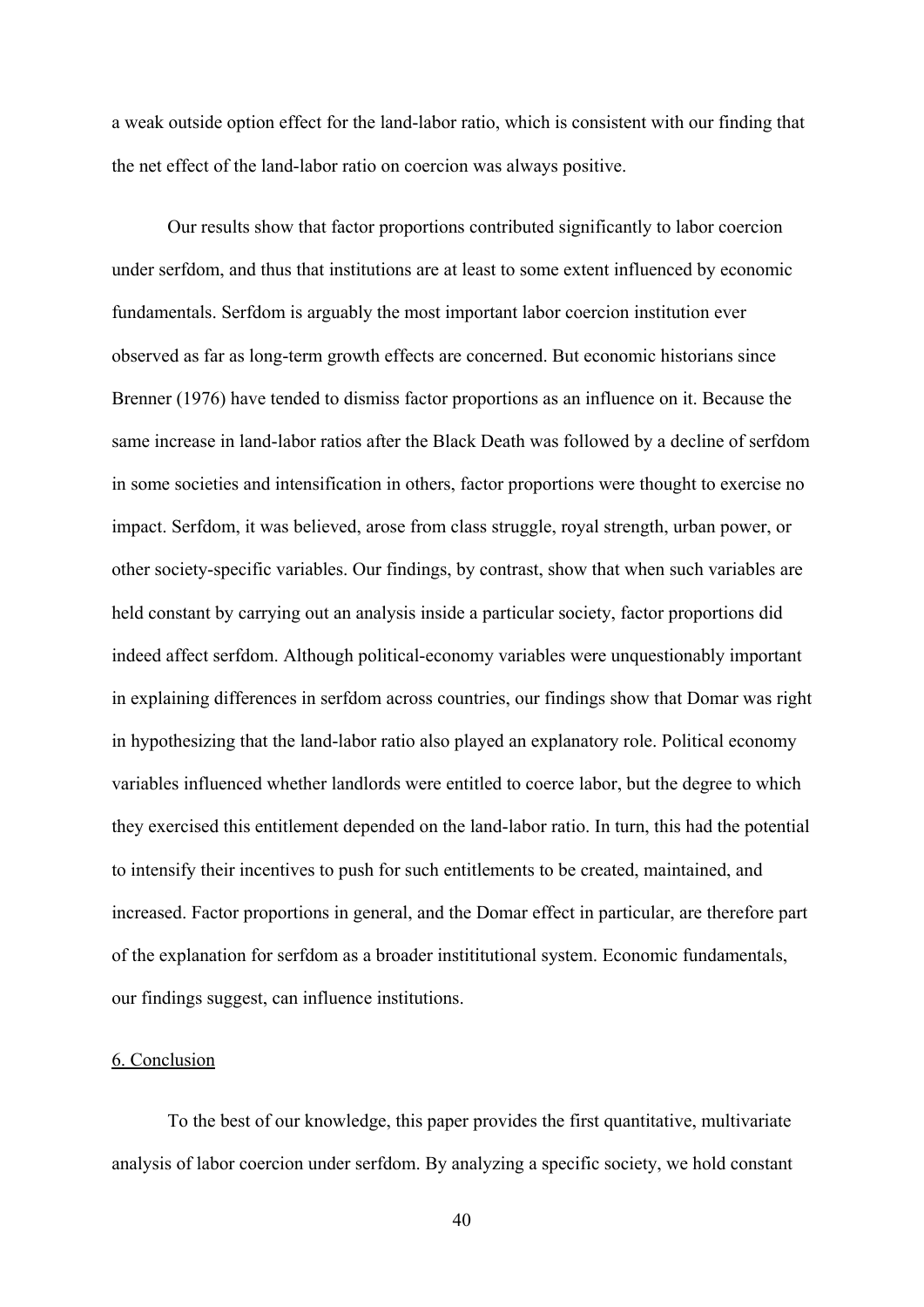a weak outside option effect for the land-labor ratio, which is consistent with our finding that the net effect of the land-labor ratio on coercion was always positive.

Our results show that factor proportions contributed significantly to labor coercion under serfdom, and thus that institutions are at least to some extent influenced by economic fundamentals. Serfdom is arguably the most important labor coercion institution ever observed as far as long-term growth effects are concerned. But economic historians since Brenner (1976) have tended to dismiss factor proportions as an influence on it. Because the same increase in land-labor ratios after the Black Death was followed by a decline of serfdom in some societies and intensification in others, factor proportions were thought to exercise no impact. Serfdom, it was believed, arose from class struggle, royal strength, urban power, or other society-specific variables. Our findings, by contrast, show that when such variables are held constant by carrying out an analysis inside a particular society, factor proportions did indeed affect serfdom. Although political-economy variables were unquestionably important in explaining differences in serfdom across countries, our findings show that Domar was right in hypothesizing that the land-labor ratio also played an explanatory role. Political economy variables influenced whether landlords were entitled to coerce labor, but the degree to which they exercised this entitlement depended on the land-labor ratio. In turn, this had the potential to intensify their incentives to push for such entitlements to be created, maintained, and increased. Factor proportions in general, and the Domar effect in particular, are therefore part of the explanation for serfdom as a broader instititutional system. Economic fundamentals, our findings suggest, can influence institutions.

## 6. Conclusion

To the best of our knowledge, this paper provides the first quantitative, multivariate analysis of labor coercion under serfdom. By analyzing a specific society, we hold constant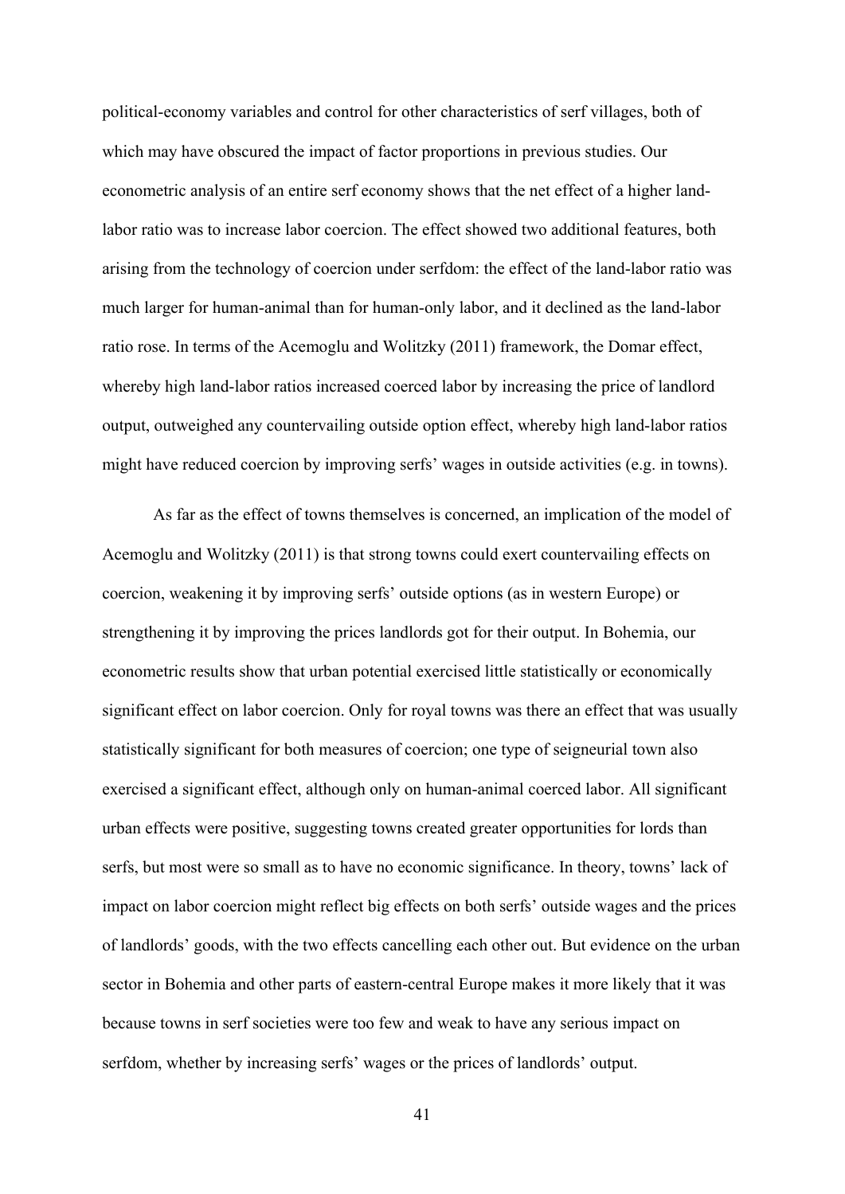political-economy variables and control for other characteristics of serf villages, both of which may have obscured the impact of factor proportions in previous studies. Our econometric analysis of an entire serf economy shows that the net effect of a higher land-labor ratio was to increase labor coercion. The effect showed two additional features, both arising from the technology of coercion under serfdom: the effect of the land-labor ratio was much larger for human-animal than for human-only labor, and it declined as the land-labor ratio rose. In terms of the Acemoglu and Wolitzky (2011) framework, the Domar effect, whereby high land-labor ratios increased coerced labor by increasing the price of landlord output, outweighed any countervailing outside option effect, whereby high land-labor ratios might have reduced coercion by improving serfs' wages in outside activities (e.g. in towns).

As far as the effect of towns themselves is concerned, an implication of the model of Acemoglu and Wolitzky (2011) is that strong towns could exert countervailing effects on coercion, weakening it by improving serfs' outside options (as in western Europe) or strengthening it by improving the prices landlords got for their output. In Bohemia, our econometric results show that urban potential exercised little statistically or economically significant effect on labor coercion. Only for royal towns was there an effect that was usually statistically significant for both measures of coercion; one type of seigneurial town also exercised a significant effect, although only on human-animal coerced labor. All significant urban effects were positive, suggesting towns created greater opportunities for lords than serfs, but most were so small as to have no economic significance. In theory, towns' lack of impact on labor coercion might reflect big effects on both serfs' outside wages and the prices of landlords' goods, with the two effects cancelling each other out. But evidence on the urban sector in Bohemia and other parts of eastern-central Europe makes it more likely that it was because towns in serf societies were too few and weak to have any serious impact on serfdom, whether by increasing serfs' wages or the prices of landlords' output.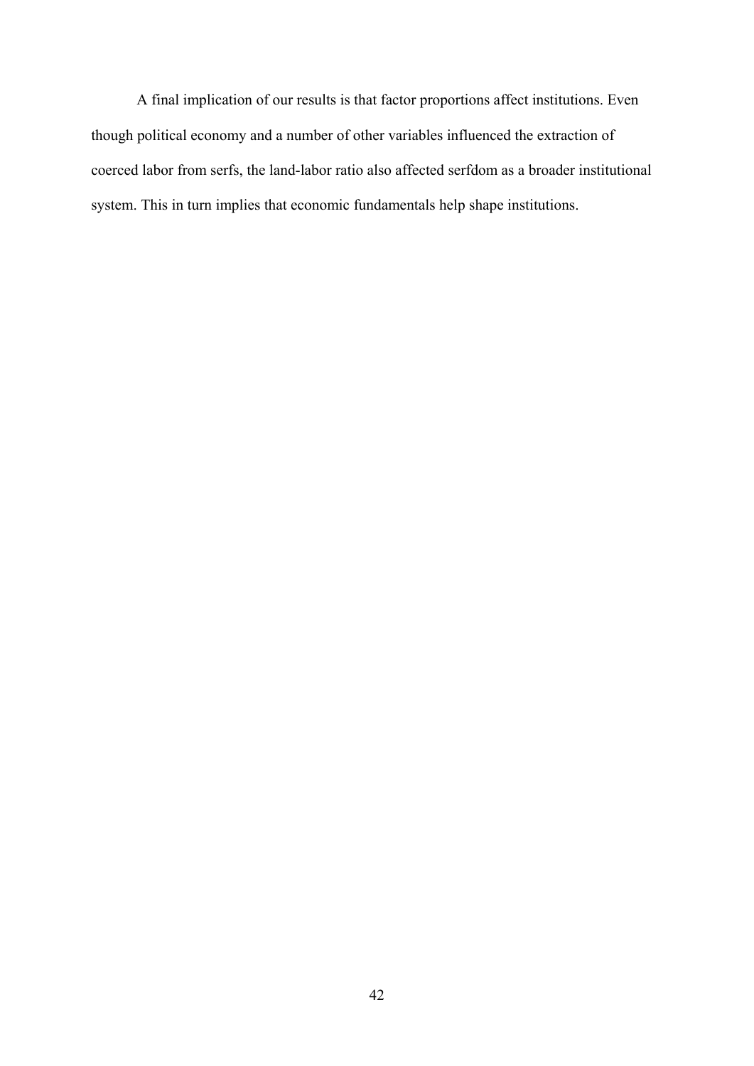A final implication of our results is that factor proportions affect institutions. Even though political economy and a number of other variables influenced the extraction of coerced labor from serfs, the land-labor ratio also affected serfdom as a broader institutional system. This in turn implies that economic fundamentals help shape institutions.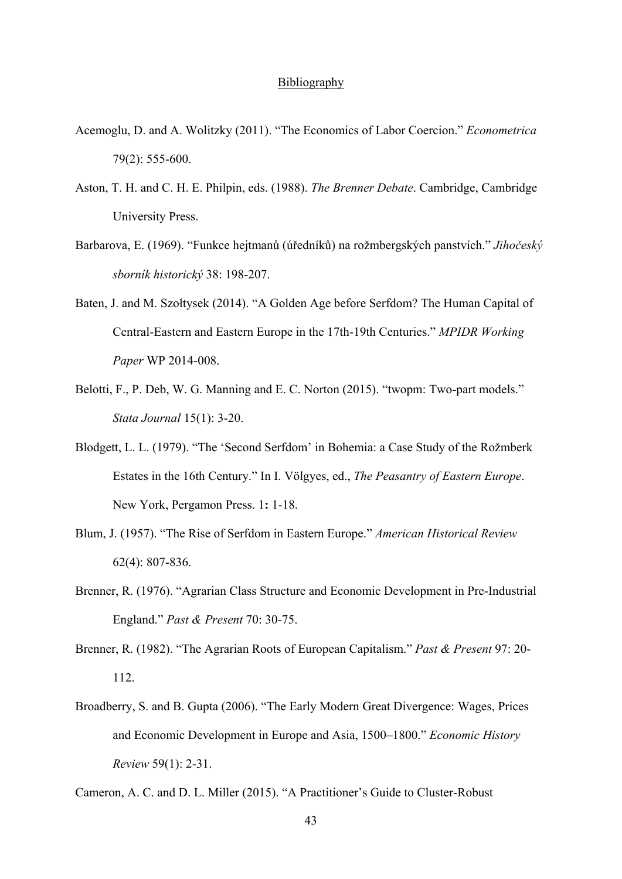## Bibliography

Acemoglu, D. and A. Wolitzky (2011). "The Economics of Labor Coercion." *Econometrica* 79(2): 555-600.

Aston, T. H. and C. H. E. Philpin, eds. (1988). *The Brenner Debate*. Cambridge, Cambridge University Press.

Barbarova, E. (1969). "Funkce hejtmanů (úředníků) na rožmbergských panstvích." *Jihočeský sborník historický* 38: 198-207.

Baten, J. and M. Szołtysek (2014). "A Golden Age before Serfdom? The Human Capital of Central-Eastern and Eastern Europe in the 17th-19th Centuries." *MPIDR Working Paper* WP 2014-008.

Belotti, F., P. Deb, W. G. Manning and E. C. Norton (2015). "twopm: Two-part models." *Stata Journal* 15(1): 3-20.

Blodgett, L. L. (1979). "The 'Second Serfdom' in Bohemia: a Case Study of the Rožmberk Estates in the 16th Century." In I. Völgyes, ed., *The Peasantry of Eastern Europe*. New York, Pergamon Press. 1**:** 1-18.

Blum, J. (1957). "The Rise of Serfdom in Eastern Europe." *American Historical Review* 62(4): 807-836.

Brenner, R. (1976). "Agrarian Class Structure and Economic Development in Pre-Industrial England." *Past & Present* 70: 30-75.

Brenner, R. (1982). "The Agrarian Roots of European Capitalism." *Past & Present* 97: 20-112.

Broadberry, S. and B. Gupta (2006). "The Early Modern Great Divergence: Wages, Prices and Economic Development in Europe and Asia, 1500–1800." *Economic History Review* 59(1): 2-31.

Cameron, A. C. and D. L. Miller (2015). "A Practitioner's Guide to Cluster-Robust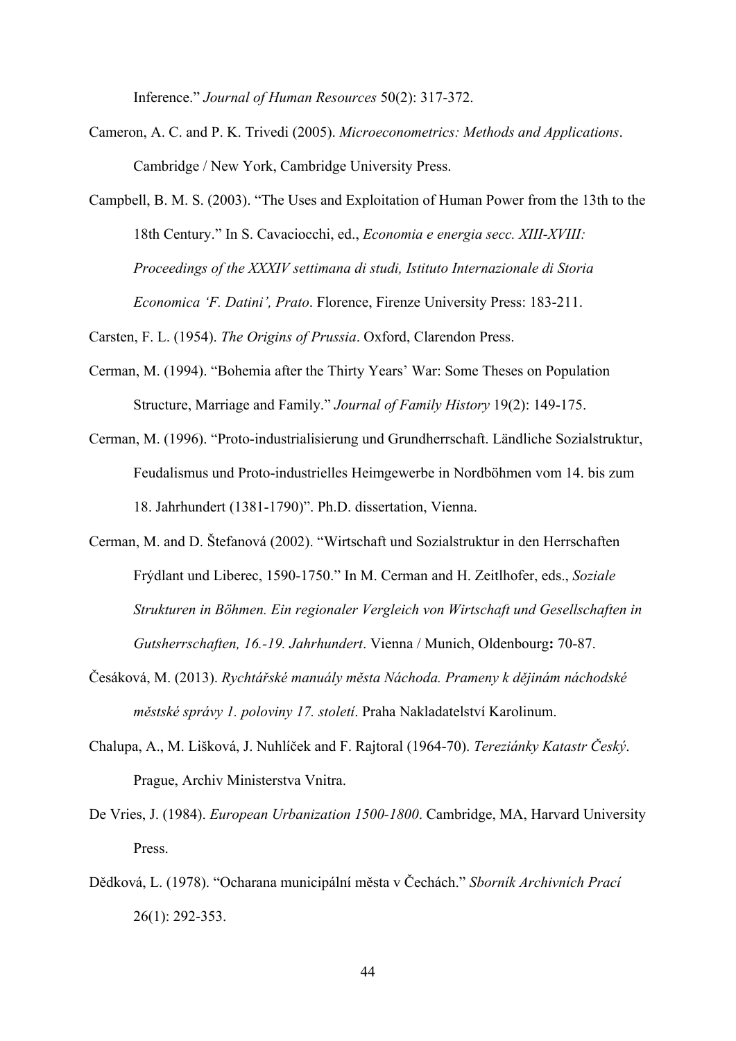Inference." *Journal of Human Resources* 50(2): 317-372.

Cameron, A. C. and P. K. Trivedi (2005). *Microeconometrics: Methods and Applications*. Cambridge / New York, Cambridge University Press.

Campbell, B. M. S. (2003). "The Uses and Exploitation of Human Power from the 13th to the 18th Century." In S. Cavaciocchi, ed., *Economia e energia secc. XIII-XVIII: Proceedings of the XXXIV settimana di studi, Istituto Internazionale di Storia Economica 'F. Datini', Prato*. Florence, Firenze University Press: 183-211.

Carsten, F. L. (1954). *The Origins of Prussia*. Oxford, Clarendon Press.

Cerman, M. (1994). "Bohemia after the Thirty Years' War: Some Theses on Population Structure, Marriage and Family." *Journal of Family History* 19(2): 149-175.

Cerman, M. (1996). "Proto-industrialisierung und Grundherrschaft. Ländliche Sozialstruktur, Feudalismus und Proto-industrielles Heimgewerbe in Nordböhmen vom 14. bis zum 18. Jahrhundert (1381-1790)". Ph.D. dissertation, Vienna.

Cerman, M. and D. Štefanová (2002). "Wirtschaft und Sozialstruktur in den Herrschaften Frýdlant und Liberec, 1590-1750." In M. Cerman and H. Zeitlhofer, eds., *Soziale Strukturen in Böhmen. Ein regionaler Vergleich von Wirtschaft und Gesellschaften in Gutsherrschaften, 16.-19. Jahrhundert*. Vienna / Munich, Oldenbourg**:** 70-87.

Česáková, M. (2013). *Rychtářské manuály města Náchoda. Prameny k dějinám náchodské městské správy 1. poloviny 17. století*. Praha Nakladatelství Karolinum.

Chalupa, A., M. Lišková, J. Nuhlíček and F. Rajtoral (1964-70). *Tereziánky Katastr Český*. Prague, Archiv Ministerstva Vnitra.

De Vries, J. (1984). *European Urbanization 1500-1800*. Cambridge, MA, Harvard University Press.

Dědková, L. (1978). "Ocharana municipální města v Čechách." *Sborník Archivních Prací* 26(1): 292-353.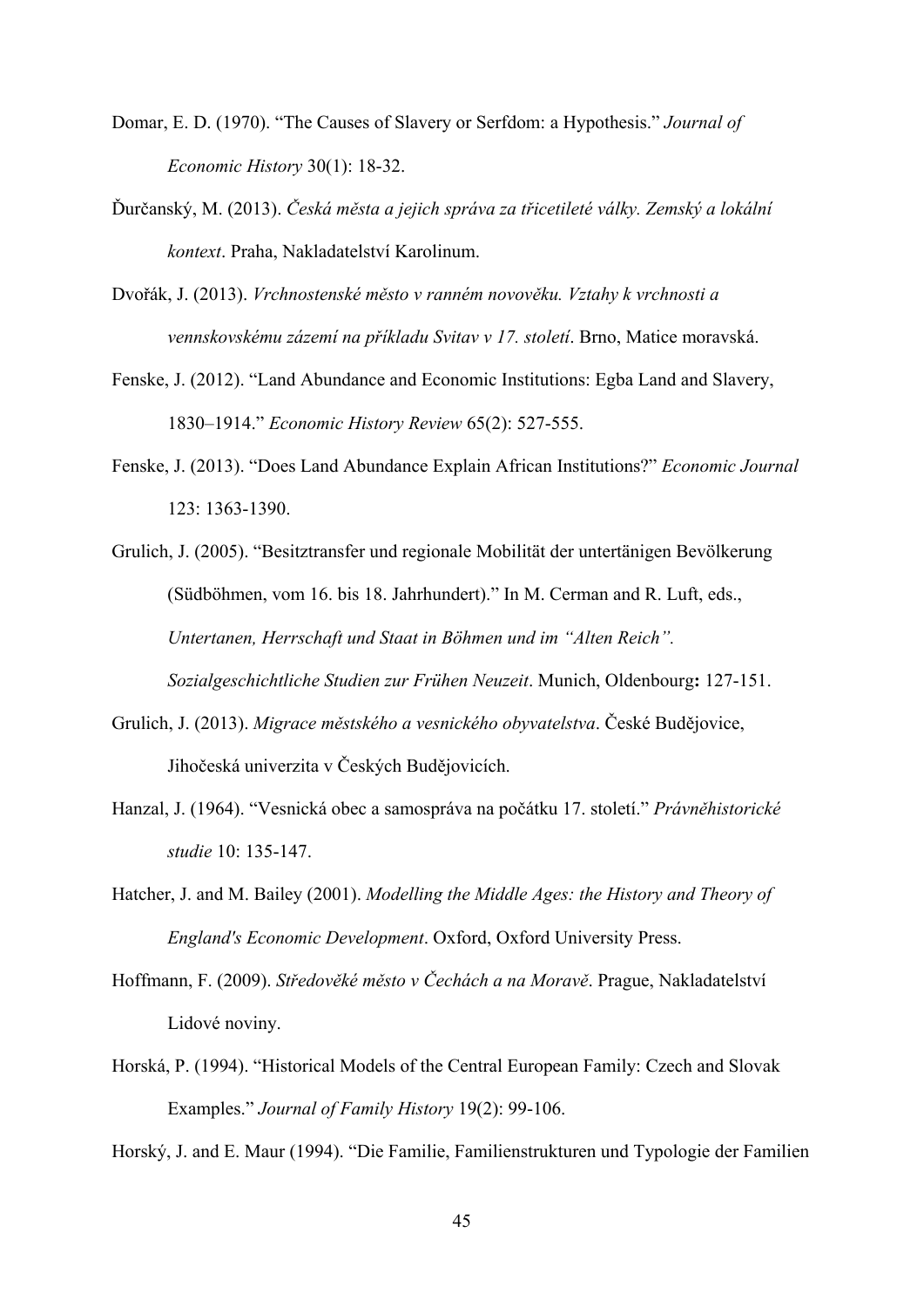Domar, E. D. (1970). "The Causes of Slavery or Serfdom: a Hypothesis." *Journal of Economic History* 30(1): 18-32.

Ďurčanský, M. (2013). *Česká města a jejich správa za třicetileté války. Zemský a lokální kontext*. Praha, Nakladatelství Karolinum.

Dvořák, J. (2013). *Vrchnostenské město v raném novověku. Vztahy k vrchnosti a vennskovskému zázemí na příkladu Svitav v 17. století*. Brno, Matice moravská.

Fenske, J. (2012). "Land Abundance and Economic Institutions: Egba Land and Slavery, 1830–1914." *Economic History Review* 65(2): 527-555.

Fenske, J. (2013). "Does Land Abundance Explain African Institutions?" *Economic Journal* 123: 1363-1390.

Grulich, J. (2005). "Besitztransfer und regionale Mobilität der untertänigen Bevölkerung (Südböhmen, vom 16. bis 18. Jahrhundert)." In M. Cerman and R. Luft, eds., *Untertanen, Herrschaft und Staat in Böhmen und im "Alten Reich". Sozialgeschichtliche Studien zur Frühen Neuzeit*. Munich, Oldenbourg**:** 127-151.

Grulich, J. (2013). *Migrace městského a vesnického obyvatelstva*. České Budějovice, Jihočeská univerzita v Českých Budějovicích.

Hanzal, J. (1964). "Vesnická obec a samospráva na počátku 17. století." *Právněhistorické studie* 10: 135-147.

Hatcher, J. and M. Bailey (2001). *Modelling the Middle Ages: the History and Theory of England's Economic Development*. Oxford, Oxford University Press.

Hoffmann, F. (2009). *Středověké město v Čechách a na Moravě*. Prague, Nakladatelství Lidové noviny.

Horská, P. (1994). "Historical Models of the Central European Family: Czech and Slovak Examples." *Journal of Family History* 19(2): 99-106.

Horský, J. and E. Maur (1994). "Die Familie, Familienstrukturen und Typologie der Familien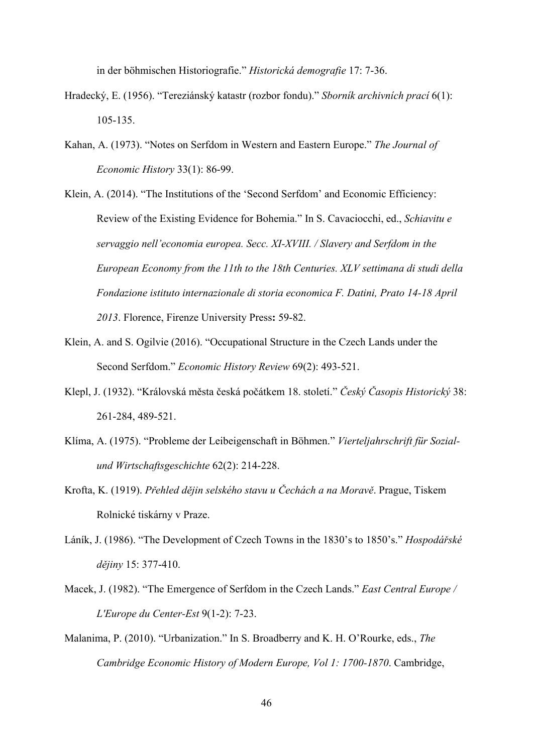in der böhmischen Historiografie." *Historická demografie* 17: 7-36.

Hradecký, E. (1956). "Tereziánský katastr (rozbor fondu)." *Sborník archivních prací* 6(1): 105-135.

Kahan, A. (1973). "Notes on Serfdom in Western and Eastern Europe." *The Journal of Economic History* 33(1): 86-99.

Klein, A. (2014). "The Institutions of the 'Second Serfdom' and Economic Efficiency: Review of the Existing Evidence for Bohemia." In S. Cavaciocchi, ed., *Schiavitu e servaggio nell'economia europea. Secc. XI-XVIII. / Slavery and Serfdom in the European Economy from the 11th to the 18th Centuries. XLV settimana di studi della Fondazione istituto internazionale di storia economica F. Datini, Prato 14-18 April 2013*. Florence, Firenze University Press**:** 59-82.

Klein, A. and S. Ogilvie (2016). "Occupational Structure in the Czech Lands under the Second Serfdom." *Economic History Review* 69(2): 493-521.

Klepl, J. (1932). "Královská města česká počátkem 18. století." *Český Časopis Historický* 38: 261-284, 489-521.

Klíma, A. (1975). "Probleme der Leibeigenschaft in Böhmen." *Vierteljahrschrift für Sozial- und Wirtschaftsgeschichte* 62(2): 214-228.

Krofta, K. (1919). *Přehled dějin selského stavu u Čechách a na Moravě*. Prague, Tiskem Rolnické tiskárny v Praze.

Láník, J. (1986). "The Development of Czech Towns in the 1830's to 1850's." *Hospodářské dějiny* 15: 377-410.

Macek, J. (1982). "The Emergence of Serfdom in the Czech Lands." *East Central Europe / L'Europe du Center-Est* 9(1-2): 7-23.

Malanima, P. (2010). "Urbanization." In S. Broadberry and K. H. O'Rourke, eds., *The Cambridge Economic History of Modern Europe, Vol 1: 1700-1870*. Cambridge,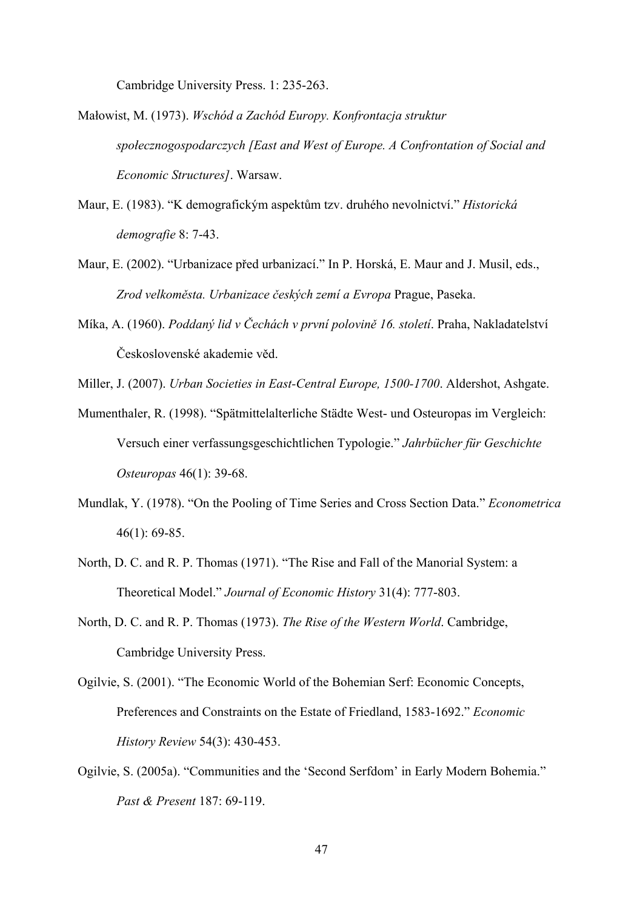Cambridge University Press. 1: 235-263.

Małowist, M. (1973). *Wschód a Zachód Europy. Konfrontacja struktur społecznogospodarczych [East and West of Europe. A Confrontation of Social and Economic Structures]*. Warsaw.

Maur, E. (1983). "K demografickým aspektům tzv. druhého nevolnictví." *Historická demografie* 8: 7-43.

Maur, E. (2002). "Urbanizace před urbanizací." In P. Horská, E. Maur and J. Musil, eds., *Zrod velkoměsta. Urbanizace českých zemí a Evropa* Prague, Paseka.

Míka, A. (1960). *Poddaný lid v Čechách v první polovině 16. století*. Praha, Nakladatelství Československé akademie věd.

Miller, J. (2007). *Urban Societies in East-Central Europe, 1500-1700*. Aldershot, Ashgate.

Mumenthaler, R. (1998). "Spätmittelalterliche Städte West- und Osteuropas im Vergleich: Versuch einer verfassungsgeschichtlichen Typologie." *Jahrbücher für Geschichte Osteuropas* 46(1): 39-68.

Mundlak, Y. (1978). "On the Pooling of Time Series and Cross Section Data." *Econometrica* 46(1): 69-85.

North, D. C. and R. P. Thomas (1971). "The Rise and Fall of the Manorial System: a Theoretical Model." *Journal of Economic History* 31(4): 777-803.

North, D. C. and R. P. Thomas (1973). *The Rise of the Western World*. Cambridge, Cambridge University Press.

Ogilvie, S. (2001). "The Economic World of the Bohemian Serf: Economic Concepts, Preferences and Constraints on the Estate of Friedland, 1583-1692." *Economic History Review* 54(3): 430-453.

Ogilvie, S. (2005a). "Communities and the 'Second Serfdom' in Early Modern Bohemia." *Past & Present* 187: 69-119.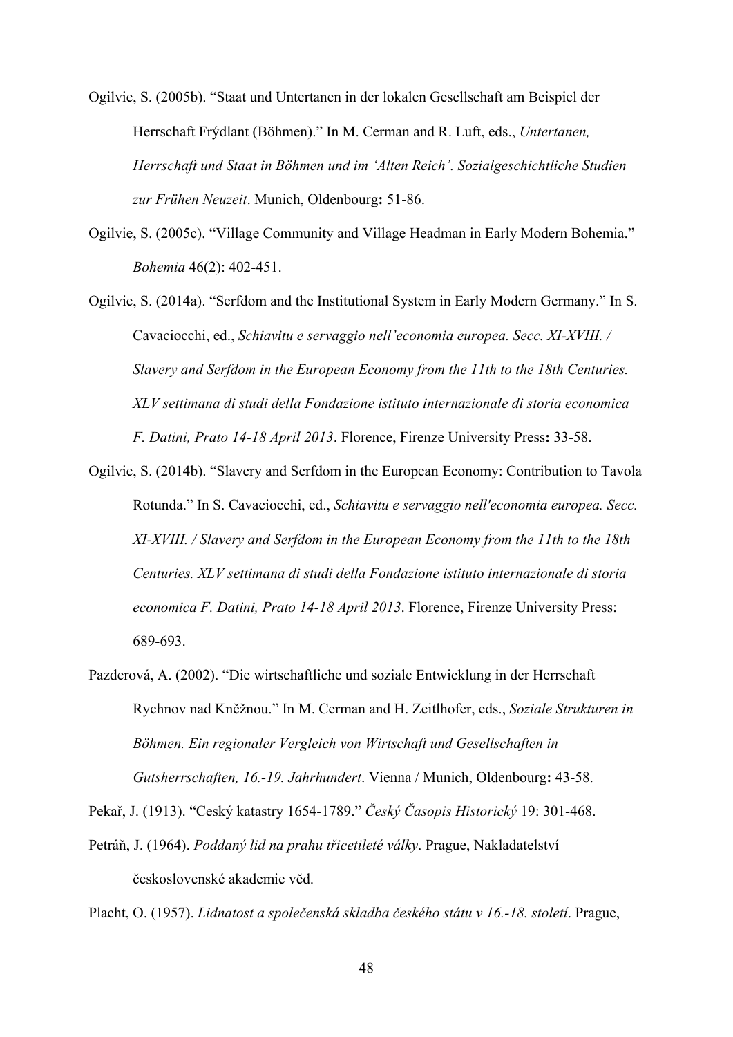Ogilvie, S. (2005b). “Staat und Untertanen in der lokalen Gesellschaft am Beispiel der Herrschaft Frýdlant (Böhmen).” In M. Cerman and R. Luft, eds., *Untertanen, Herrschaft und Staat in Böhmen und im ‘Alten Reich’. Sozialgeschichtliche Studien zur Frühen Neuzeit*. Munich, Oldenbourg**:** 51-86.

Ogilvie, S. (2005c). “Village Community and Village Headman in Early Modern Bohemia.” *Bohemia* 46(2): 402-451.

Ogilvie, S. (2014a). “Serfdom and the Institutional System in Early Modern Germany.” In S. Cavaciocchi, ed., *Schiavitu e servaggio nell’economia europea. Secc. XI-XVIII. / Slavery and Serfdom in the European Economy from the 11th to the 18th Centuries. XLV settimana di studi della Fondazione istituto internazionale di storia economica F. Datini, Prato 14-18 April 2013*. Florence, Firenze University Press**:** 33-58.

Ogilvie, S. (2014b). “Slavery and Serfdom in the European Economy: Contribution to Tavola Rotunda.” In S. Cavaciocchi, ed., *Schiavitu e servaggio nell'economia europea. Secc. XI-XVIII. / Slavery and Serfdom in the European Economy from the 11th to the 18th Centuries. XLV settimana di studi della Fondazione istituto internazionale di storia economica F. Datini, Prato 14-18 April 2013*. Florence, Firenze University Press: 689-693.

Pazderová, A. (2002). “Die wirtschaftliche und soziale Entwicklung in der Herrschaft Rychnov nad Kněžnou.” In M. Cerman and H. Zeitlhofer, eds., *Soziale Strukturen in Böhmen. Ein regionaler Vergleich von Wirtschaft und Gesellschaften in Gutsherrschaften, 16.-19. Jahrhundert*. Vienna / Munich, Oldenbourg**:** 43-58.

Pekař, J. (1913). “Ceský katastry 1654-1789.” *Český Časopis Historický* 19: 301-468.

Petráň, J. (1964). *Poddaný lid na prahu třicetileté války*. Prague, Nakladatelství československé akademie věd.

Placht, O. (1957). *Lidnatost a společenská skladba českého státu v 16.-18. století*. Prague,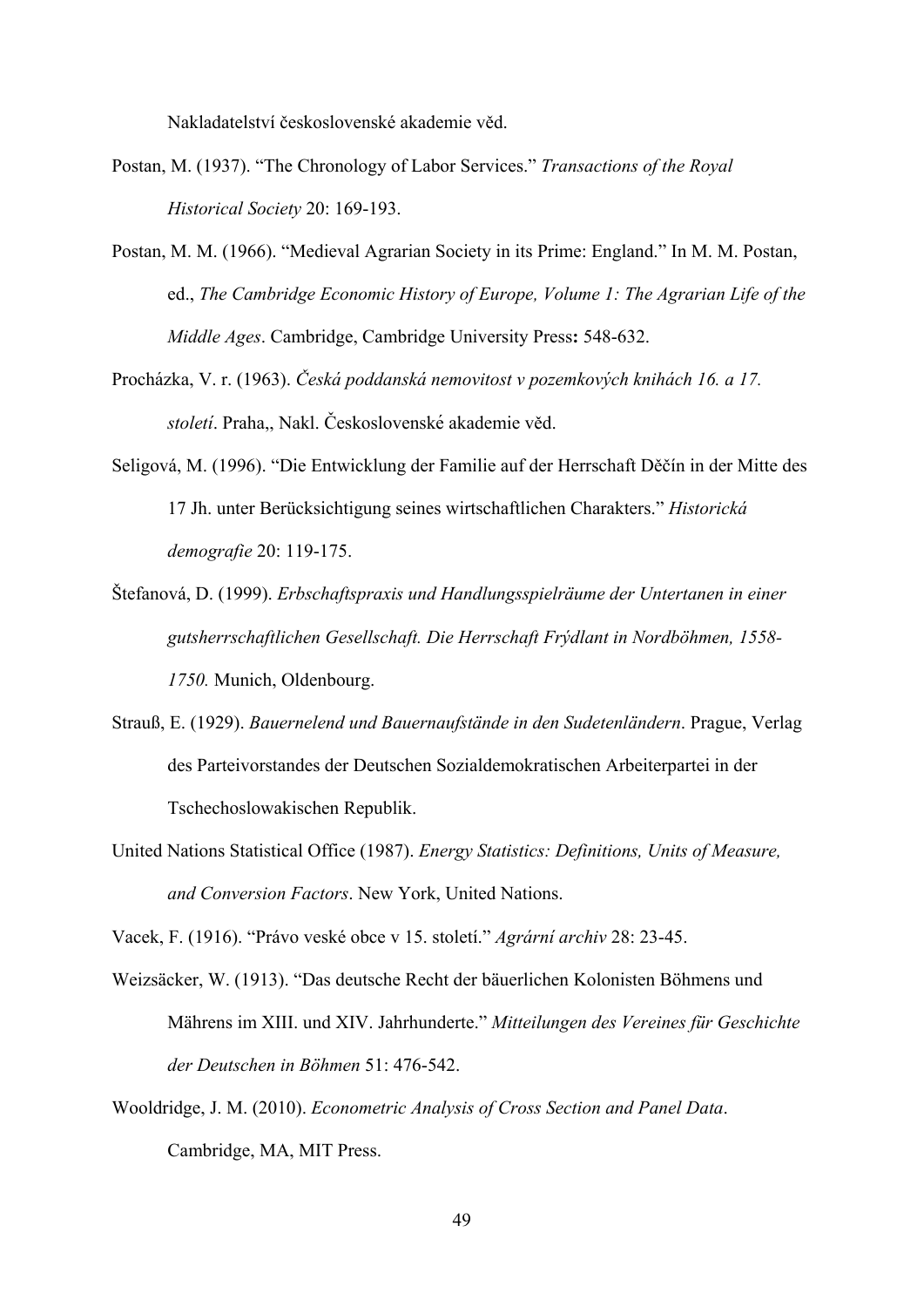Nakladatelství československé akademie věd.

Postan, M. (1937). "The Chronology of Labor Services." *Transactions of the Royal Historical Society* 20: 169-193.

Postan, M. M. (1966). "Medieval Agrarian Society in its Prime: England." In M. M. Postan, ed., *The Cambridge Economic History of Europe, Volume 1: The Agrarian Life of the Middle Ages*. Cambridge, Cambridge University Press**:** 548-632.

Procházka, V. r. (1963). *Česká poddanská nemovitost v pozemkových knihách 16. a 17. století*. Praha,, Nakl. Československé akademie věd.

Seligová, M. (1996). "Die Entwicklung der Familie auf der Herrschaft Děčín in der Mitte des 17 Jh. unter Berücksichtigung seines wirtschaftlichen Charakters." *Historická demografie* 20: 119-175.

Štefanová, D. (1999). *Erbschaftspraxis und Handlungsspielräume der Untertanen in einer gutsherrschaftlichen Gesellschaft. Die Herrschaft Frýdlant in Nordböhmen, 1558-1750.* Munich, Oldenbourg.

Strauß, E. (1929). *Bauernelend und Bauernaufstände in den Sudetenländern*. Prague, Verlag des Parteivorstandes der Deutschen Sozialdemokratischen Arbeiterpartei in der Tschechoslowakischen Republik.

United Nations Statistical Office (1987). *Energy Statistics: Definitions, Units of Measure, and Conversion Factors*. New York, United Nations.

Vacek, F. (1916). "Právo veské obce v 15. století." *Agrární archiv* 28: 23-45.

Weizsäcker, W. (1913). "Das deutsche Recht der bäuerlichen Kolonisten Böhmens und Mährens im XIII. und XIV. Jahrhunderte." *Mitteilungen des Vereines für Geschichte der Deutschen in Böhmen* 51: 476-542.

Wooldridge, J. M. (2010). *Econometric Analysis of Cross Section and Panel Data*. Cambridge, MA, MIT Press.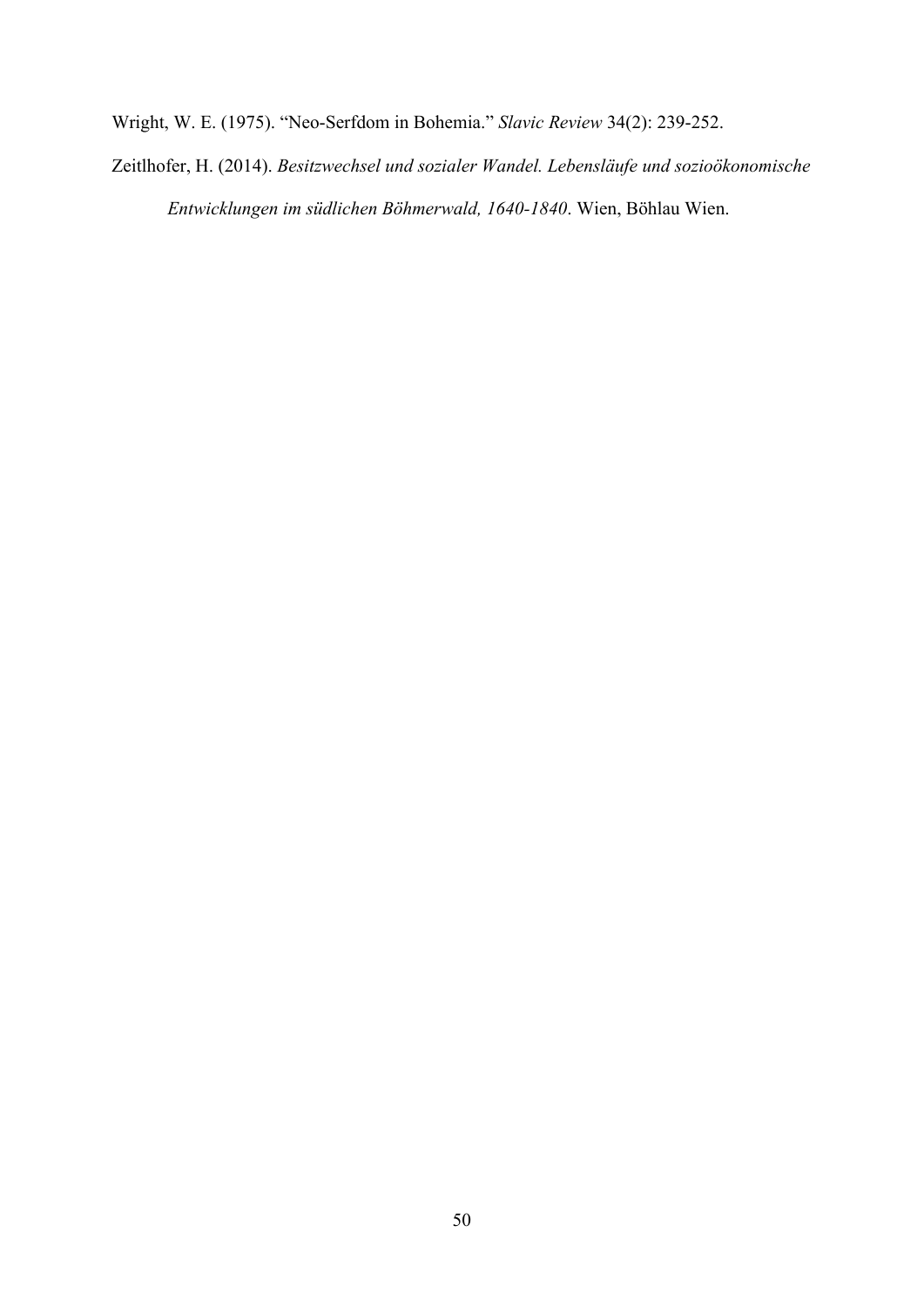Wright, W. E. (1975). “Neo-Serfdom in Bohemia.” *Slavic Review* 34(2): 239-252.

Zeitlhofer, H. (2014). *Besitzwechsel und sozialer Wandel. Lebensläufe und sozioökonomische Entwicklungen im südlichen Böhmerwald, 1640-1840*. Wien, Böhlau Wien.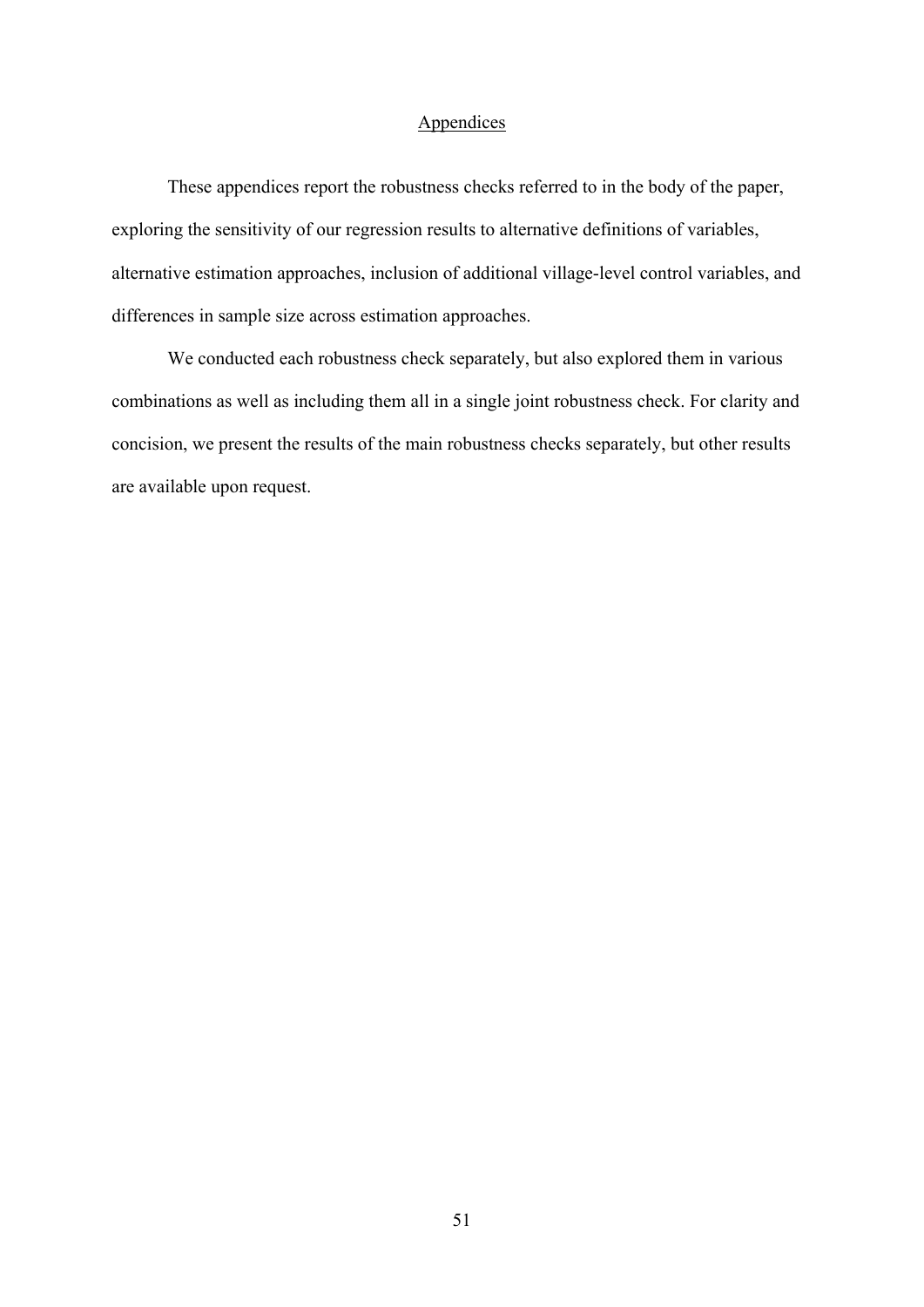## Appendices

These appendices report the robustness checks referred to in the body of the paper, exploring the sensitivity of our regression results to alternative definitions of variables, alternative estimation approaches, inclusion of additional village-level control variables, and differences in sample size across estimation approaches.

We conducted each robustness check separately, but also explored them in various combinations as well as including them all in a single joint robustness check. For clarity and concision, we present the results of the main robustness checks separately, but other results are available upon request.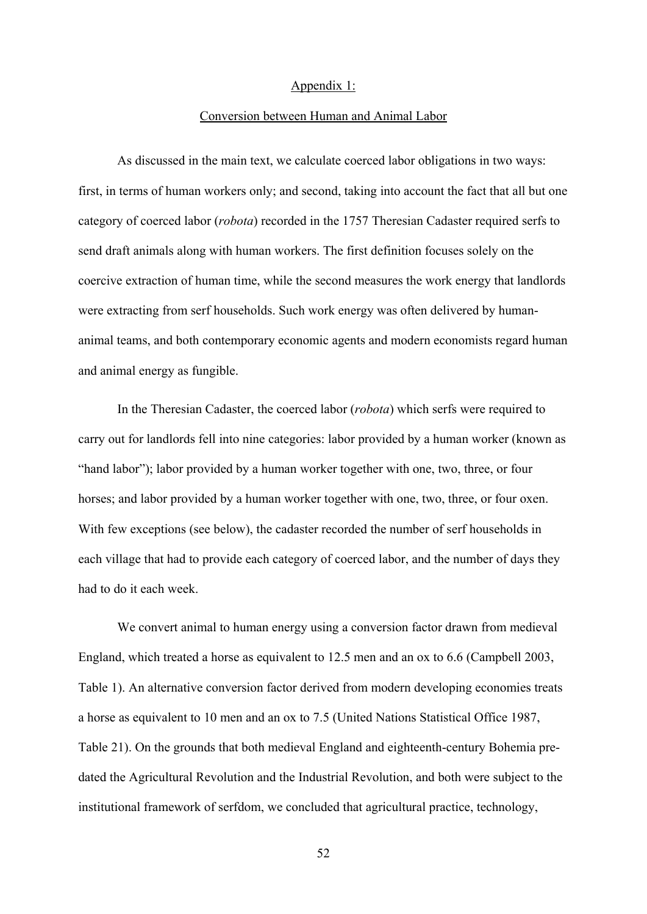## Appendix 1:

## Conversion between Human and Animal Labor

As discussed in the main text, we calculate coerced labor obligations in two ways: first, in terms of human workers only; and second, taking into account the fact that all but one category of coerced labor (*robota*) recorded in the 1757 Theresian Cadaster required serfs to send draft animals along with human workers. The first definition focuses solely on the coercive extraction of human time, while the second measures the work energy that landlords were extracting from serf households. Such work energy was often delivered by human-animal teams, and both contemporary economic agents and modern economists regard human and animal energy as fungible.

In the Theresian Cadaster, the coerced labor (*robota*) which serfs were required to carry out for landlords fell into nine categories: labor provided by a human worker (known as "hand labor"); labor provided by a human worker together with one, two, three, or four horses; and labor provided by a human worker together with one, two, three, or four oxen. With few exceptions (see below), the cadaster recorded the number of serf households in each village that had to provide each category of coerced labor, and the number of days they had to do it each week.

We convert animal to human energy using a conversion factor drawn from medieval England, which treated a horse as equivalent to 12.5 men and an ox to 6.6 (Campbell 2003, Table 1). An alternative conversion factor derived from modern developing economies treats a horse as equivalent to 10 men and an ox to 7.5 (United Nations Statistical Office 1987, Table 21). On the grounds that both medieval England and eighteenth-century Bohemia pre-dated the Agricultural Revolution and the Industrial Revolution, and both were subject to the institutional framework of serfdom, we concluded that agricultural practice, technology,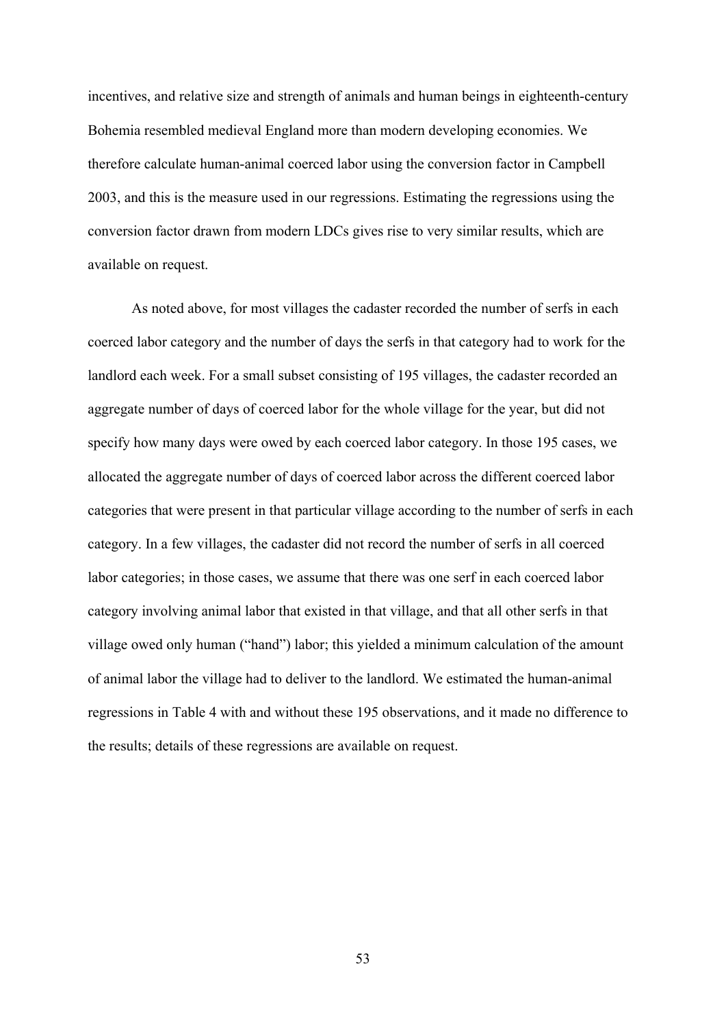incentives, and relative size and strength of animals and human beings in eighteenth-century Bohemia resembled medieval England more than modern developing economies. We therefore calculate human-animal coerced labor using the conversion factor in Campbell 2003, and this is the measure used in our regressions. Estimating the regressions using the conversion factor drawn from modern LDCs gives rise to very similar results, which are available on request.

As noted above, for most villages the cadaster recorded the number of serfs in each coerced labor category and the number of days the serfs in that category had to work for the landlord each week. For a small subset consisting of 195 villages, the cadaster recorded an aggregate number of days of coerced labor for the whole village for the year, but did not specify how many days were owed by each coerced labor category. In those 195 cases, we allocated the aggregate number of days of coerced labor across the different coerced labor categories that were present in that particular village according to the number of serfs in each category. In a few villages, the cadaster did not record the number of serfs in all coerced labor categories; in those cases, we assume that there was one serf in each coerced labor category involving animal labor that existed in that village, and that all other serfs in that village owed only human ("hand") labor; this yielded a minimum calculation of the amount of animal labor the village had to deliver to the landlord. We estimated the human-animal regressions in Table 4 with and without these 195 observations, and it made no difference to the results; details of these regressions are available on request.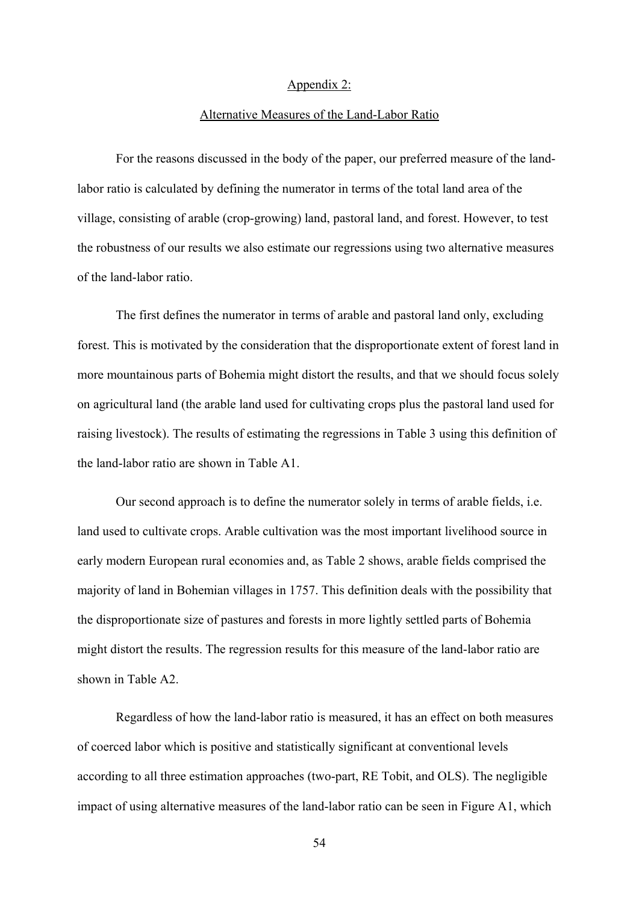## Appendix 2:

### Alternative Measures of the Land-Labor Ratio

For the reasons discussed in the body of the paper, our preferred measure of the land-labor ratio is calculated by defining the numerator in terms of the total land area of the village, consisting of arable (crop-growing) land, pastoral land, and forest. However, to test the robustness of our results we also estimate our regressions using two alternative measures of the land-labor ratio.

The first defines the numerator in terms of arable and pastoral land only, excluding forest. This is motivated by the consideration that the disproportionate extent of forest land in more mountainous parts of Bohemia might distort the results, and that we should focus solely on agricultural land (the arable land used for cultivating crops plus the pastoral land used for raising livestock). The results of estimating the regressions in Table 3 using this definition of the land-labor ratio are shown in Table A1.

Our second approach is to define the numerator solely in terms of arable fields, i.e. land used to cultivate crops. Arable cultivation was the most important livelihood source in early modern European rural economies and, as Table 2 shows, arable fields comprised the majority of land in Bohemian villages in 1757. This definition deals with the possibility that the disproportionate size of pastures and forests in more lightly settled parts of Bohemia might distort the results. The regression results for this measure of the land-labor ratio are shown in Table A2.

Regardless of how the land-labor ratio is measured, it has an effect on both measures of coerced labor which is positive and statistically significant at conventional levels according to all three estimation approaches (two-part, RE Tobit, and OLS). The negligible impact of using alternative measures of the land-labor ratio can be seen in Figure A1, which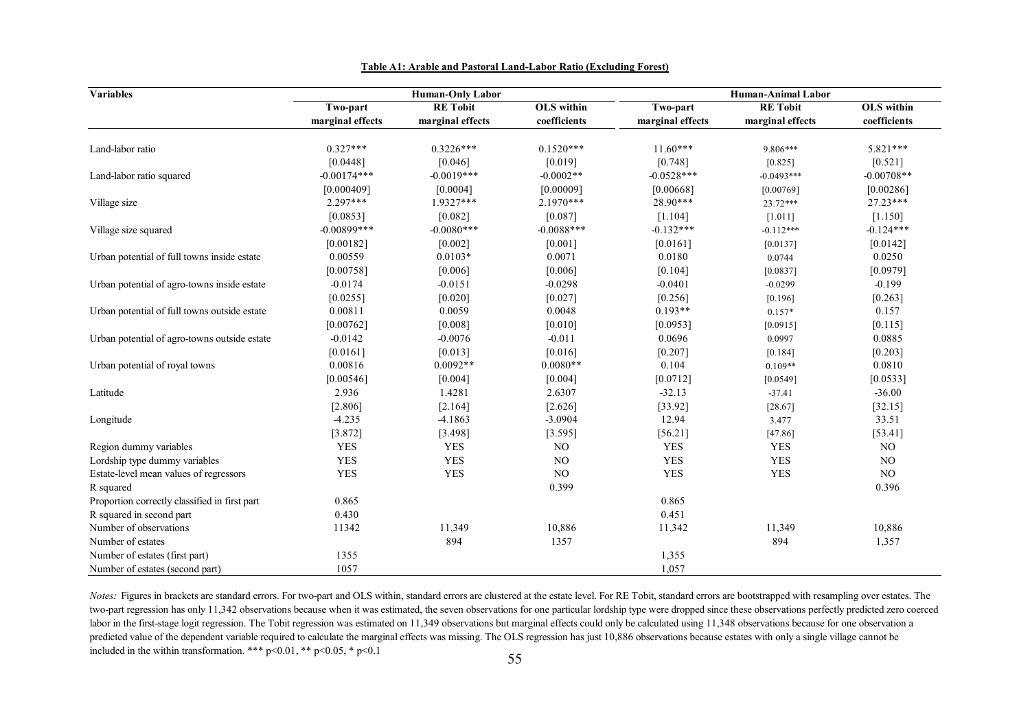**Table A1: Arable and Pastoral Land-Labor Ratio (Excluding Forest)**

| Variables | Human-Only Labor | | | Human-Animal Labor | | |
|---|---|---|---|---|---|---|
| | Two-part marginal effects | RE Tobit marginal effects | OLS within coefficients | Two-part marginal effects | RE Tobit marginal effects | OLS within coefficients |
| Land-labor ratio | 0.327*** | 0.3226*** | 0.1520*** | 11.60*** | 9.806*** | 5.821*** |
| | [0.0448] | [0.046] | [0.019] | [0.748] | [0.825] | [0.521] |
| Land-labor ratio squared | -0.00174*** | -0.0019*** | -0.0002** | -0.0528*** | -0.0493*** | -0.00708** |
| | [0.000409] | [0.0004] | [0.00009] | [0.00668] | [0.00769] | [0.00286] |
| Village size | 2.297*** | 1.9327*** | 2.1970*** | 28.90*** | 23.72*** | 27.23*** |
| | [0.0853] | [0.082] | [0.087] | [1.104] | [1.011] | [1.150] |
| Village size squared | -0.00899*** | -0.0080*** | -0.0088*** | -0.132*** | -0.112*** | -0.124*** |
| | [0.00182] | [0.002] | [0.001] | [0.0161] | [0.0137] | [0.0142] |
| Urban potential of full towns inside estate | 0.00559 | 0.0103* | 0.0071 | 0.0180 | 0.0744 | 0.0250 |
| | [0.00758] | [0.006] | [0.006] | [0.104] | [0.0837] | [0.0979] |
| Urban potential of agro-towns inside estate | -0.0174 | -0.0151 | -0.0298 | -0.0401 | -0.0299 | -0.199 |
| | [0.0255] | [0.020] | [0.027] | [0.256] | [0.196] | [0.263] |
| Urban potential of full towns outside estate | 0.00811 | 0.0059 | 0.0048 | 0.193** | 0.157* | 0.157 |
| | [0.00762] | [0.008] | [0.010] | [0.0953] | [0.0915] | [0.115] |
| Urban potential of agro-towns outside estate | -0.0142 | -0.0076 | -0.011 | 0.0696 | 0.0997 | 0.0885 |
| | [0.0161] | [0.013] | [0.016] | [0.207] | [0.184] | [0.203] |
| Urban potential of royal towns | 0.00816 | 0.0092** | 0.0080** | 0.104 | 0.109** | 0.0810 |
| | [0.00546] | [0.004] | [0.004] | [0.0712] | [0.0549] | [0.0533] |
| Latitude | 2.936 | 1.4281 | 2.6307 | -32.13 | -37.41 | -36.00 |
| | [2.806] | [2.164] | [2.626] | [33.92] | [28.67] | [32.15] |
| Longitude | -4.235 | -4.1863 | -3.0904 | 12.94 | 3.477 | 33.51 |
| | [3.872] | [3.498] | [3.595] | [56.21] | [47.86] | [53.41] |
| Region dummy variables | YES | YES | NO | YES | YES | NO |
| Lordship type dummy variables | YES | YES | NO | YES | YES | NO |
| Estate-level mean values of regressors | YES | YES | NO | YES | YES | NO |
| R squared | | | 0.399 | | | 0.396 |
| Proportion correctly classified in first part | 0.865 | | | 0.865 | | |
| R squared in second part | 0.430 | | | 0.451 | | |
| Number of observations | 11342 | 11,349 | 10,886 | 11,342 | 11,349 | 10,886 |
| Number of estates | | 894 | 1357 | | 894 | 1,357 |
| Number of estates (first part) | 1355 | | | 1,355 | | |
| Number of estates (second part) | 1057 | | | 1,057 | | |

*Notes:* Figures in brackets are standard errors. For two-part and OLS within, standard errors are clustered at the estate level. For RE Tobit, standard errors are bootstrapped with resampling over estates. The two-part regression has only 11,342 observations because when it was estimated, the seven observations for one particular lordship type were dropped since these observations perfectly predicted zero coerced labor in the first-stage logit regression. The Tobit regression was estimated on 11,349 observations but marginal effects could only be calculated using 11,348 observations because for one observation a predicted value of the dependent variable required to calculate the marginal effects was missing. The OLS regression has just 10,886 observations because estates with only a single village cannot be included in the within transformation. *** $p<0.01$, ** $p<0.05$, * $p<0.1$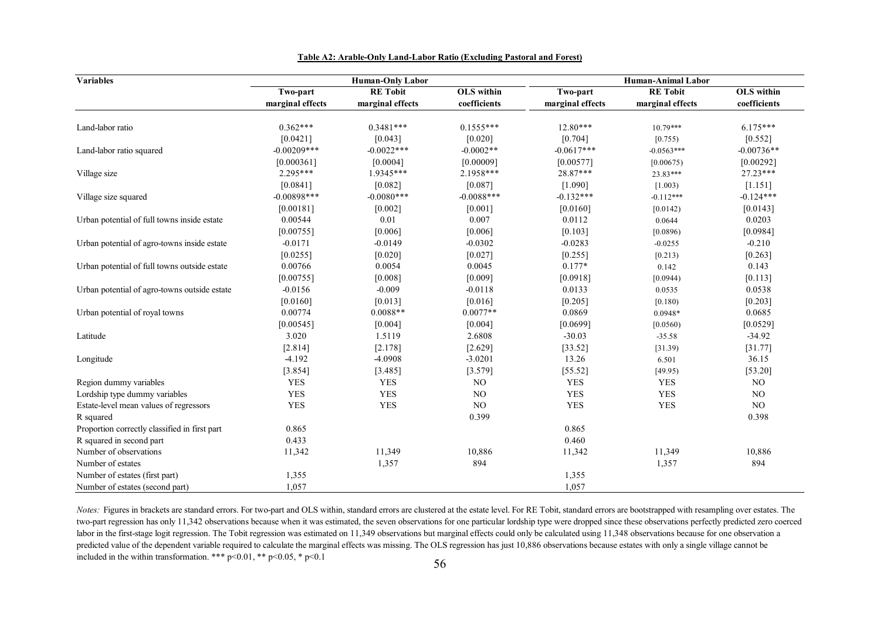**Table A2: Arable-Only Land-Labor Ratio (Excluding Pastoral and Forest)**

| Variables | Human-Only Labor | | | Human-Animal Labor | | |
|---|---|---|---|---|---|---|
| | Two-part marginal effects | RE Tobit marginal effects | OLS within coefficients | Two-part marginal effects | RE Tobit marginal effects | OLS within coefficients |
| Land-labor ratio | 0.362*** | 0.3481*** | 0.1555*** | 12.80*** | 10.79*** | 6.175*** |
| | [0.0421] | [0.043] | [0.020] | [0.704] | [0.755) | [0.552] |
| Land-labor ratio squared | -0.00209*** | -0.0022*** | -0.0002** | -0.0617*** | -0.0563*** | -0.00736** |
| | [0.000361] | [0.0004] | [0.00009] | [0.00577] | [0.00675) | [0.00292] |
| Village size | 2.295*** | 1.9345*** | 2.1958*** | 28.87*** | 23.83*** | 27.23*** |
| | [0.0841] | [0.082] | [0.087] | [1.090] | [1.003) | [1.151] |
| Village size squared | -0.00898*** | -0.0080*** | -0.0088*** | -0.132*** | -0.112*** | -0.124*** |
| | [0.00181] | [0.002] | [0.001] | [0.0160] | [0.0142) | [0.0143] |
| Urban potential of full towns inside estate | 0.00544 | 0.01 | 0.007 | 0.0112 | 0.0644 | 0.0203 |
| | [0.00755] | [0.006] | [0.006] | [0.103] | [0.0896) | [0.0984] |
| Urban potential of agro-towns inside estate | -0.0171 | -0.0149 | -0.0302 | -0.0283 | -0.0255 | -0.210 |
| | [0.0255] | [0.020] | [0.027] | [0.255] | [0.213) | [0.263] |
| Urban potential of full towns outside estate | 0.00766 | 0.0054 | 0.0045 | 0.177* | 0.142 | 0.143 |
| | [0.00755] | [0.008] | [0.009] | [0.0918] | [0.0944) | [0.113] |
| Urban potential of agro-towns outside estate | -0.0156 | -0.009 | -0.0118 | 0.0133 | 0.0535 | 0.0538 |
| | [0.0160] | [0.013] | [0.016] | [0.205] | [0.180) | [0.203] |
| Urban potential of royal towns | 0.00774 | 0.0088** | 0.0077** | 0.0869 | 0.0948* | 0.0685 |
| | [0.00545] | [0.004] | [0.004] | [0.0699] | [0.0560) | [0.0529] |
| Latitude | 3.020 | 1.5119 | 2.6808 | -30.03 | -35.58 | -34.92 |
| | [2.814] | [2.178] | [2.629] | [33.52] | [31.39) | [31.77] |
| Longitude | -4.192 | -4.0908 | -3.0201 | 13.26 | 6.501 | 36.15 |
| | [3.854] | [3.485] | [3.579] | [55.52] | [49.95) | [53.20] |
| Region dummy variables | YES | YES | NO | YES | YES | NO |
| Lordship type dummy variables | YES | YES | NO | YES | YES | NO |
| Estate-level mean values of regressors | YES | YES | NO | YES | YES | NO |
| R squared | | | 0.399 | | | 0.398 |
| Proportion correctly classified in first part | 0.865 | | | 0.865 | | |
| R squared in second part | 0.433 | | | 0.460 | | |
| Number of observations | 11,342 | 11,349 | 10,886 | 11,342 | 11,349 | 10,886 |
| Number of estates | | 1,357 | 894 | | 1,357 | 894 |
| Number of estates (first part) | 1,355 | | | 1,355 | | |
| Number of estates (second part) | 1,057 | | | 1,057 | | |

*Notes:* Figures in brackets are standard errors. For two-part and OLS within, standard errors are clustered at the estate level. For RE Tobit, standard errors are bootstrapped with resampling over estates. The two-part regression has only 11,342 observations because when it was estimated, the seven observations for one particular lordship type were dropped since these observations perfectly predicted zero coerced labor in the first-stage logit regression. The Tobit regression was estimated on 11,349 observations but marginal effects could only be calculated using 11,348 observations because for one observation a predicted value of the dependent variable required to calculate the marginal effects was missing. The OLS regression has just 10,886 observations because estates with only a single village cannot be included in the within transformation. *** p<0.01, ** p<0.05, * p<0.1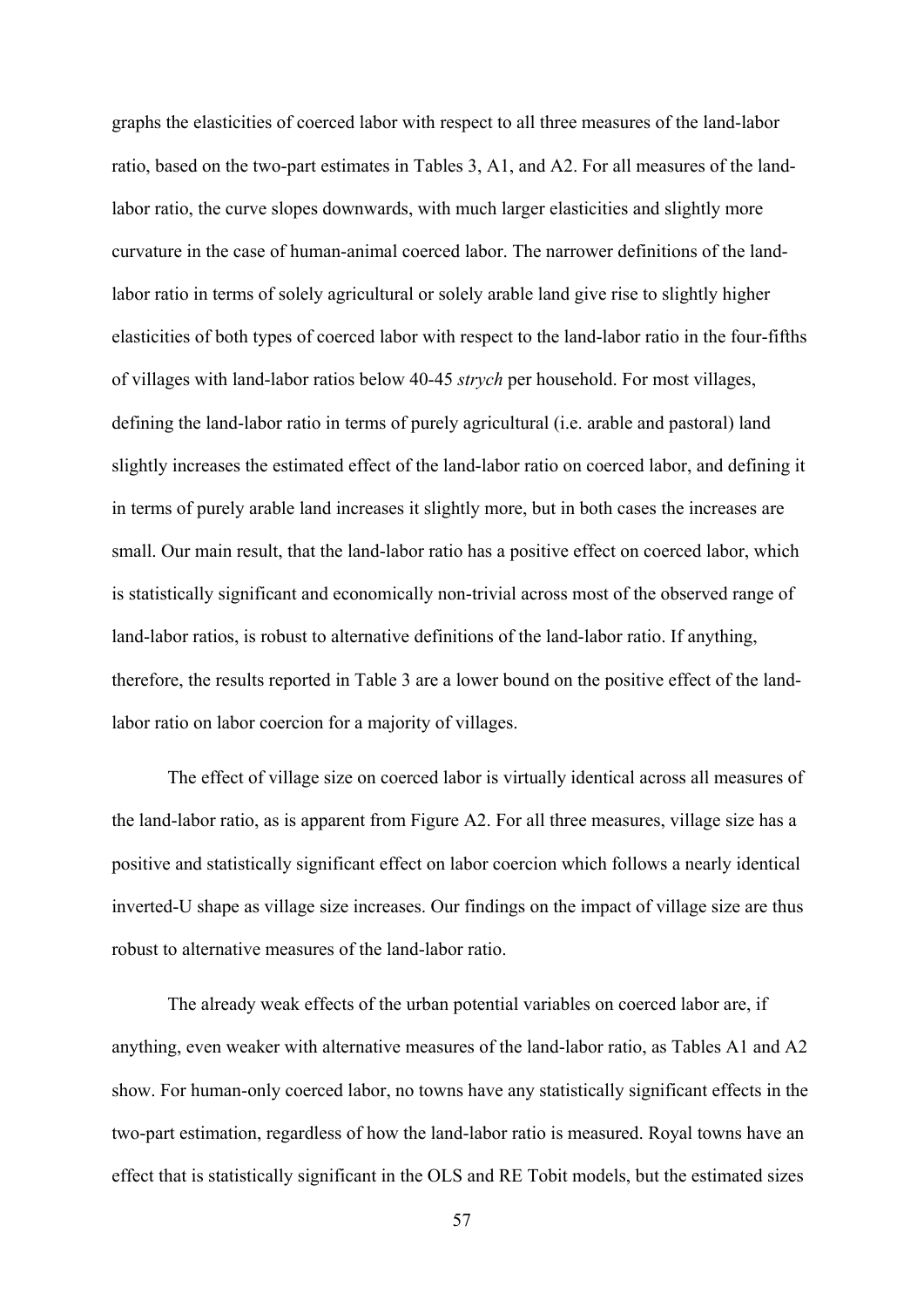graphs the elasticities of coerced labor with respect to all three measures of the land-labor ratio, based on the two-part estimates in Tables 3, A1, and A2. For all measures of the land-labor ratio, the curve slopes downwards, with much larger elasticities and slightly more curvature in the case of human-animal coerced labor. The narrower definitions of the land-labor ratio in terms of solely agricultural or solely arable land give rise to slightly higher elasticities of both types of coerced labor with respect to the land-labor ratio in the four-fifths of villages with land-labor ratios below 40-45 *strych* per household. For most villages, defining the land-labor ratio in terms of purely agricultural (i.e. arable and pastoral) land slightly increases the estimated effect of the land-labor ratio on coerced labor, and defining it in terms of purely arable land increases it slightly more, but in both cases the increases are small. Our main result, that the land-labor ratio has a positive effect on coerced labor, which is statistically significant and economically non-trivial across most of the observed range of land-labor ratios, is robust to alternative definitions of the land-labor ratio. If anything, therefore, the results reported in Table 3 are a lower bound on the positive effect of the land-labor ratio on labor coercion for a majority of villages.

The effect of village size on coerced labor is virtually identical across all measures of the land-labor ratio, as is apparent from Figure A2. For all three measures, village size has a positive and statistically significant effect on labor coercion which follows a nearly identical inverted-U shape as village size increases. Our findings on the impact of village size are thus robust to alternative measures of the land-labor ratio.

The already weak effects of the urban potential variables on coerced labor are, if anything, even weaker with alternative measures of the land-labor ratio, as Tables A1 and A2 show. For human-only coerced labor, no towns have any statistically significant effects in the two-part estimation, regardless of how the land-labor ratio is measured. Royal towns have an effect that is statistically significant in the OLS and RE Tobit models, but the estimated sizes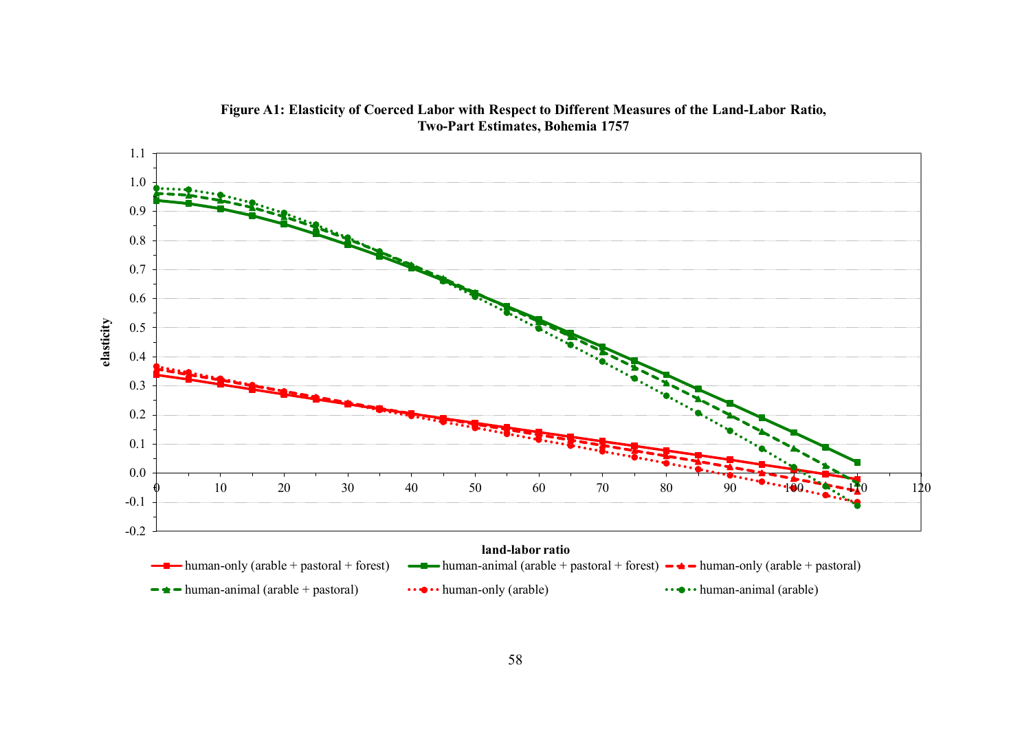**Figure A1: Elasticity of Coerced Labor with Respect to Different Measures of the Land-Labor Ratio, Two-Part Estimates, Bohemia 1757**

elasticity

1.1
1.0
0.9
0.8
0.7
0.6
0.5
0.4
0.3
0.2
0.1
0.0
-0.1
-0.2

0 10 20 30 40 50 60 70 80 90 100 110 120

land-labor ratio

human-only (arable + pastoral + forest)
human-animal (arable + pastoral + forest)
human-only (arable + pastoral)
human-animal (arable + pastoral)
human-only (arable)
human-animal (arable)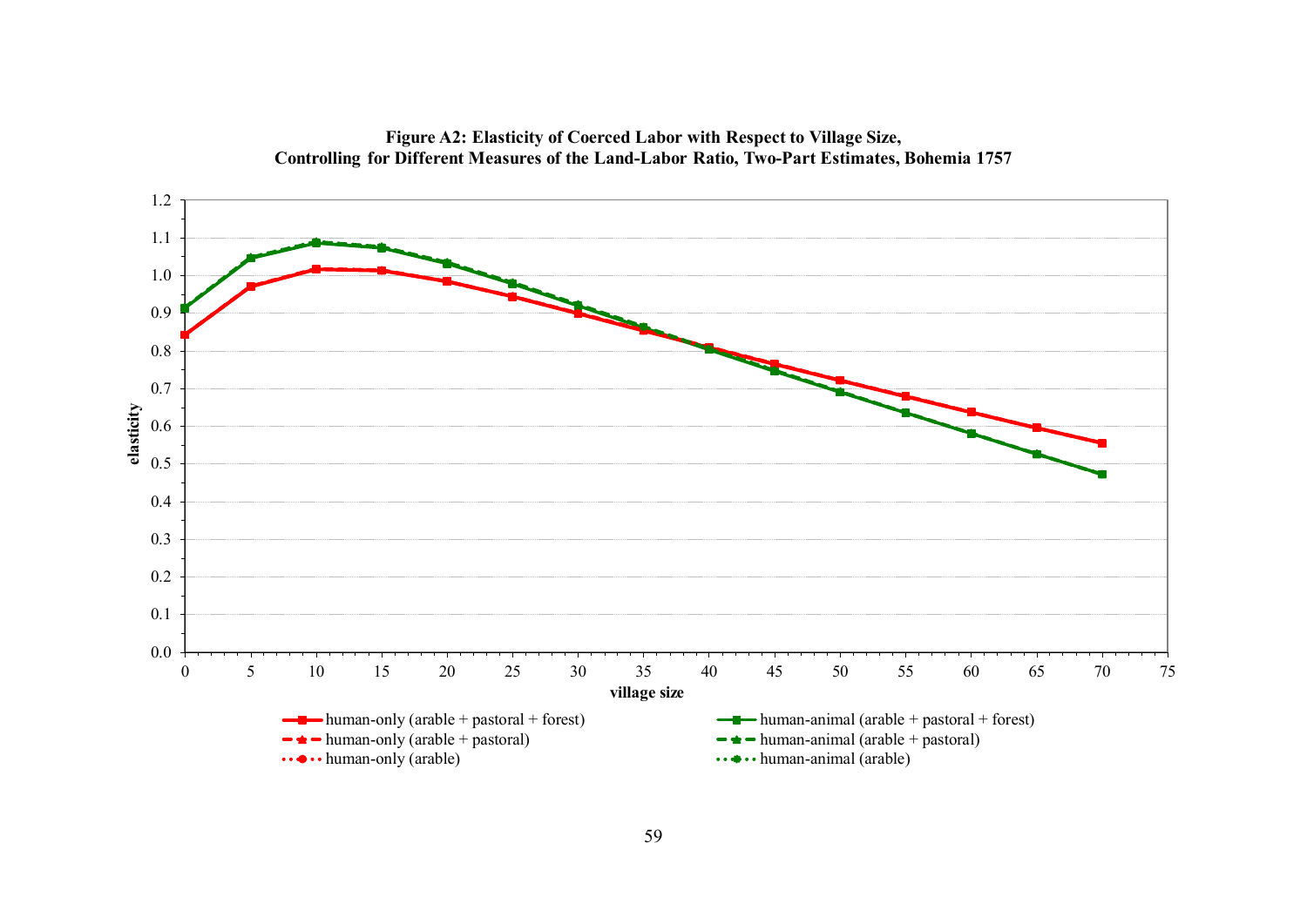**Figure A2: Elasticity of Coerced Labor with Respect to Village Size, Controlling for Different Measures of the Land-Labor Ratio, Two-Part Estimates, Bohemia 1757**

elasticity

1.2
1.1
1.0
0.9
0.8
0.7
0.6
0.5
0.4
0.3
0.2
0.1
0.0

0 5 10 15 20 25 30 35 40 45 50 55 60 65 70 75

village size

human-only (arable + pastoral + forest)
human-animal (arable + pastoral + forest)
human-only (arable + pastoral)
human-animal (arable + pastoral)
human-only (arable)
human-animal (arable)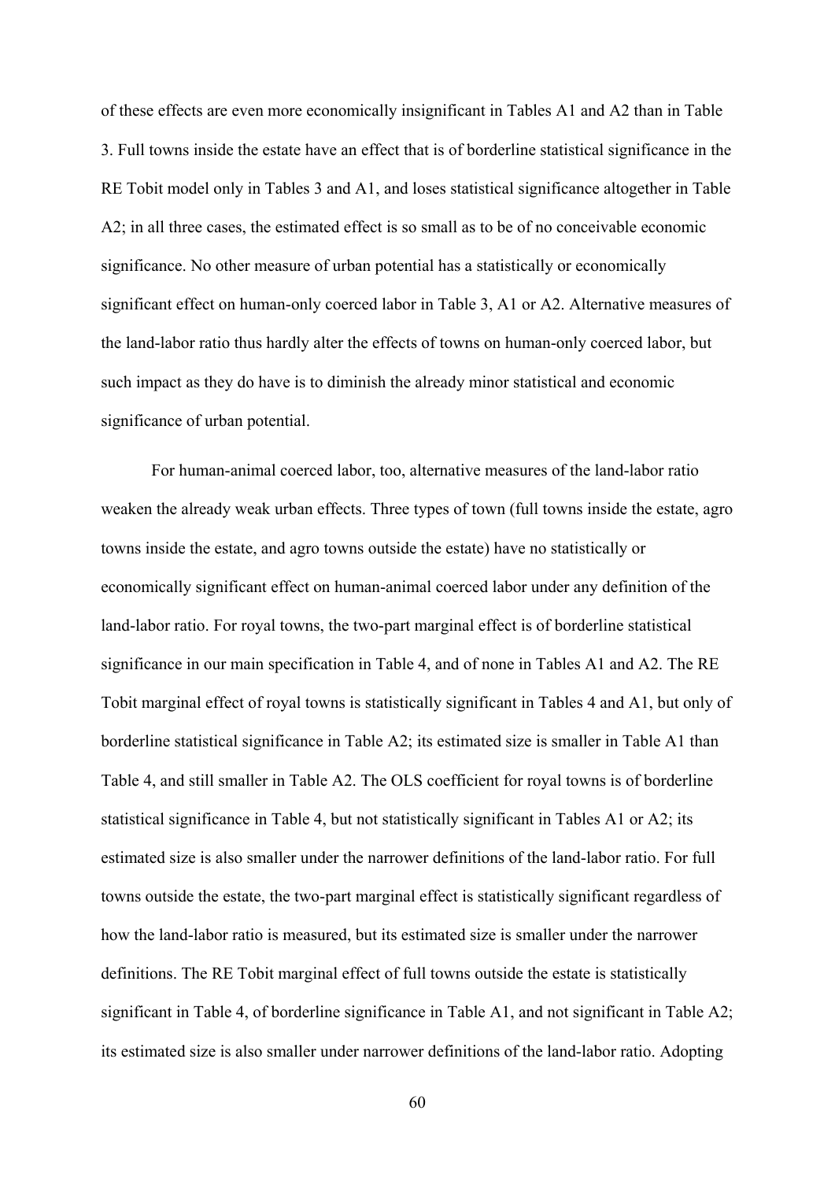of these effects are even more economically insignificant in Tables A1 and A2 than in Table 3. Full towns inside the estate have an effect that is of borderline statistical significance in the RE Tobit model only in Tables 3 and A1, and loses statistical significance altogether in Table A2; in all three cases, the estimated effect is so small as to be of no conceivable economic significance. No other measure of urban potential has a statistically or economically significant effect on human-only coerced labor in Table 3, A1 or A2. Alternative measures of the land-labor ratio thus hardly alter the effects of towns on human-only coerced labor, but such impact as they do have is to diminish the already minor statistical and economic significance of urban potential.

For human-animal coerced labor, too, alternative measures of the land-labor ratio weaken the already weak urban effects. Three types of town (full towns inside the estate, agro towns inside the estate, and agro towns outside the estate) have no statistically or economically significant effect on human-animal coerced labor under any definition of the land-labor ratio. For royal towns, the two-part marginal effect is of borderline statistical significance in our main specification in Table 4, and of none in Tables A1 and A2. The RE Tobit marginal effect of royal towns is statistically significant in Tables 4 and A1, but only of borderline statistical significance in Table A2; its estimated size is smaller in Table A1 than Table 4, and still smaller in Table A2. The OLS coefficient for royal towns is of borderline statistical significance in Table 4, but not statistically significant in Tables A1 or A2; its estimated size is also smaller under the narrower definitions of the land-labor ratio. For full towns outside the estate, the two-part marginal effect is statistically significant regardless of how the land-labor ratio is measured, but its estimated size is smaller under the narrower definitions. The RE Tobit marginal effect of full towns outside the estate is statistically significant in Table 4, of borderline significance in Table A1, and not significant in Table A2; its estimated size is also smaller under narrower definitions of the land-labor ratio. Adopting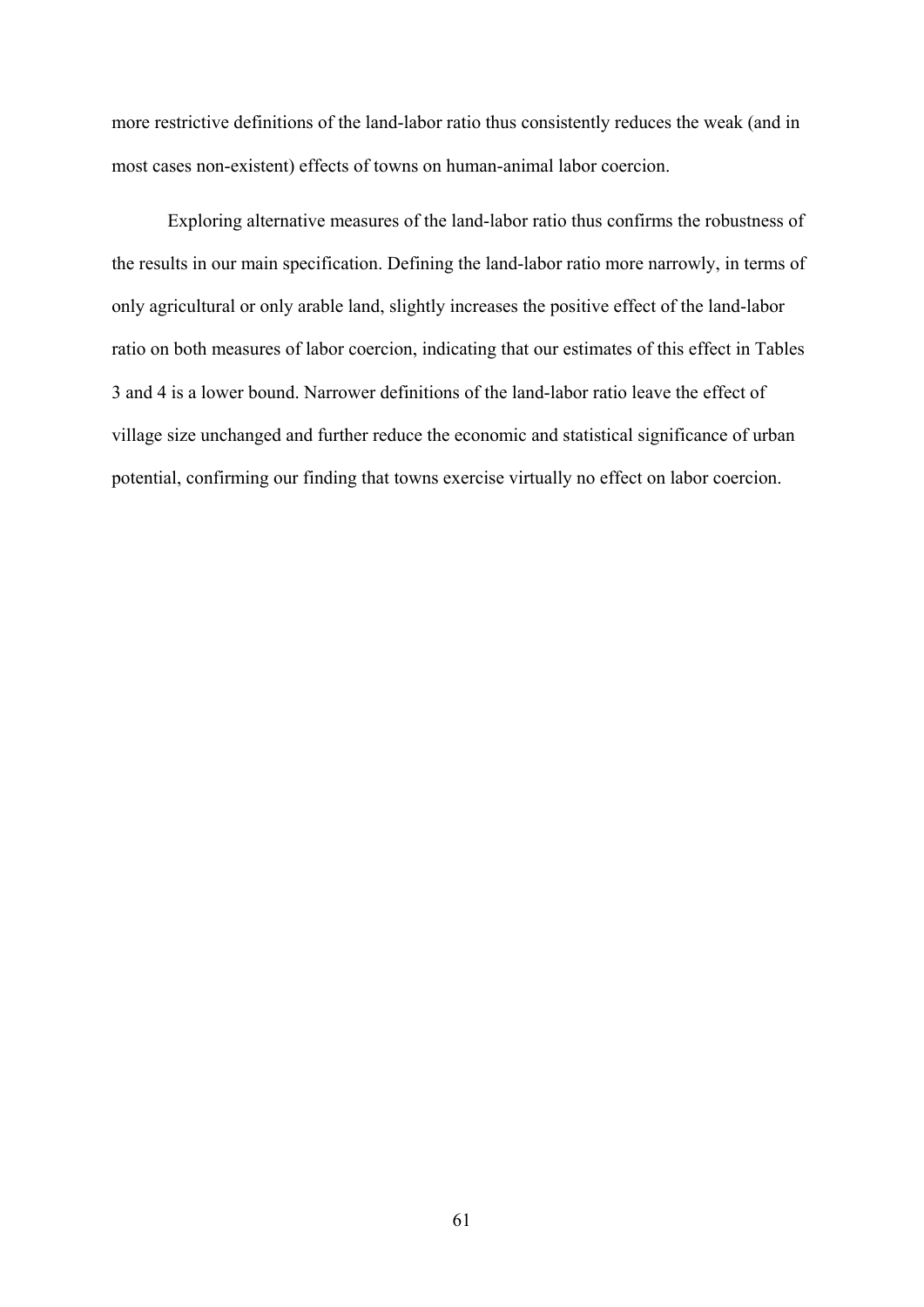more restrictive definitions of the land-labor ratio thus consistently reduces the weak (and in most cases non-existent) effects of towns on human-animal labor coercion.

Exploring alternative measures of the land-labor ratio thus confirms the robustness of the results in our main specification. Defining the land-labor ratio more narrowly, in terms of only agricultural or only arable land, slightly increases the positive effect of the land-labor ratio on both measures of labor coercion, indicating that our estimates of this effect in Tables 3 and 4 is a lower bound. Narrower definitions of the land-labor ratio leave the effect of village size unchanged and further reduce the economic and statistical significance of urban potential, confirming our finding that towns exercise virtually no effect on labor coercion.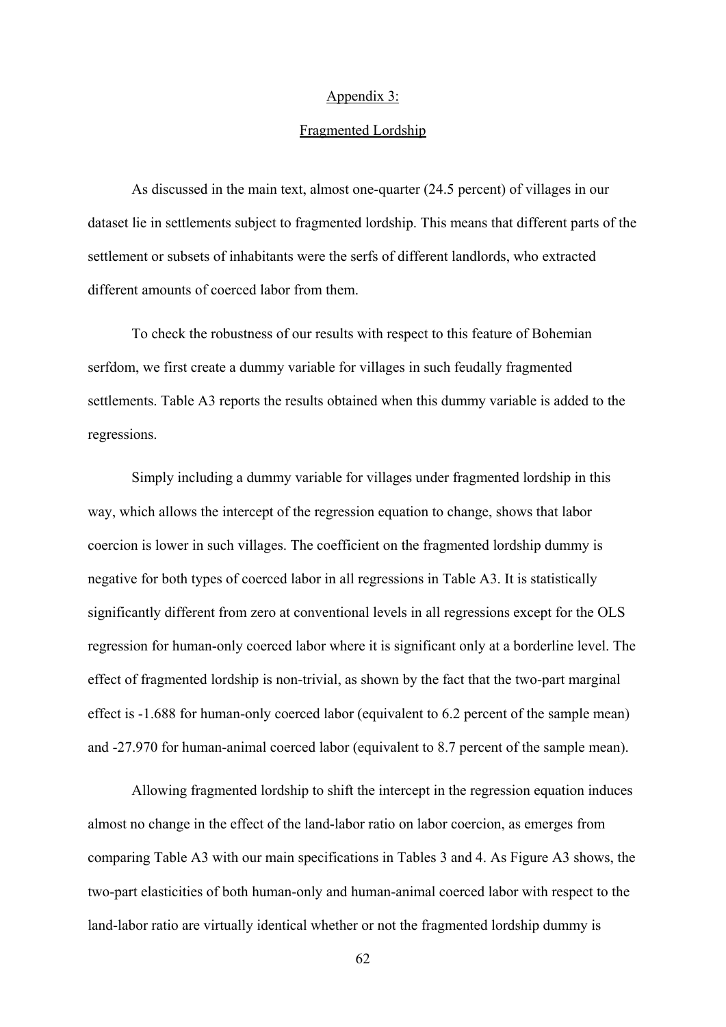# Appendix 3:

## Fragmented Lordship

As discussed in the main text, almost one-quarter (24.5 percent) of villages in our dataset lie in settlements subject to fragmented lordship. This means that different parts of the settlement or subsets of inhabitants were the serfs of different landlords, who extracted different amounts of coerced labor from them.

To check the robustness of our results with respect to this feature of Bohemian serfdom, we first create a dummy variable for villages in such feudally fragmented settlements. Table A3 reports the results obtained when this dummy variable is added to the regressions.

Simply including a dummy variable for villages under fragmented lordship in this way, which allows the intercept of the regression equation to change, shows that labor coercion is lower in such villages. The coefficient on the fragmented lordship dummy is negative for both types of coerced labor in all regressions in Table A3. It is statistically significantly different from zero at conventional levels in all regressions except for the OLS regression for human-only coerced labor where it is significant only at a borderline level. The effect of fragmented lordship is non-trivial, as shown by the fact that the two-part marginal effect is -1.688 for human-only coerced labor (equivalent to 6.2 percent of the sample mean) and -27.970 for human-animal coerced labor (equivalent to 8.7 percent of the sample mean).

Allowing fragmented lordship to shift the intercept in the regression equation induces almost no change in the effect of the land-labor ratio on labor coercion, as emerges from comparing Table A3 with our main specifications in Tables 3 and 4. As Figure A3 shows, the two-part elasticities of both human-only and human-animal coerced labor with respect to the land-labor ratio are virtually identical whether or not the fragmented lordship dummy is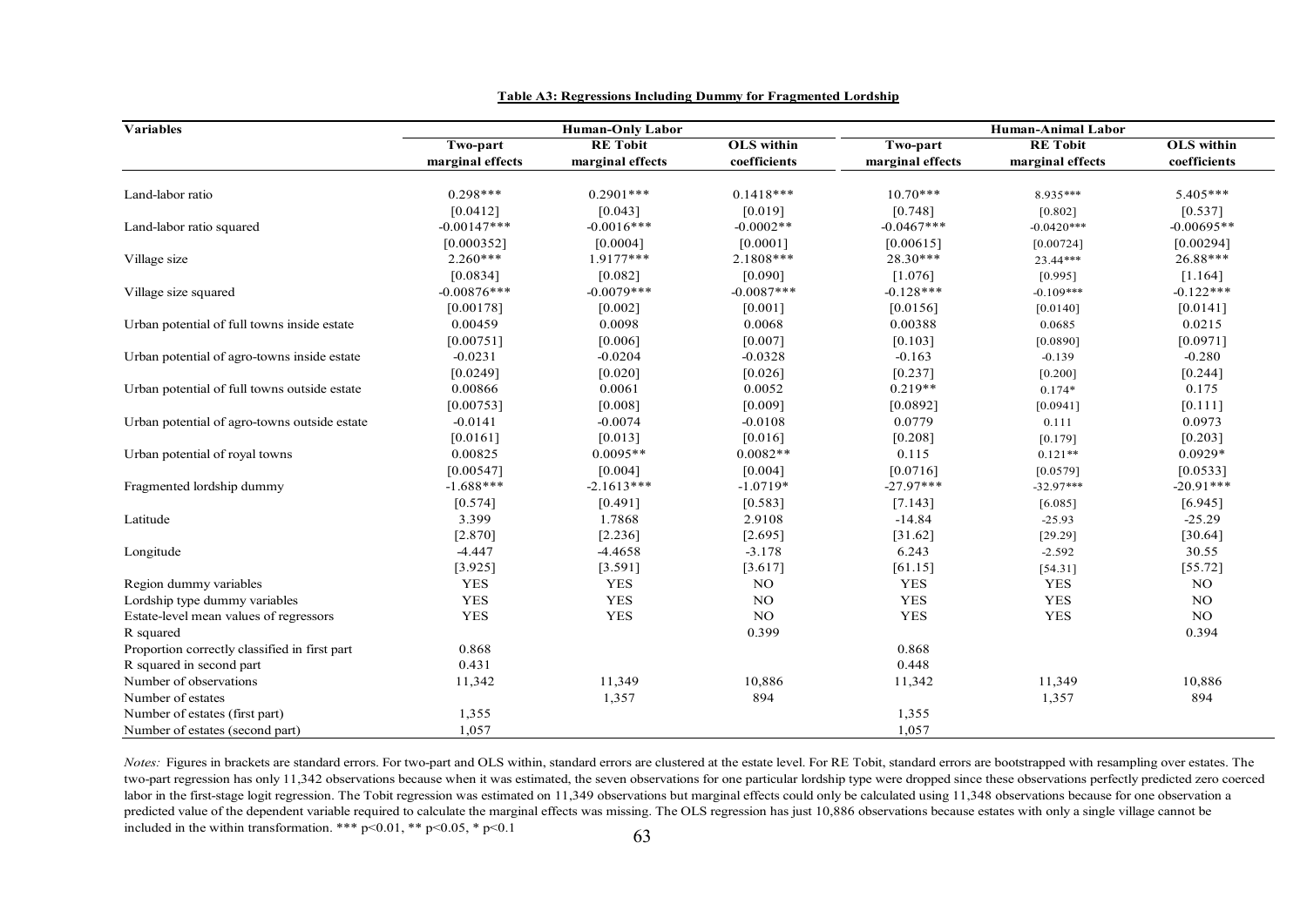**Table A3: Regressions Including Dummy for Fragmented Lordship**

| Variables | Human-Only Labor | | | Human-Animal Labor | | |
|---|---|---|---|---|---|---|
| | Two-part marginal effects | RE Tobit marginal effects | OLS within coefficients | Two-part marginal effects | RE Tobit marginal effects | OLS within coefficients |
| Land-labor ratio | 0.298*** | 0.2901*** | 0.1418*** | 10.70*** | 8.935*** | 5.405*** |
| | [0.0412] | [0.043] | [0.019] | [0.748] | [0.802] | [0.537] |
| Land-labor ratio squared | -0.00147*** | -0.0016*** | -0.0002** | -0.0467*** | -0.0420*** | -0.00695** |
| | [0.000352] | [0.0004] | [0.0001] | [0.00615] | [0.00724] | [0.00294] |
| Village size | 2.260*** | 1.9177*** | 2.1808*** | 28.30*** | 23.44*** | 26.88*** |
| | [0.0834] | [0.082] | [0.090] | [1.076] | [0.995] | [1.164] |
| Village size squared | -0.00876*** | -0.0079*** | -0.0087*** | -0.128*** | -0.109*** | -0.122*** |
| | [0.00178] | [0.002] | [0.001] | [0.0156] | [0.0140] | [0.0141] |
| Urban potential of full towns inside estate | 0.00459 | 0.0098 | 0.0068 | 0.00388 | 0.0685 | 0.0215 |
| | [0.00751] | [0.006] | [0.007] | [0.103] | [0.0890] | [0.0971] |
| Urban potential of agro-towns inside estate | -0.0231 | -0.0204 | -0.0328 | -0.163 | -0.139 | -0.280 |
| | [0.0249] | [0.020] | [0.026] | [0.237] | [0.200] | [0.244] |
| Urban potential of full towns outside estate | 0.00866 | 0.0061 | 0.0052 | 0.219** | 0.174* | 0.175 |
| | [0.00753] | [0.008] | [0.009] | [0.0892] | [0.0941] | [0.111] |
| Urban potential of agro-towns outside estate | -0.0141 | -0.0074 | -0.0108 | 0.0779 | 0.111 | 0.0973 |
| | [0.0161] | [0.013] | [0.016] | [0.208] | [0.179] | [0.203] |
| Urban potential of royal towns | 0.00825 | 0.0095** | 0.0082** | 0.115 | 0.121** | 0.0929* |
| | [0.00547] | [0.004] | [0.004] | [0.0716] | [0.0579] | [0.0533] |
| Fragmented lordship dummy | -1.688*** | -2.1613*** | -1.0719* | -27.97*** | -32.97*** | -20.91*** |
| | [0.574] | [0.491] | [0.583] | [7.143] | [6.085] | [6.945] |
| Latitude | 3.399 | 1.7868 | 2.9108 | -14.84 | -25.93 | -25.29 |
| | [2.870] | [2.236] | [2.695] | [31.62] | [29.29] | [30.64] |
| Longitude | -4.447 | -4.4658 | -3.178 | 6.243 | -2.592 | 30.55 |
| | [3.925] | [3.591] | [3.617] | [61.15] | [54.31] | [55.72] |
| Region dummy variables | YES | YES | NO | YES | YES | NO |
| Lordship type dummy variables | YES | YES | NO | YES | YES | NO |
| Estate-level mean values of regressors | YES | YES | NO | YES | YES | NO |
| R squared | | | 0.399 | | | 0.394 |
| Proportion correctly classified in first part | 0.868 | | | 0.868 | | |
| R squared in second part | 0.431 | | | 0.448 | | |
| Number of observations | 11,342 | 11,349 | 10,886 | 11,342 | 11,349 | 10,886 |
| Number of estates | | 1,357 | 894 | | 1,357 | 894 |
| Number of estates (first part) | 1,355 | | | 1,355 | | |
| Number of estates (second part) | 1,057 | | | 1,057 | | |

*Notes:* Figures in brackets are standard errors. For two-part and OLS within, standard errors are clustered at the estate level. For RE Tobit, standard errors are bootstrapped with resampling over estates. The two-part regression has only 11,342 observations because when it was estimated, the seven observations for one particular lordship type were dropped since these observations perfectly predicted zero coerced labor in the first-stage logit regression. The Tobit regression was estimated on 11,349 observations but marginal effects could only be calculated using 11,348 observations because for one observation a predicted value of the dependent variable required to calculate the marginal effects was missing. The OLS regression has just 10,886 observations because estates with only a single village cannot be included in the within transformation. *** $p<0.01$, ** $p<0.05$, * $p<0.1$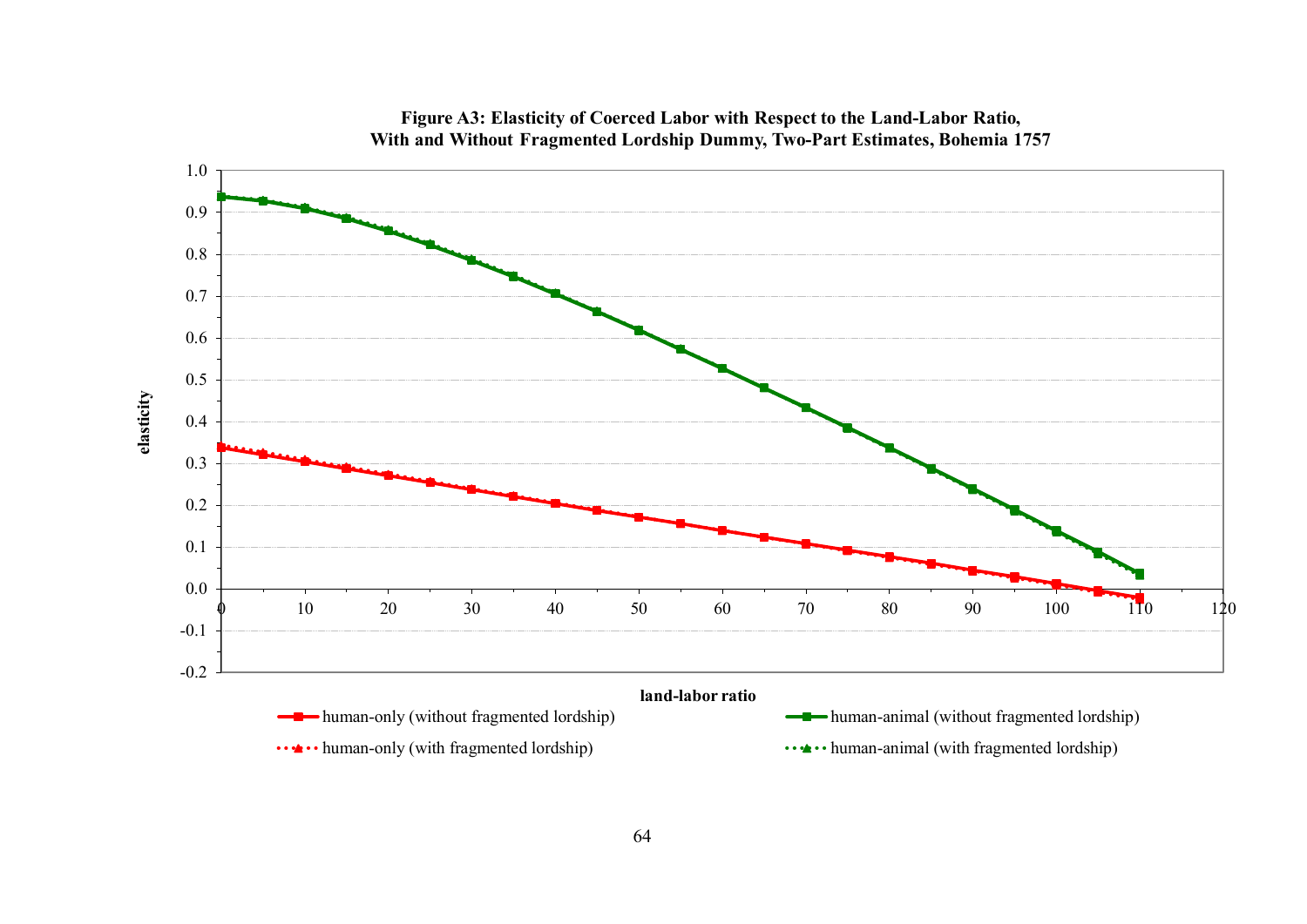**Figure A3: Elasticity of Coerced Labor with Respect to the Land-Labor Ratio, With and Without Fragmented Lordship Dummy, Two-Part Estimates, Bohemia 1757**

elasticity

1.0
0.9
0.8
0.7
0.6
0.5
0.4
0.3
0.2
0.1
0.0
-0.1
-0.2

0 10 20 30 40 50 60 70 80 90 100 110 120

land-labor ratio

human-only (without fragmented lordship)

human-animal (without fragmented lordship)

human-only (with fragmented lordship)

human-animal (with fragmented lordship)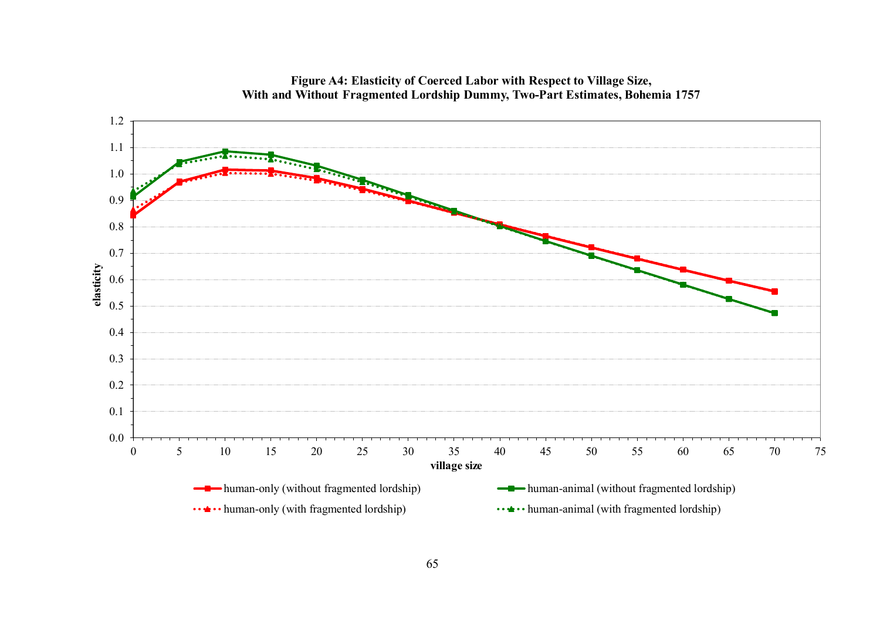**Figure A4: Elasticity of Coerced Labor with Respect to Village Size, With and Without Fragmented Lordship Dummy, Two-Part Estimates, Bohemia 1757**

elasticity

1.2
1.1
1.0
0.9
0.8
0.7
0.6
0.5
0.4
0.3
0.2
0.1
0.0

0 5 10 15 20 25 30 35 40 45 50 55 60 65 70 75

village size

human-only (without fragmented lordship)
human-animal (without fragmented lordship)
human-only (with fragmented lordship)
human-animal (with fragmented lordship)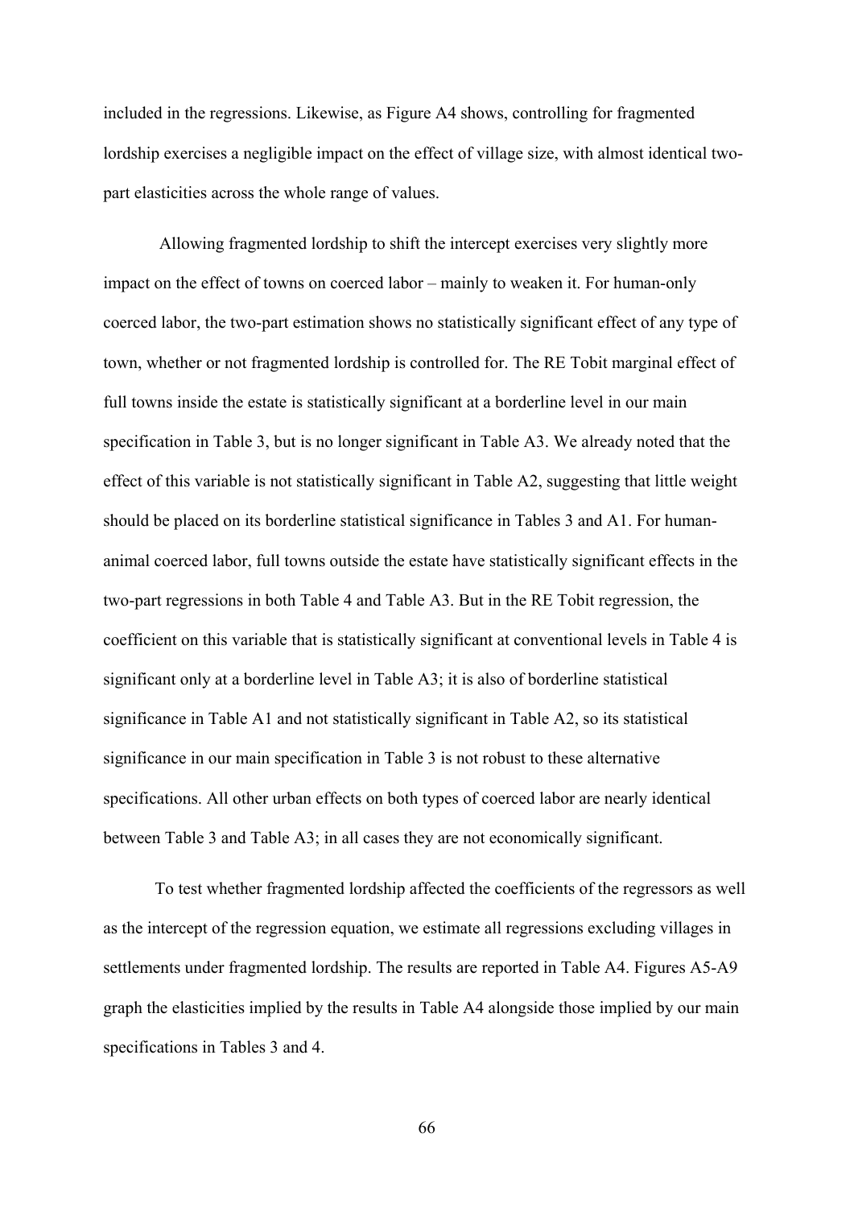included in the regressions. Likewise, as Figure A4 shows, controlling for fragmented lordship exercises a negligible impact on the effect of village size, with almost identical two-part elasticities across the whole range of values.

Allowing fragmented lordship to shift the intercept exercises very slightly more impact on the effect of towns on coerced labor – mainly to weaken it. For human-only coerced labor, the two-part estimation shows no statistically significant effect of any type of town, whether or not fragmented lordship is controlled for. The RE Tobit marginal effect of full towns inside the estate is statistically significant at a borderline level in our main specification in Table 3, but is no longer significant in Table A3. We already noted that the effect of this variable is not statistically significant in Table A2, suggesting that little weight should be placed on its borderline statistical significance in Tables 3 and A1. For human-animal coerced labor, full towns outside the estate have statistically significant effects in the two-part regressions in both Table 4 and Table A3. But in the RE Tobit regression, the coefficient on this variable that is statistically significant at conventional levels in Table 4 is significant only at a borderline level in Table A3; it is also of borderline statistical significance in Table A1 and not statistically significant in Table A2, so its statistical significance in our main specification in Table 3 is not robust to these alternative specifications. All other urban effects on both types of coerced labor are nearly identical between Table 3 and Table A3; in all cases they are not economically significant.

To test whether fragmented lordship affected the coefficients of the regressors as well as the intercept of the regression equation, we estimate all regressions excluding villages in settlements under fragmented lordship. The results are reported in Table A4. Figures A5-A9 graph the elasticities implied by the results in Table A4 alongside those implied by our main specifications in Tables 3 and 4.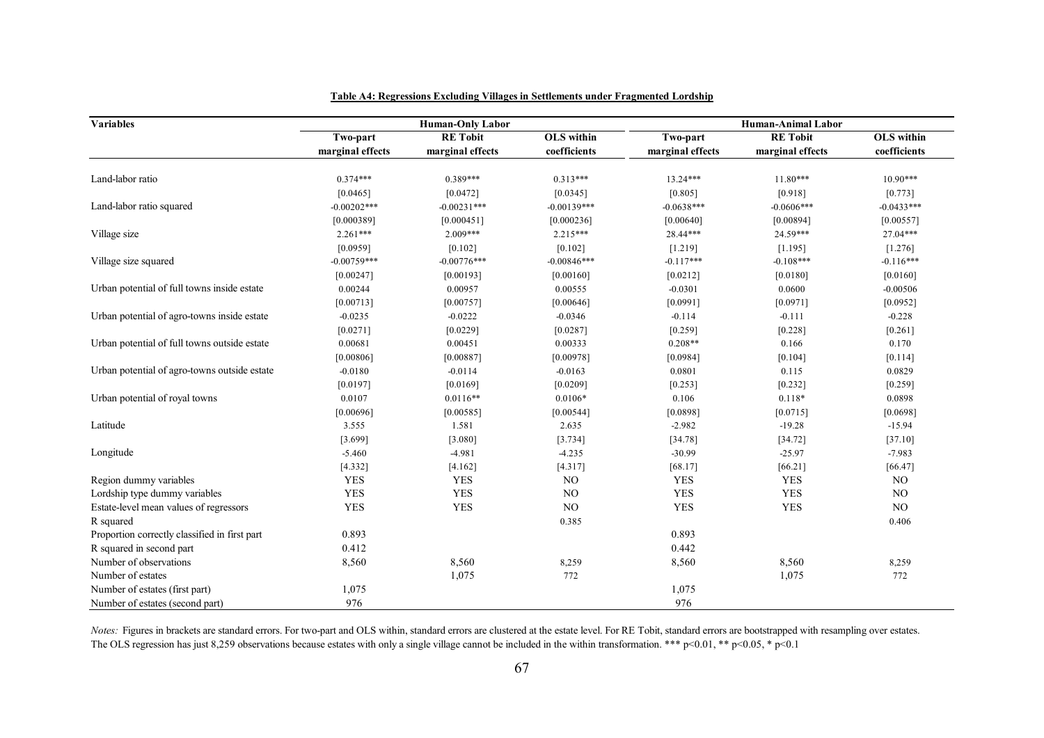**Table A4: Regressions Excluding Villages in Settlements under Fragmented Lordship**

| Variables | Human-Only Labor | | | Human-Animal Labor | | |
|---|---|---|---|---|---|---|
| | Two-part marginal effects | RE Tobit marginal effects | OLS within coefficients | Two-part marginal effects | RE Tobit marginal effects | OLS within coefficients |
| Land-labor ratio | 0.374*** | 0.389*** | 0.313*** | 13.24*** | 11.80*** | 10.90*** |
| | [0.0465] | [0.0472] | [0.0345] | [0.805] | [0.918] | [0.773] |
| Land-labor ratio squared | -0.00202*** | -0.00231*** | -0.00139*** | -0.0638*** | -0.0606*** | -0.0433*** |
| | [0.000389] | [0.000451] | [0.000236] | [0.00640] | [0.00894] | [0.00557] |
| Village size | 2.261*** | 2.009*** | 2.215*** | 28.44*** | 24.59*** | 27.04*** |
| | [0.0959] | [0.102] | [0.102] | [1.219] | [1.195] | [1.276] |
| Village size squared | -0.00759*** | -0.00776*** | -0.00846*** | -0.117*** | -0.108*** | -0.116*** |
| | [0.00247] | [0.00193] | [0.00160] | [0.0212] | [0.0180] | [0.0160] |
| Urban potential of full towns inside estate | 0.00244 | 0.00957 | 0.00555 | -0.0301 | 0.0600 | -0.00506 |
| | [0.00713] | [0.00757] | [0.00646] | [0.0991] | [0.0971] | [0.0952] |
| Urban potential of agro-towns inside estate | -0.0235 | -0.0222 | -0.0346 | -0.114 | -0.111 | -0.228 |
| | [0.0271] | [0.0229] | [0.0287] | [0.259] | [0.228] | [0.261] |
| Urban potential of full towns outside estate | 0.00681 | 0.00451 | 0.00333 | 0.208** | 0.166 | 0.170 |
| | [0.00806] | [0.00887] | [0.00978] | [0.0984] | [0.104] | [0.114] |
| Urban potential of agro-towns outside estate | -0.0180 | -0.0114 | -0.0163 | 0.0801 | 0.115 | 0.0829 |
| | [0.0197] | [0.0169] | [0.0209] | [0.253] | [0.232] | [0.259] |
| Urban potential of royal towns | 0.0107 | 0.0116** | 0.0106* | 0.106 | 0.118* | 0.0898 |
| | [0.00696] | [0.00585] | [0.00544] | [0.0898] | [0.0715] | [0.0698] |
| Latitude | 3.555 | 1.581 | 2.635 | -2.982 | -19.28 | -15.94 |
| | [3.699] | [3.080] | [3.734] | [34.78] | [34.72] | [37.10] |
| Longitude | -5.460 | -4.981 | -4.235 | -30.99 | -25.97 | -7.983 |
| | [4.332] | [4.162] | [4.317] | [68.17] | [66.21] | [66.47] |
| Region dummy variables | YES | YES | NO | YES | YES | NO |
| Lordship type dummy variables | YES | YES | NO | YES | YES | NO |
| Estate-level mean values of regressors | YES | YES | NO | YES | YES | NO |
| R squared | | | 0.385 | | | 0.406 |
| Proportion correctly classified in first part | 0.893 | | | 0.893 | | |
| R squared in second part | 0.412 | | | 0.442 | | |
| Number of observations | 8,560 | 8,560 | 8,259 | 8,560 | 8,560 | 8,259 |
| Number of estates | | 1,075 | 772 | | 1,075 | 772 |
| Number of estates (first part) | 1,075 | | | 1,075 | | |
| Number of estates (second part) | 976 | | | 976 | | |

*Notes:* Figures in brackets are standard errors. For two-part and OLS within, standard errors are clustered at the estate level. For RE Tobit, standard errors are bootstrapped with resampling over estates. The OLS regression has just 8,259 observations because estates with only a single village cannot be included in the within transformation. *** p<0.01, ** p<0.05, * p<0.1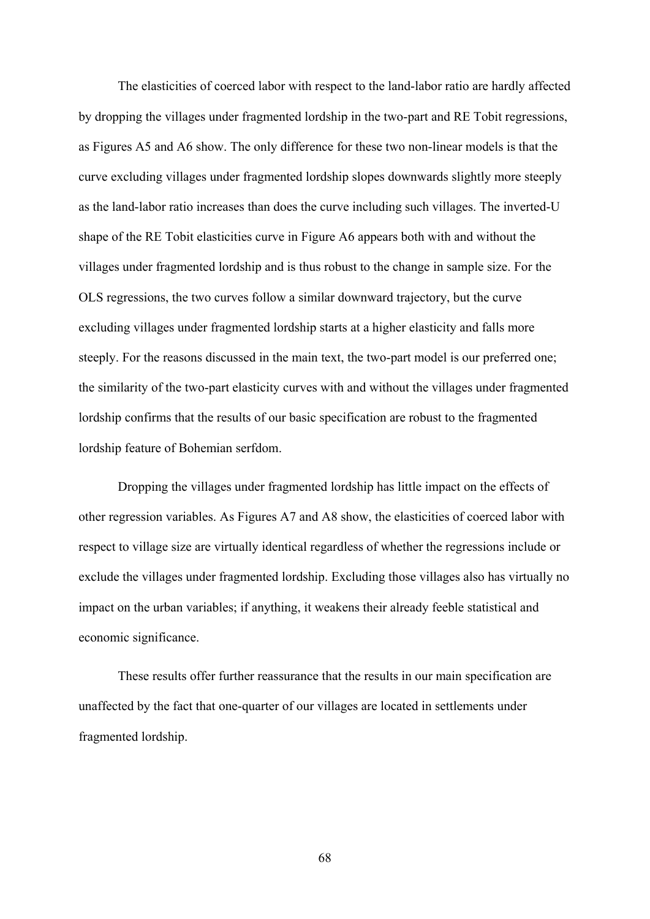The elasticities of coerced labor with respect to the land-labor ratio are hardly affected by dropping the villages under fragmented lordship in the two-part and RE Tobit regressions, as Figures A5 and A6 show. The only difference for these two non-linear models is that the curve excluding villages under fragmented lordship slopes downwards slightly more steeply as the land-labor ratio increases than does the curve including such villages. The inverted-U shape of the RE Tobit elasticities curve in Figure A6 appears both with and without the villages under fragmented lordship and is thus robust to the change in sample size. For the OLS regressions, the two curves follow a similar downward trajectory, but the curve excluding villages under fragmented lordship starts at a higher elasticity and falls more steeply. For the reasons discussed in the main text, the two-part model is our preferred one; the similarity of the two-part elasticity curves with and without the villages under fragmented lordship confirms that the results of our basic specification are robust to the fragmented lordship feature of Bohemian serfdom.

Dropping the villages under fragmented lordship has little impact on the effects of other regression variables. As Figures A7 and A8 show, the elasticities of coerced labor with respect to village size are virtually identical regardless of whether the regressions include or exclude the villages under fragmented lordship. Excluding those villages also has virtually no impact on the urban variables; if anything, it weakens their already feeble statistical and economic significance.

These results offer further reassurance that the results in our main specification are unaffected by the fact that one-quarter of our villages are located in settlements under fragmented lordship.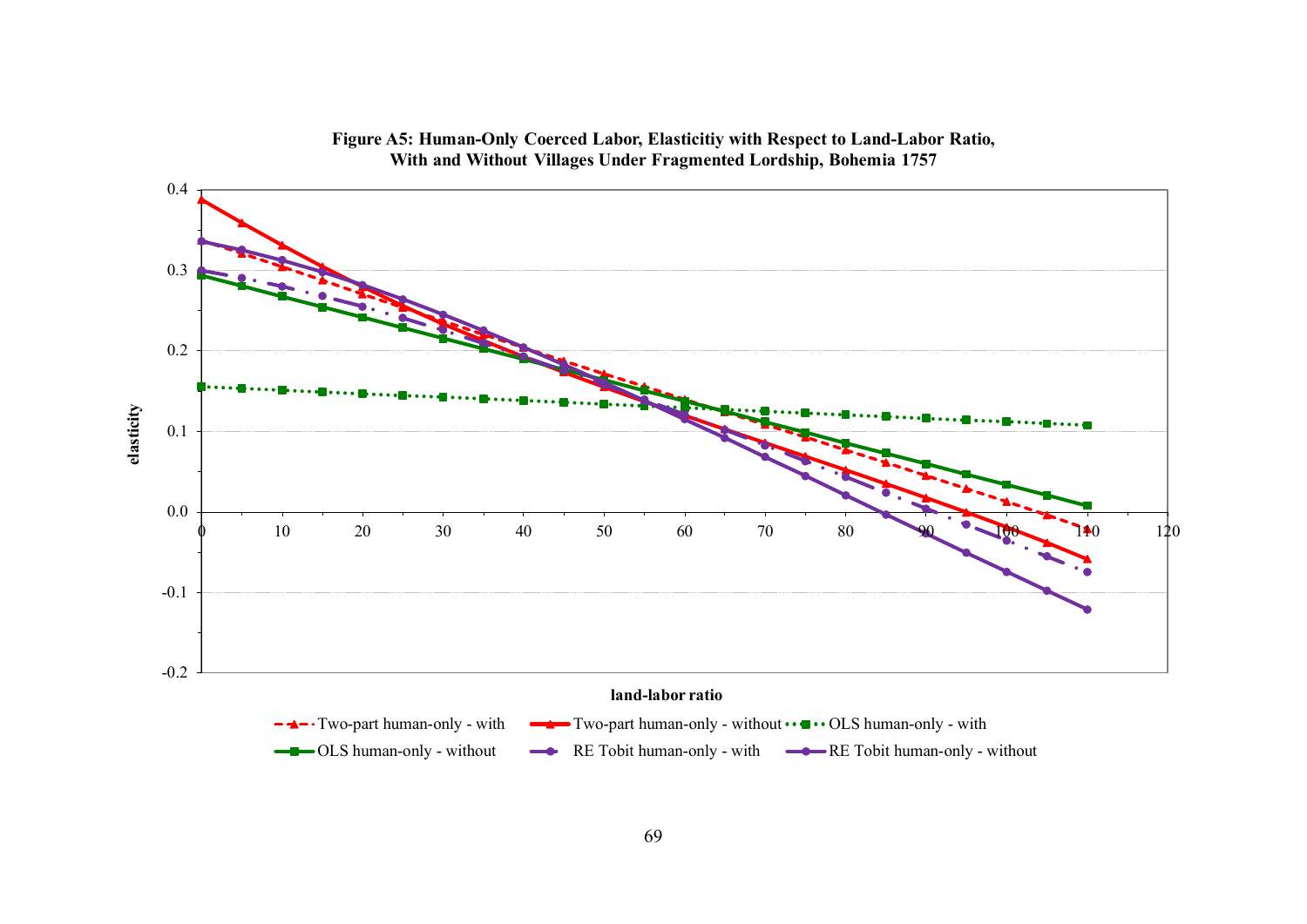**Figure A5: Human-Only Coerced Labor, Elasticitiy with Respect to Land-Labor Ratio, With and Without Villages Under Fragmented Lordship, Bohemia 1757**

elasticity

0.4
0.3
0.2
0.1
0.0
-0.1
-0.2

0
10
20
30
40
50
60
70
80
90
100
110
120

land-labor ratio

Two-part human-only - with
Two-part human-only - without
OLS human-only - with
OLS human-only - without
RE Tobit human-only - with
RE Tobit human-only - without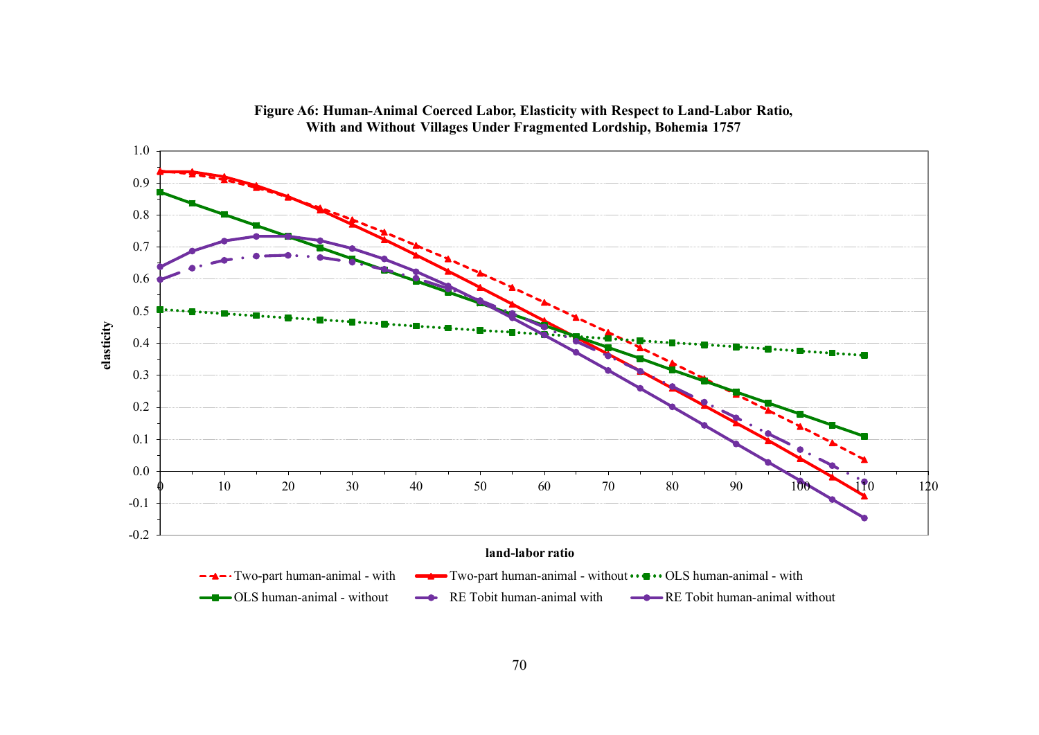**Figure A6: Human-Animal Coerced Labor, Elasticity with Respect to Land-Labor Ratio, With and Without Villages Under Fragmented Lordship, Bohemia 1757**

elasticity

1.0
0.9
0.8
0.7
0.6
0.5
0.4
0.3
0.2
0.1
0.0
-0.1
-0.2

0 10 20 30 40 50 60 70 80 90 100 110 120

land-labor ratio

Two-part human-animal - with
Two-part human-animal - without
OLS human-animal - with
OLS human-animal - without
RE Tobit human-animal with
RE Tobit human-animal without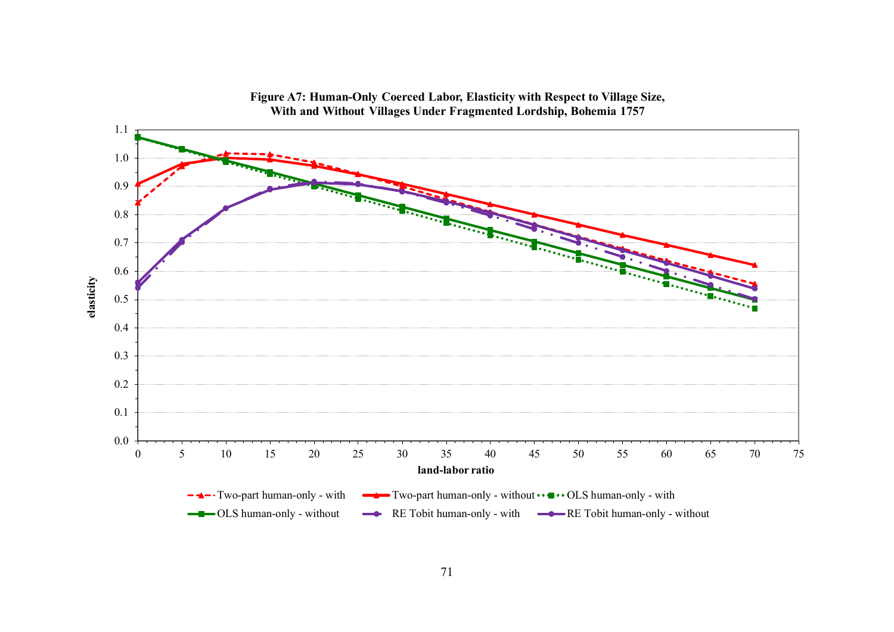**Figure A7: Human-Only Coerced Labor, Elasticity with Respect to Village Size, With and Without Villages Under Fragmented Lordship, Bohemia 1757**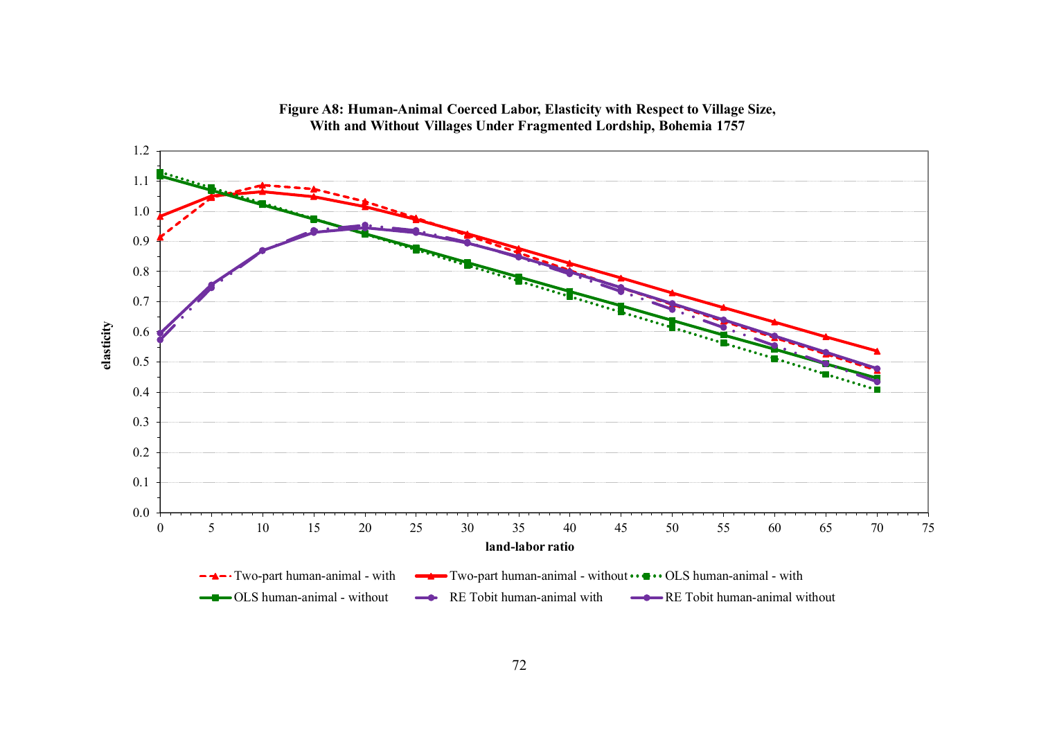**Figure A8: Human-Animal Coerced Labor, Elasticity with Respect to Village Size, With and Without Villages Under Fragmented Lordship, Bohemia 1757**

elasticity

1.2
1.1
1.0
0.9
0.8
0.7
0.6
0.5
0.4
0.3
0.2
0.1
0.0

0 5 10 15 20 25 30 35 40 45 50 55 60 65 70 75

land-labor ratio

Two-part human-animal - with
Two-part human-animal - without
OLS human-animal - with
OLS human-animal - without
RE Tobit human-animal with
RE Tobit human-animal without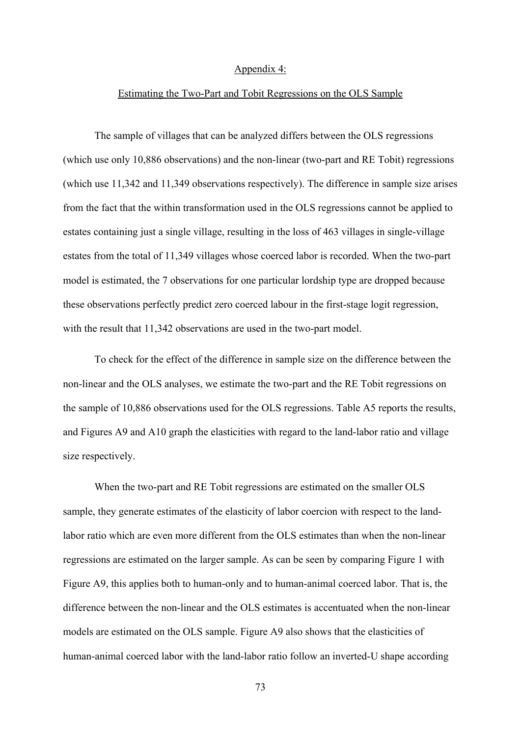## Appendix 4:

### Estimating the Two-Part and Tobit Regressions on the OLS Sample

The sample of villages that can be analyzed differs between the OLS regressions (which use only 10,886 observations) and the non-linear (two-part and RE Tobit) regressions (which use 11,342 and 11,349 observations respectively). The difference in sample size arises from the fact that the within transformation used in the OLS regressions cannot be applied to estates containing just a single village, resulting in the loss of 463 villages in single-village estates from the total of 11,349 villages whose coerced labor is recorded. When the two-part model is estimated, the 7 observations for one particular lordship type are dropped because these observations perfectly predict zero coerced labour in the first-stage logit regression, with the result that 11,342 observations are used in the two-part model.

To check for the effect of the difference in sample size on the difference between the non-linear and the OLS analyses, we estimate the two-part and the RE Tobit regressions on the sample of 10,886 observations used for the OLS regressions. Table A5 reports the results, and Figures A9 and A10 graph the elasticities with regard to the land-labor ratio and village size respectively.

When the two-part and RE Tobit regressions are estimated on the smaller OLS sample, they generate estimates of the elasticity of labor coercion with respect to the land-labor ratio which are even more different from the OLS estimates than when the non-linear regressions are estimated on the larger sample. As can be seen by comparing Figure 1 with Figure A9, this applies both to human-only and to human-animal coerced labor. That is, the difference between the non-linear and the OLS estimates is accentuated when the non-linear models are estimated on the OLS sample. Figure A9 also shows that the elasticities of human-animal coerced labor with the land-labor ratio follow an inverted-U shape according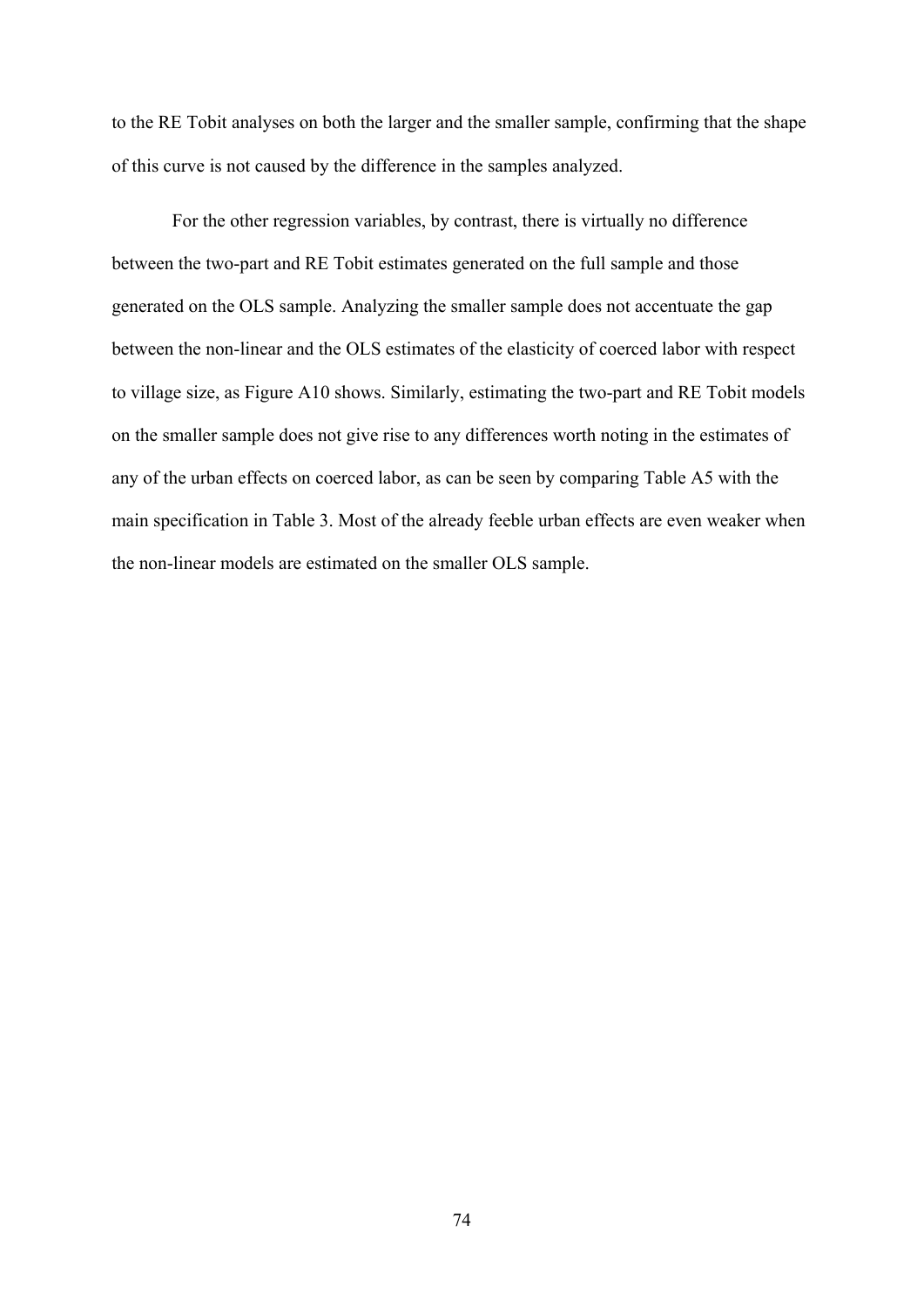to the RE Tobit analyses on both the larger and the smaller sample, confirming that the shape of this curve is not caused by the difference in the samples analyzed.

For the other regression variables, by contrast, there is virtually no difference between the two-part and RE Tobit estimates generated on the full sample and those generated on the OLS sample. Analyzing the smaller sample does not accentuate the gap between the non-linear and the OLS estimates of the elasticity of coerced labor with respect to village size, as Figure A10 shows. Similarly, estimating the two-part and RE Tobit models on the smaller sample does not give rise to any differences worth noting in the estimates of any of the urban effects on coerced labor, as can be seen by comparing Table A5 with the main specification in Table 3. Most of the already feeble urban effects are even weaker when the non-linear models are estimated on the smaller OLS sample.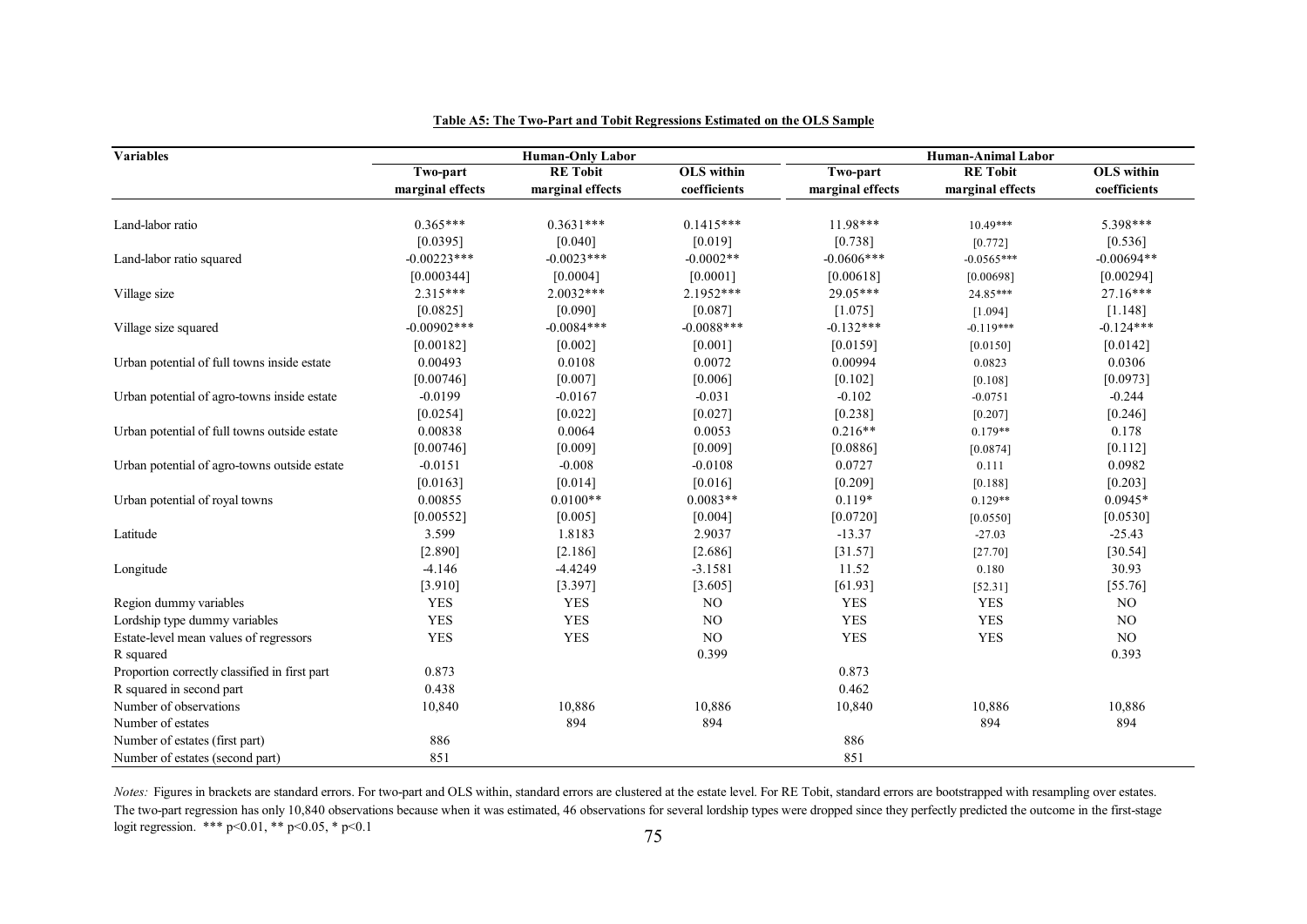**Table A5: The Two-Part and Tobit Regressions Estimated on the OLS Sample**

| Variables | Human-Only Labor | | | Human-Animal Labor | | |
|---|---|---|---|---|---|---|
| | Two-part marginal effects | RE Tobit marginal effects | OLS within coefficients | Two-part marginal effects | RE Tobit marginal effects | OLS within coefficients |
| Land-labor ratio | 0.365*** | 0.3631*** | 0.1415*** | 11.98*** | 10.49*** | 5.398*** |
| | [0.0395] | [0.040] | [0.019] | [0.738] | [0.772] | [0.536] |
| Land-labor ratio squared | -0.00223*** | -0.0023*** | -0.0002** | -0.0606*** | -0.0565*** | -0.00694** |
| | [0.000344] | [0.0004] | [0.0001] | [0.00618] | [0.00698] | [0.00294] |
| Village size | 2.315*** | 2.0032*** | 2.1952*** | 29.05*** | 24.85*** | 27.16*** |
| | [0.0825] | [0.090] | [0.087] | [1.075] | [1.094] | [1.148] |
| Village size squared | -0.00902*** | -0.0084*** | -0.0088*** | -0.132*** | -0.119*** | -0.124*** |
| | [0.00182] | [0.002] | [0.001] | [0.0159] | [0.0150] | [0.0142] |
| Urban potential of full towns inside estate | 0.00493 | 0.0108 | 0.0072 | 0.00994 | 0.0823 | 0.0306 |
| | [0.00746] | [0.007] | [0.006] | [0.102] | [0.108] | [0.0973] |
| Urban potential of agro-towns inside estate | -0.0199 | -0.0167 | -0.031 | -0.102 | -0.0751 | -0.244 |
| | [0.0254] | [0.022] | [0.027] | [0.238] | [0.207] | [0.246] |
| Urban potential of full towns outside estate | 0.00838 | 0.0064 | 0.0053 | 0.216** | 0.179** | 0.178 |
| | [0.00746] | [0.009] | [0.009] | [0.0886] | [0.0874] | [0.112] |
| Urban potential of agro-towns outside estate | -0.0151 | -0.008 | -0.0108 | 0.0727 | 0.111 | 0.0982 |
| | [0.0163] | [0.014] | [0.016] | [0.209] | [0.188] | [0.203] |
| Urban potential of royal towns | 0.00855 | 0.0100** | 0.0083** | 0.119* | 0.129** | 0.0945* |
| | [0.00552] | [0.005] | [0.004] | [0.0720] | [0.0550] | [0.0530] |
| Latitude | 3.599 | 1.8183 | 2.9037 | -13.37 | -27.03 | -25.43 |
| | [2.890] | [2.186] | [2.686] | [31.57] | [27.70] | [30.54] |
| Longitude | -4.146 | -4.4249 | -3.1581 | 11.52 | 0.180 | 30.93 |
| | [3.910] | [3.397] | [3.605] | [61.93] | [52.31] | [55.76] |
| Region dummy variables | YES | YES | NO | YES | YES | NO |
| Lordship type dummy variables | YES | YES | NO | YES | YES | NO |
| Estate-level mean values of regressors | YES | YES | NO | YES | YES | NO |
| R squared | | | 0.399 | | | 0.393 |
| Proportion correctly classified in first part | 0.873 | | | 0.873 | | |
| R squared in second part | 0.438 | | | 0.462 | | |
| Number of observations | 10,840 | 10,886 | 10,886 | 10,840 | 10,886 | 10,886 |
| Number of estates | | 894 | 894 | | 894 | 894 |
| Number of estates (first part) | 886 | | | 886 | | |
| Number of estates (second part) | 851 | | | 851 | | |

*Notes:* Figures in brackets are standard errors. For two-part and OLS within, standard errors are clustered at the estate level. For RE Tobit, standard errors are bootstrapped with resampling over estates. The two-part regression has only 10,840 observations because when it was estimated, 46 observations for several lordship types were dropped since they perfectly predicted the outcome in the first-stage logit regression. *** p<0.01, ** p<0.05, * p<0.1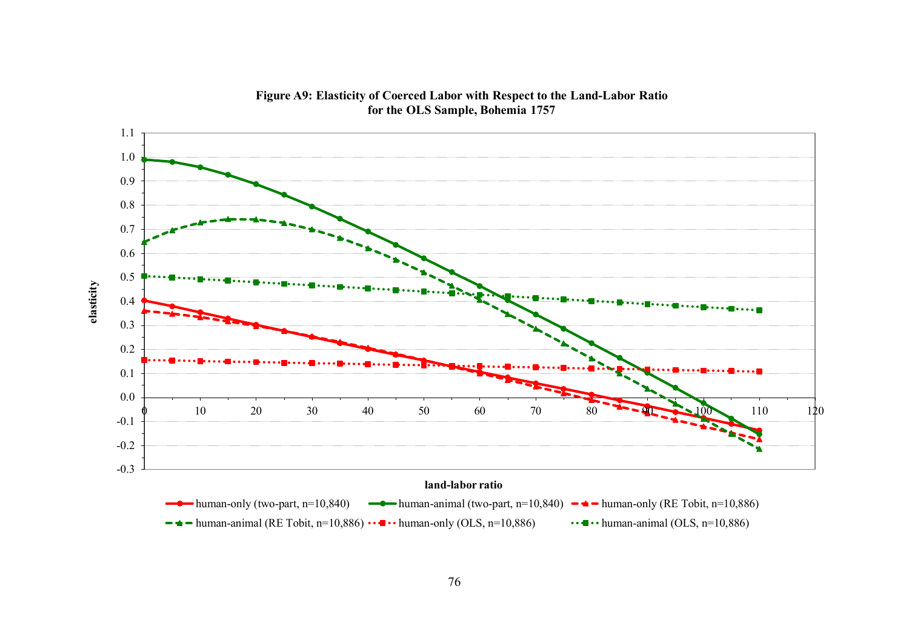**Figure A9: Elasticity of Coerced Labor with Respect to the Land-Labor Ratio for the OLS Sample, Bohemia 1757**

elasticity

1.1
1.0
0.9
0.8
0.7
0.6
0.5
0.4
0.3
0.2
0.1
0.0
-0.1
-0.2
-0.3

0 10 20 30 40 50 60 70 80 90 100 110 120

land-labor ratio

human-only (two-part, n=10,840)
human-animal (two-part, n=10,840)
human-only (RE Tobit, n=10,886)
human-animal (RE Tobit, n=10,886)
human-only (OLS, n=10,886)
human-animal (OLS, n=10,886)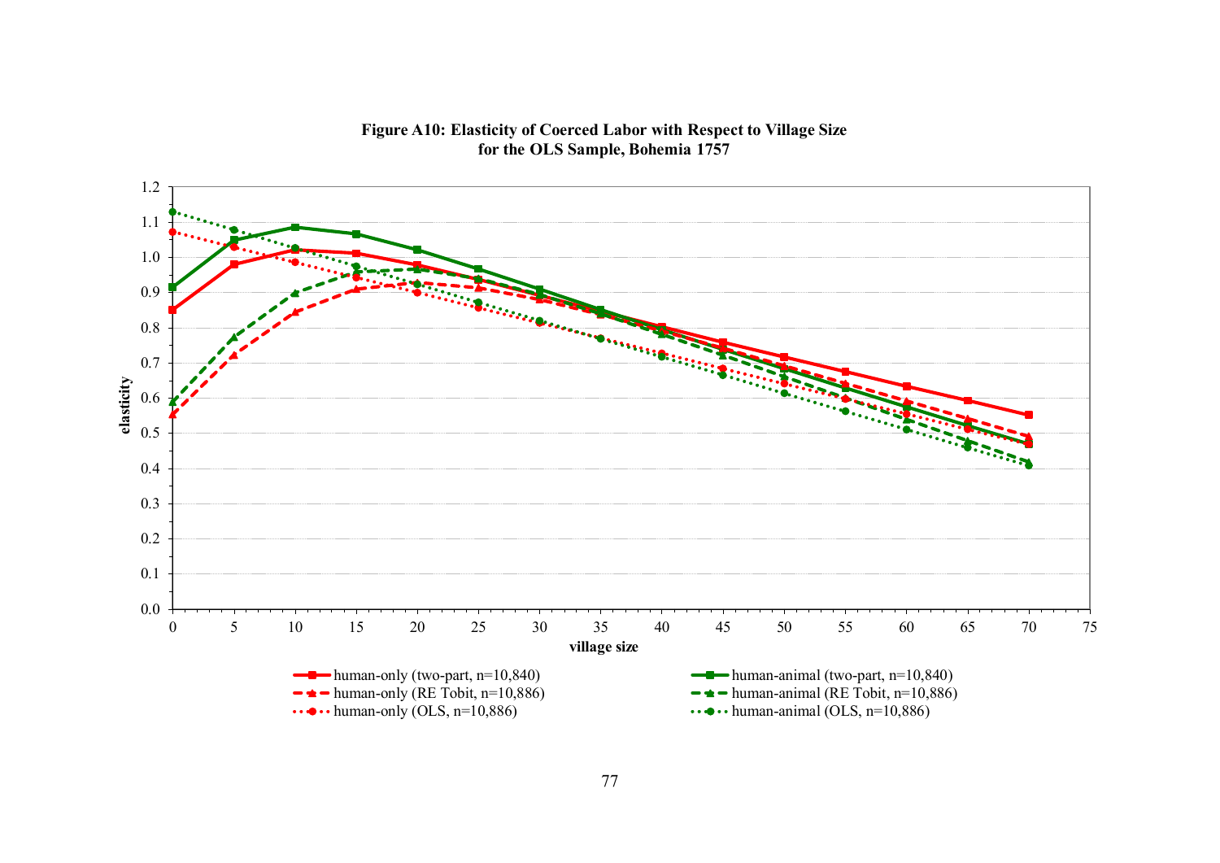**Figure A10: Elasticity of Coerced Labor with Respect to Village Size for the OLS Sample, Bohemia 1757**

elasticity

1.2
1.1
1.0
0.9
0.8
0.7
0.6
0.5
0.4
0.3
0.2
0.1
0.0

0 5 10 15 20 25 30 35 40 45 50 55 60 65 70 75

village size

human-only (two-part, n=10,840)
human-only (RE Tobit, n=10,886)
human-only (OLS, n=10,886)
human-animal (two-part, n=10,840)
human-animal (RE Tobit, n=10,886)
human-animal (OLS, n=10,886)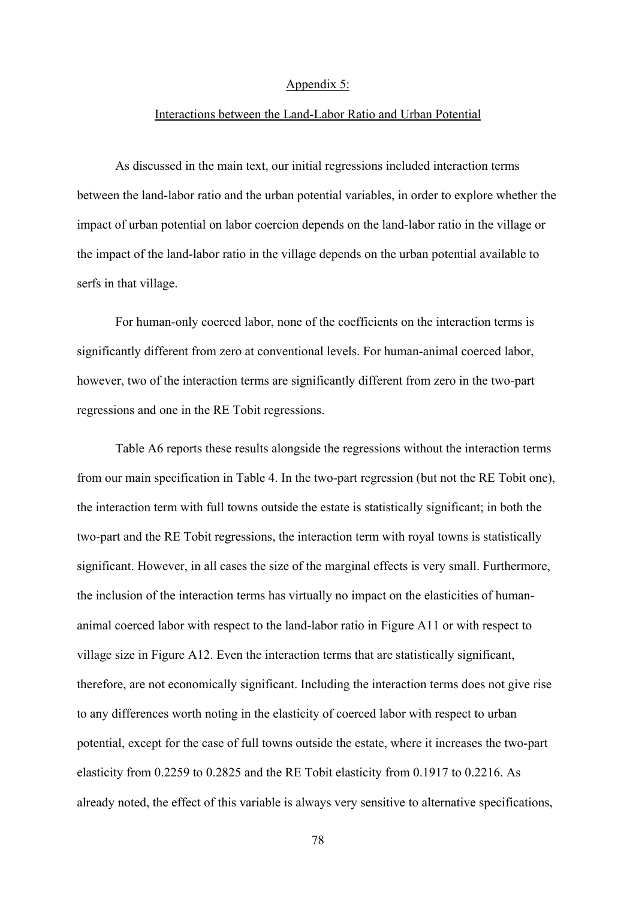## Appendix 5:

## Interactions between the Land-Labor Ratio and Urban Potential

As discussed in the main text, our initial regressions included interaction terms between the land-labor ratio and the urban potential variables, in order to explore whether the impact of urban potential on labor coercion depends on the land-labor ratio in the village or the impact of the land-labor ratio in the village depends on the urban potential available to serfs in that village.

For human-only coerced labor, none of the coefficients on the interaction terms is significantly different from zero at conventional levels. For human-animal coerced labor, however, two of the interaction terms are significantly different from zero in the two-part regressions and one in the RE Tobit regressions.

Table A6 reports these results alongside the regressions without the interaction terms from our main specification in Table 4. In the two-part regression (but not the RE Tobit one), the interaction term with full towns outside the estate is statistically significant; in both the two-part and the RE Tobit regressions, the interaction term with royal towns is statistically significant. However, in all cases the size of the marginal effects is very small. Furthermore, the inclusion of the interaction terms has virtually no impact on the elasticities of human-animal coerced labor with respect to the land-labor ratio in Figure A11 or with respect to village size in Figure A12. Even the interaction terms that are statistically significant, therefore, are not economically significant. Including the interaction terms does not give rise to any differences worth noting in the elasticity of coerced labor with respect to urban potential, except for the case of full towns outside the estate, where it increases the two-part elasticity from 0.2259 to 0.2825 and the RE Tobit elasticity from 0.1917 to 0.2216. As already noted, the effect of this variable is always very sensitive to alternative specifications,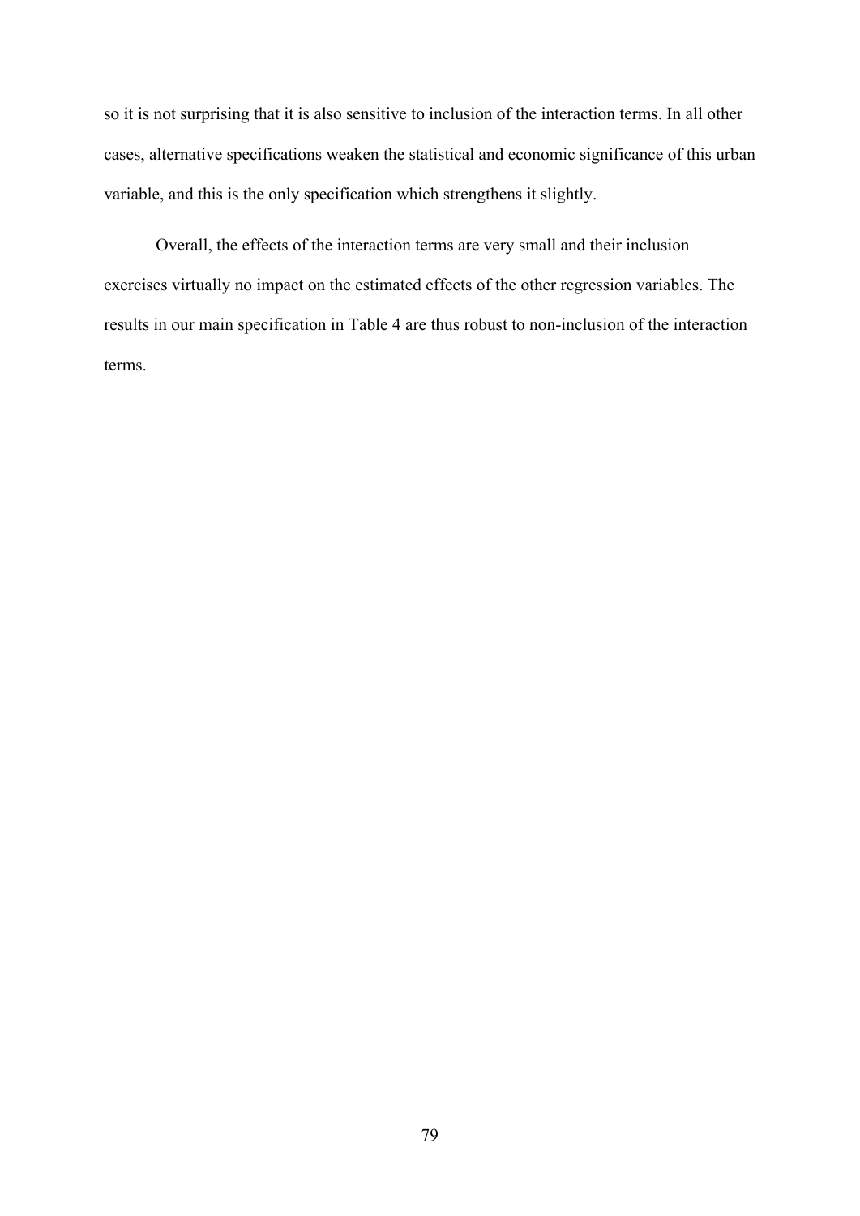so it is not surprising that it is also sensitive to inclusion of the interaction terms. In all other cases, alternative specifications weaken the statistical and economic significance of this urban variable, and this is the only specification which strengthens it slightly.

Overall, the effects of the interaction terms are very small and their inclusion exercises virtually no impact on the estimated effects of the other regression variables. The results in our main specification in Table 4 are thus robust to non-inclusion of the interaction terms.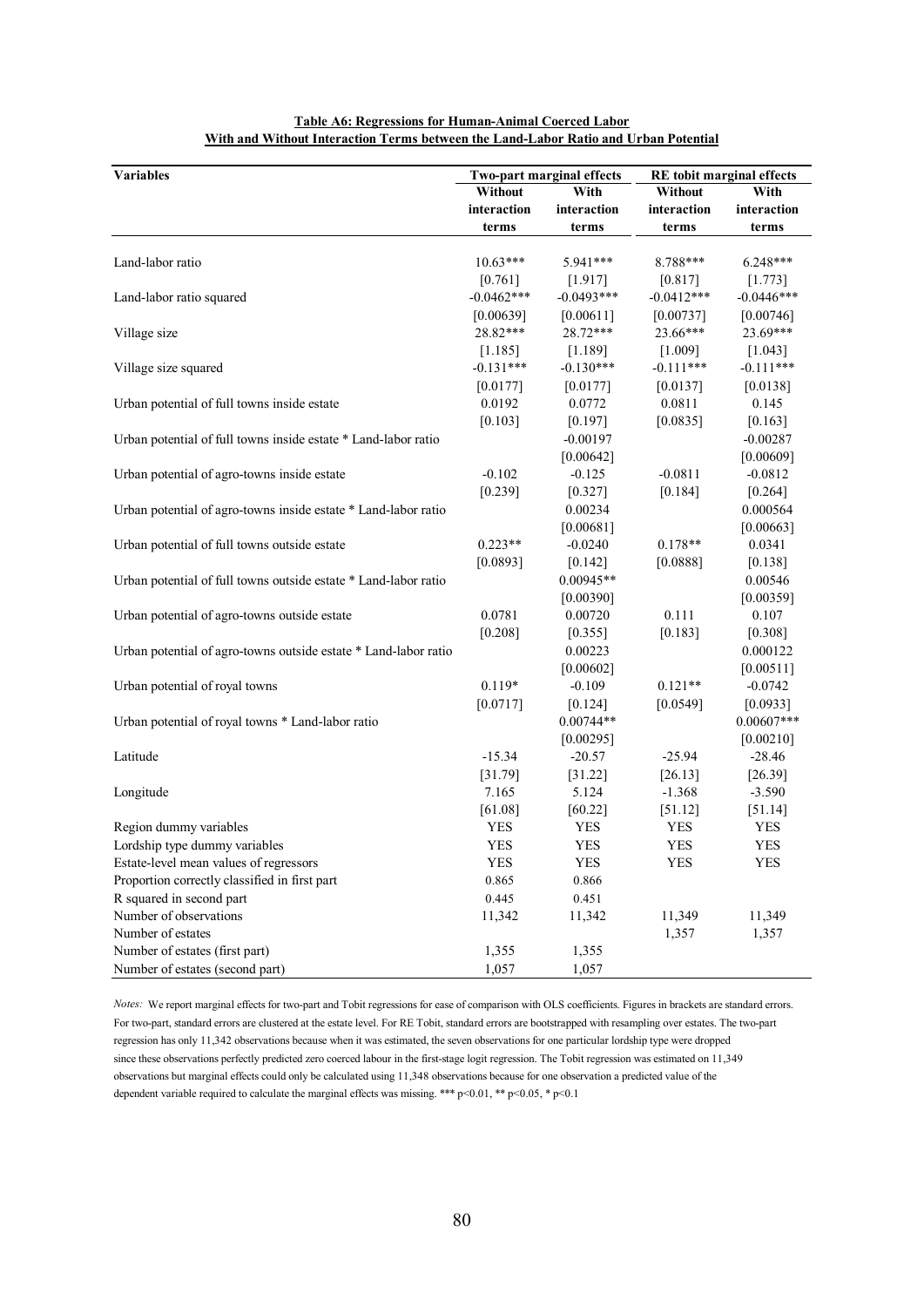**Table A6: Regressions for Human-Animal Coerced Labor**
**With and Without Interaction Terms between the Land-Labor Ratio and Urban Potential**

| Variables | Two-part marginal effects | | RE tobit marginal effects | |
|---|---|---|---|---|
| | Without interaction terms | With interaction terms | Without interaction terms | With interaction terms |
| Land-labor ratio | 10.63*** | 5.941*** | 8.788*** | 6.248*** |
| | [0.761] | [1.917] | [0.817] | [1.773] |
| Land-labor ratio squared | -0.0462*** | -0.0493*** | -0.0412*** | -0.0446*** |
| | [0.00639] | [0.00611] | [0.00737] | [0.00746] |
| Village size | 28.82*** | 28.72*** | 23.66*** | 23.69*** |
| | [1.185] | [1.189] | [1.009] | [1.043] |
| Village size squared | -0.131*** | -0.130*** | -0.111*** | -0.111*** |
| | [0.0177] | [0.0177] | [0.0137] | [0.0138] |
| Urban potential of full towns inside estate | 0.0192 | 0.0772 | 0.0811 | 0.145 |
| | [0.103] | [0.197] | [0.0835] | [0.163] |
| Urban potential of full towns inside estate * Land-labor ratio | | -0.00197 | | -0.00287 |
| | | [0.00642] | | [0.00609] |
| Urban potential of agro-towns inside estate | -0.102 | -0.125 | -0.0811 | -0.0812 |
| | [0.239] | [0.327] | [0.184] | [0.264] |
| Urban potential of agro-towns inside estate * Land-labor ratio | | 0.00234 | | 0.000564 |
| | | [0.00681] | | [0.00663] |
| Urban potential of full towns outside estate | 0.223** | -0.0240 | 0.178** | 0.0341 |
| | [0.0893] | [0.142] | [0.0888] | [0.138] |
| Urban potential of full towns outside estate * Land-labor ratio | | 0.00945** | | 0.00546 |
| | | [0.00390] | | [0.00359] |
| Urban potential of agro-towns outside estate | 0.0781 | 0.00720 | 0.111 | 0.107 |
| | [0.208] | [0.355] | [0.183] | [0.308] |
| Urban potential of agro-towns outside estate * Land-labor ratio | | 0.00223 | | 0.000122 |
| | | [0.00602] | | [0.00511] |
| Urban potential of royal towns | 0.119* | -0.109 | 0.121** | -0.0742 |
| | [0.0717] | [0.124] | [0.0549] | [0.0933] |
| Urban potential of royal towns * Land-labor ratio | | 0.00744** | | 0.00607*** |
| | | [0.00295] | | [0.00210] |
| Latitude | -15.34 | -20.57 | -25.94 | -28.46 |
| | [31.79] | [31.22] | [26.13] | [26.39] |
| Longitude | 7.165 | 5.124 | -1.368 | -3.590 |
| | [61.08] | [60.22] | [51.12] | [51.14] |
| Region dummy variables | YES | YES | YES | YES |
| Lordship type dummy variables | YES | YES | YES | YES |
| Estate-level mean values of regressors | YES | YES | YES | YES |
| Proportion correctly classified in first part | 0.865 | 0.866 | | |
| R squared in second part | 0.445 | 0.451 | | |
| Number of observations | 11,342 | 11,342 | 11,349 | 11,349 |
| Number of estates | | | 1,357 | 1,357 |
| Number of estates (first part) | 1,355 | 1,355 | | |
| Number of estates (second part) | 1,057 | 1,057 | | |

*Notes:* We report marginal effects for two-part and Tobit regressions for ease of comparison with OLS coefficients. Figures in brackets are standard errors. For two-part, standard errors are clustered at the estate level. For RE Tobit, standard errors are bootstrapped with resampling over estates. The two-part regression has only 11,342 observations because when it was estimated, the seven observations for one particular lordship type were dropped since these observations perfectly predicted zero coerced labour in the first-stage logit regression. The Tobit regression was estimated on 11,349 observations but marginal effects could only be calculated using 11,348 observations because for one observation a predicted value of the dependent variable required to calculate the marginal effects was missing. *** p<0.01, ** p<0.05, * p<0.1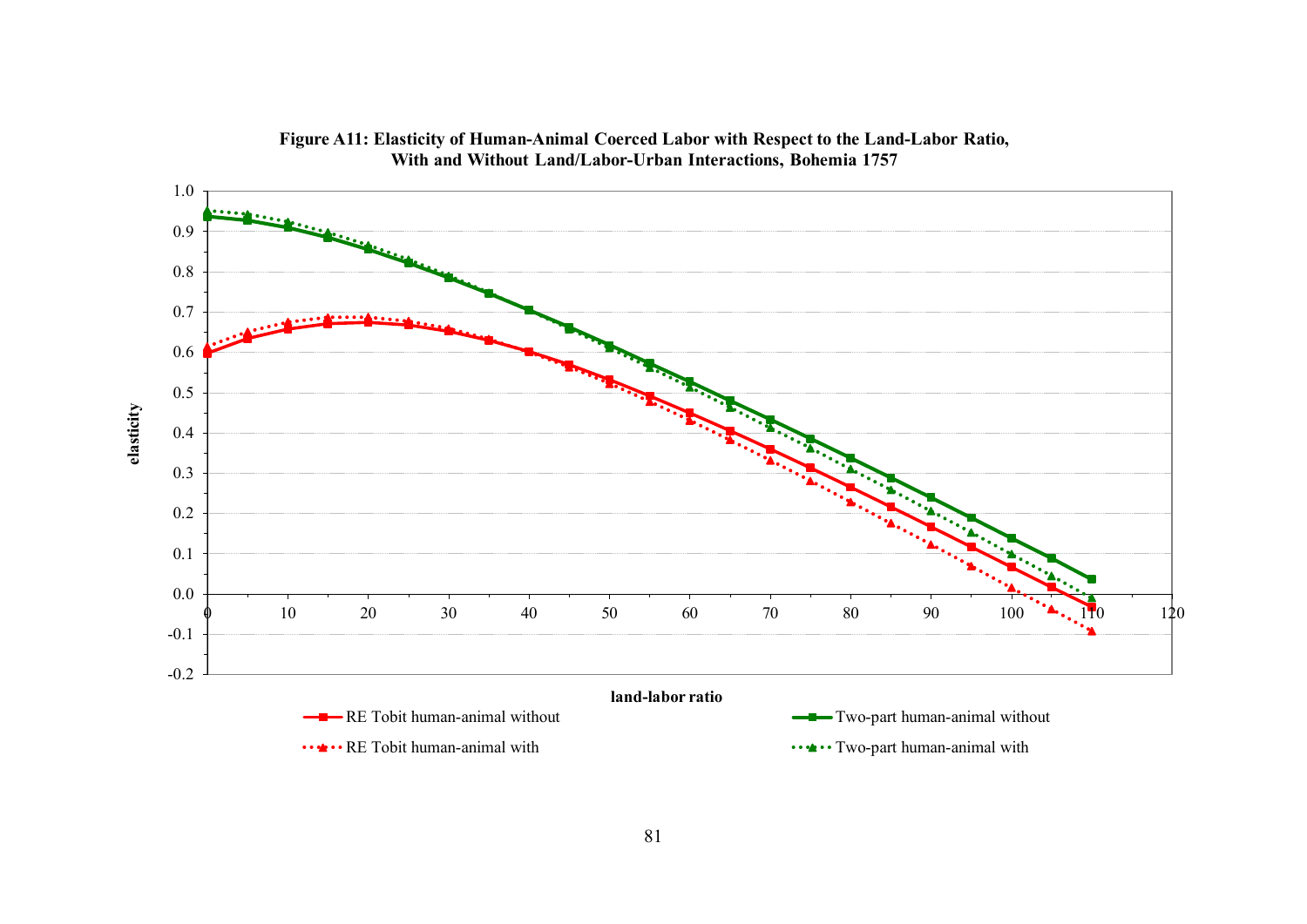**Figure A11: Elasticity of Human-Animal Coerced Labor with Respect to the Land-Labor Ratio, With and Without Land/Labor-Urban Interactions, Bohemia 1757**

elasticity

1.0
0.9
0.8
0.7
0.6
0.5
0.4
0.3
0.2
0.1
0.0
-0.1
-0.2

0 10 20 30 40 50 60 70 80 90 100 110 120

land-labor ratio

RE Tobit human-animal without

Two-part human-animal without

RE Tobit human-animal with

Two-part human-animal with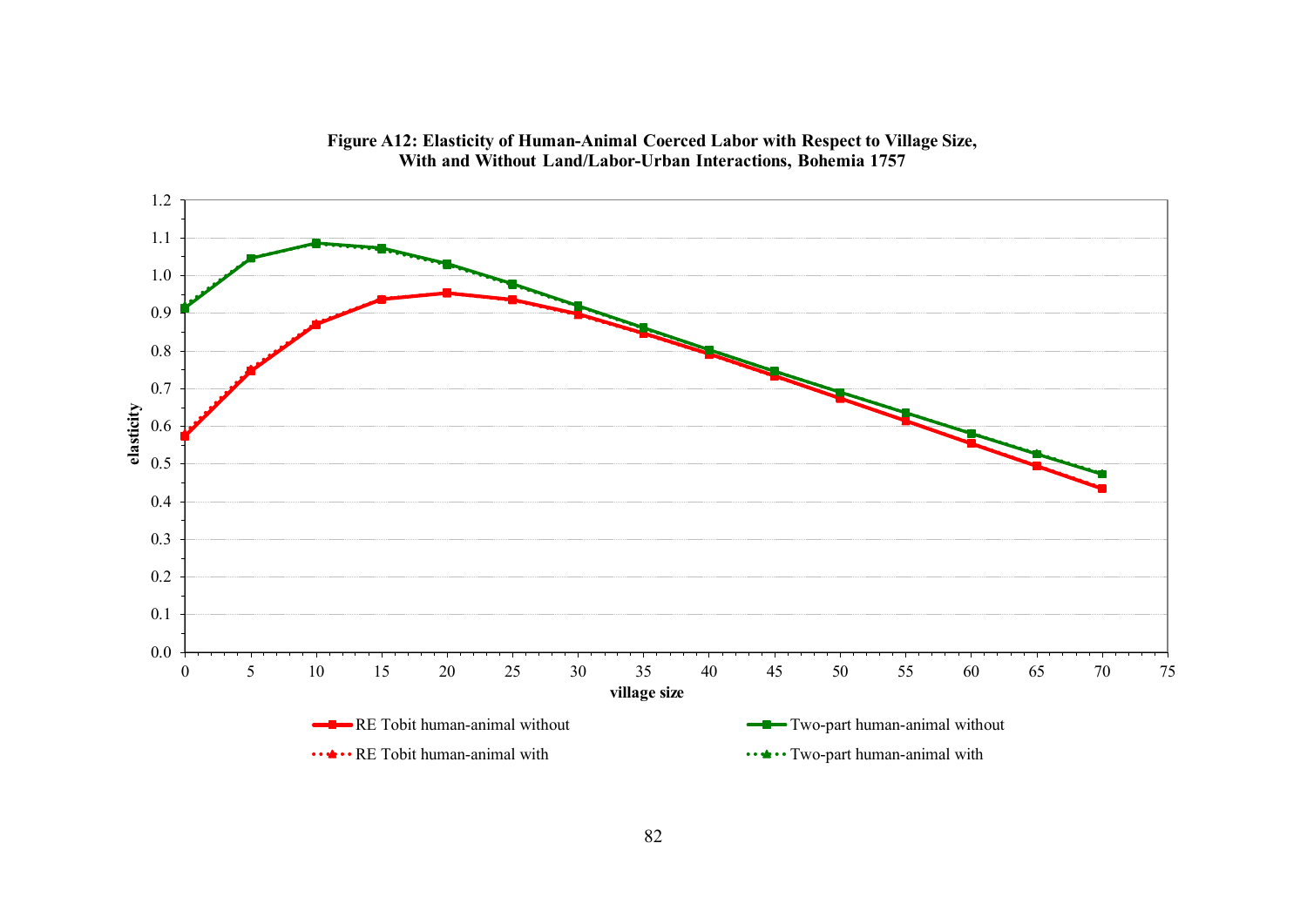**Figure A12: Elasticity of Human-Animal Coerced Labor with Respect to Village Size, With and Without Land/Labor-Urban Interactions, Bohemia 1757**

elasticity

1.2
1.1
1.0
0.9
0.8
0.7
0.6
0.5
0.4
0.3
0.2
0.1
0.0

0 5 10 15 20 25 30 35 40 45 50 55 60 65 70 75

village size

RE Tobit human-animal without

Two-part human-animal without

RE Tobit human-animal with

Two-part human-animal with